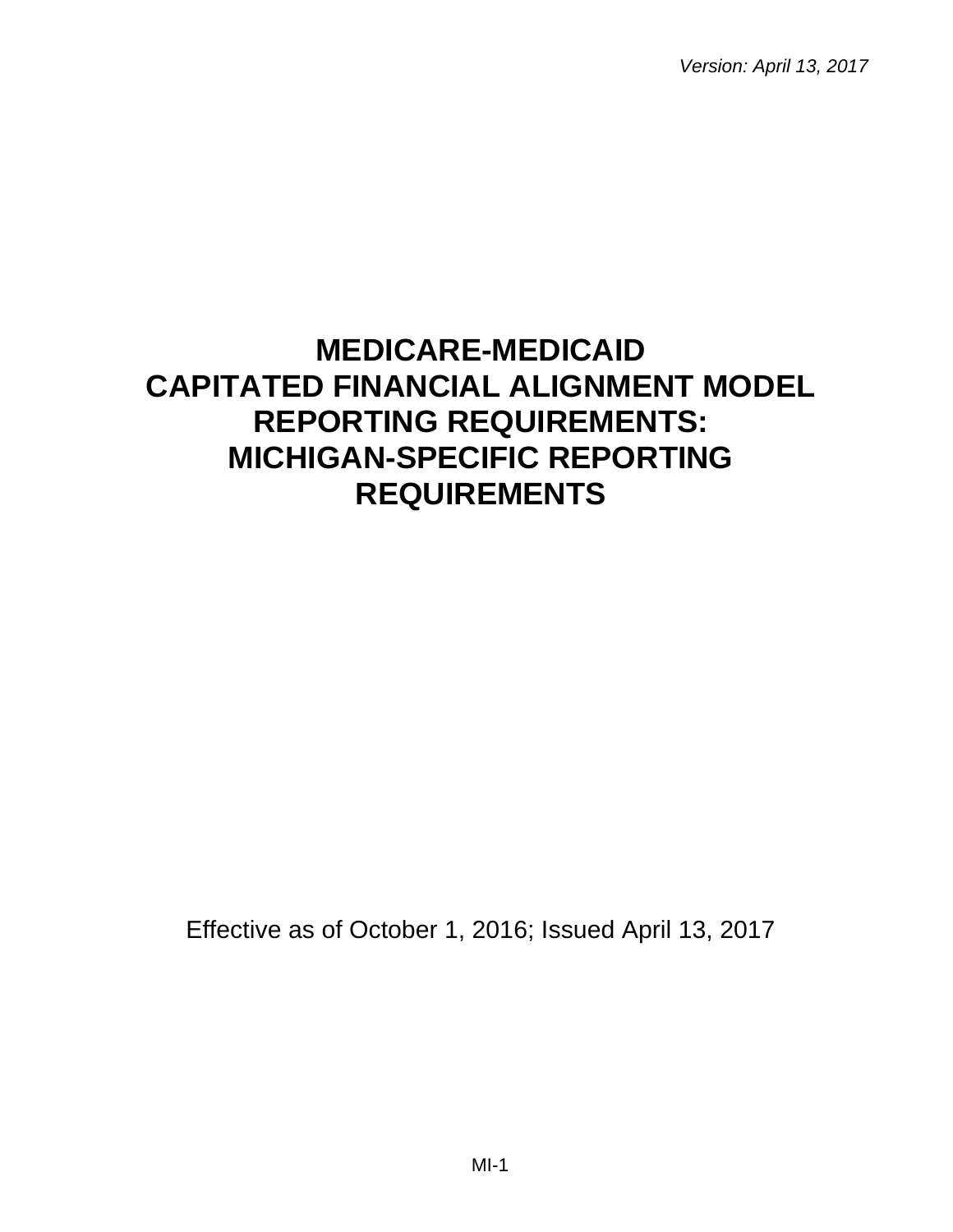*Version: April 13, 2017*

# MEDICARE-MEDICAID CAPITATED FINANCIAL ALIGNMENT MODEL REPORTING REQUIREMENTS: MICHIGAN-SPECIFIC REPORTING REQUIREMENTS

Effective as of October 1, 2016; Issued April 13, 2017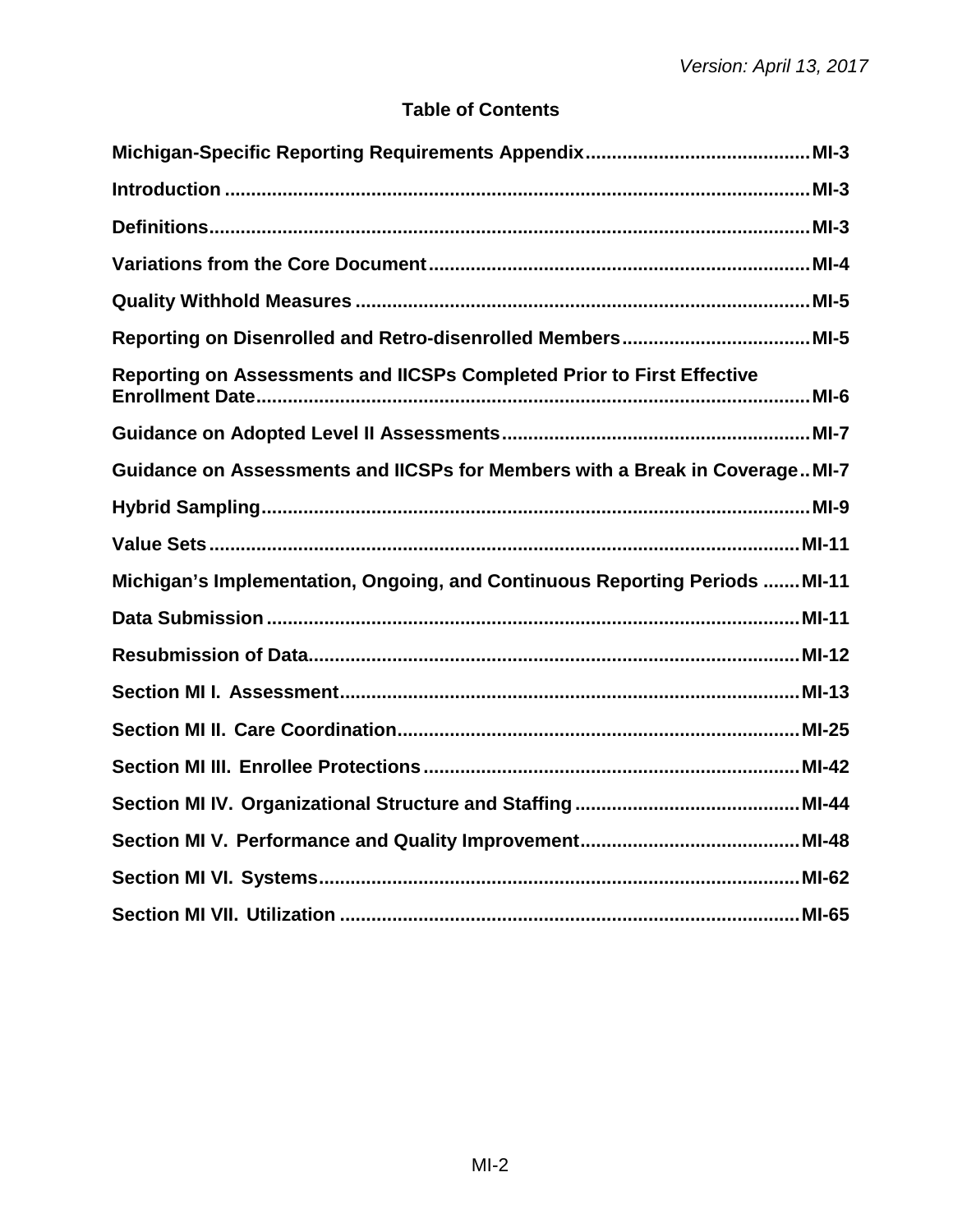Version: April 13, 2017

## Table of Contents

| | |
|---|---|
| **Michigan-Specific Reporting Requirements Appendix** | **MI-3** |
| **Introduction** | **MI-3** |
| **Definitions** | **MI-3** |
| **Variations from the Core Document** | **MI-4** |
| **Quality Withhold Measures** | **MI-5** |
| **Reporting on Disenrolled and Retro-disenrolled Members** | **MI-5** |
| **Reporting on Assessments and IICSPs Completed Prior to First Effective Enrollment Date** | **MI-6** |
| **Guidance on Adopted Level II Assessments** | **MI-7** |
| **Guidance on Assessments and IICSPs for Members with a Break in Coverage** | **MI-7** |
| **Hybrid Sampling** | **MI-9** |
| **Value Sets** | **MI-11** |
| **Michigan's Implementation, Ongoing, and Continuous Reporting Periods** | **MI-11** |
| **Data Submission** | **MI-11** |
| **Resubmission of Data** | **MI-12** |
| **Section MI I. Assessment** | **MI-13** |
| **Section MI II. Care Coordination** | **MI-25** |
| **Section MI III. Enrollee Protections** | **MI-42** |
| **Section MI IV. Organizational Structure and Staffing** | **MI-44** |
| **Section MI V. Performance and Quality Improvement** | **MI-48** |
| **Section MI VI. Systems** | **MI-62** |
| **Section MI VII. Utilization** | **MI-65** |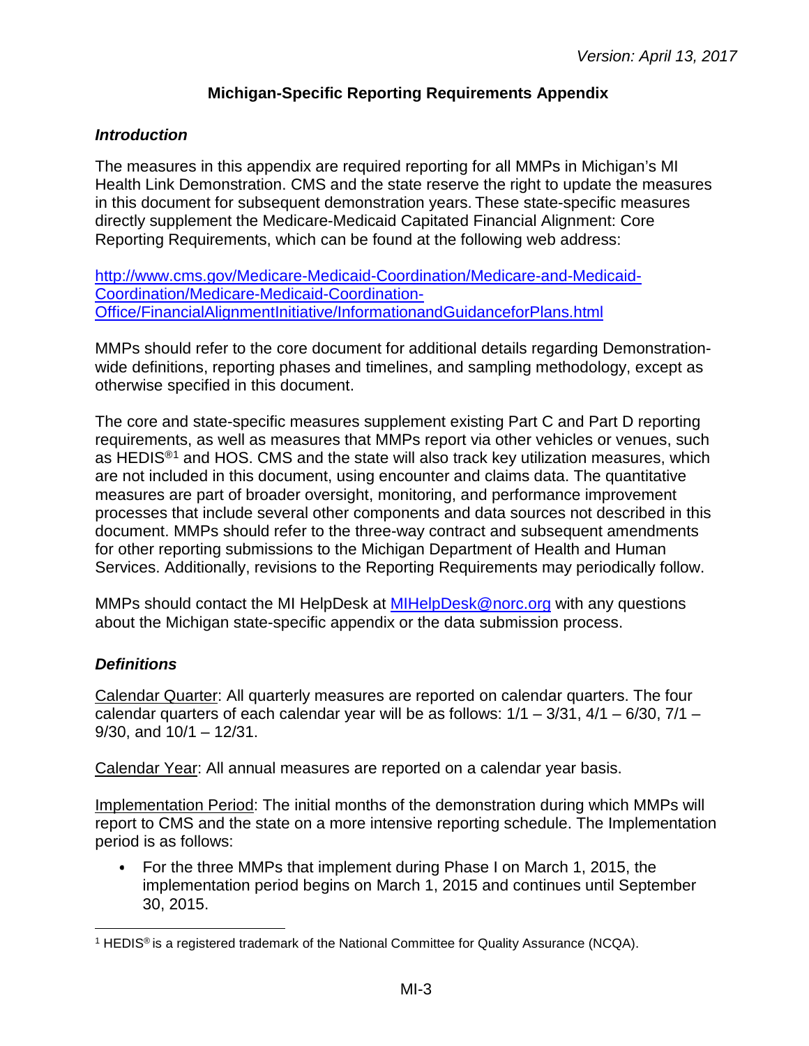## Michigan-Specific Reporting Requirements Appendix

### *Introduction*

The measures in this appendix are required reporting for all MMPs in Michigan's MI Health Link Demonstration. CMS and the state reserve the right to update the measures in this document for subsequent demonstration years. These state-specific measures directly supplement the Medicare-Medicaid Capitated Financial Alignment: Core Reporting Requirements, which can be found at the following web address:

[http://www.cms.gov/Medicare-Medicaid-Coordination/Medicare-and-Medicaid-Coordination/Medicare-Medicaid-Coordination-Office/FinancialAlignmentInitiative/InformationandGuidanceforPlans.html](http://www.cms.gov/Medicare-Medicaid-Coordination/Medicare-and-Medicaid-Coordination/Medicare-Medicaid-Coordination-Office/FinancialAlignmentInitiative/InformationandGuidanceforPlans.html)

MMPs should refer to the core document for additional details regarding Demonstration-wide definitions, reporting phases and timelines, and sampling methodology, except as otherwise specified in this document.

The core and state-specific measures supplement existing Part C and Part D reporting requirements, as well as measures that MMPs report via other vehicles or venues, such as HEDIS®[1] and HOS. CMS and the state will also track key utilization measures, which are not included in this document, using encounter and claims data. The quantitative measures are part of broader oversight, monitoring, and performance improvement processes that include several other components and data sources not described in this document. MMPs should refer to the three-way contract and subsequent amendments for other reporting submissions to the Michigan Department of Health and Human Services. Additionally, revisions to the Reporting Requirements may periodically follow.

MMPs should contact the MI HelpDesk at [MIHelpDesk@norc.org](mailto:MIHelpDesk@norc.org) with any questions about the Michigan state-specific appendix or the data submission process.

### *Definitions*

Calendar Quarter: All quarterly measures are reported on calendar quarters. The four calendar quarters of each calendar year will be as follows: 1/1 – 3/31, 4/1 – 6/30, 7/1 – 9/30, and 10/1 – 12/31.

Calendar Year: All annual measures are reported on a calendar year basis.

Implementation Period: The initial months of the demonstration during which MMPs will report to CMS and the state on a more intensive reporting schedule. The Implementation period is as follows:

- For the three MMPs that implement during Phase I on March 1, 2015, the implementation period begins on March 1, 2015 and continues until September 30, 2015.

---

[1] HEDIS® is a registered trademark of the National Committee for Quality Assurance (NCQA).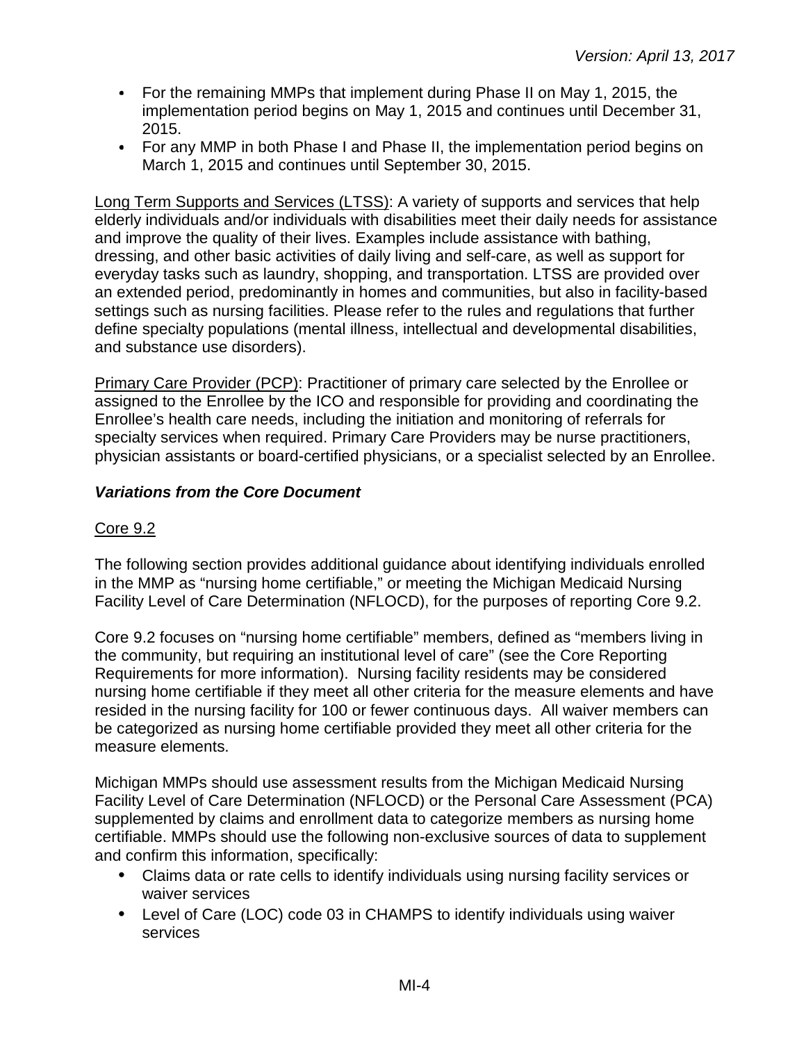- For the remaining MMPs that implement during Phase II on May 1, 2015, the implementation period begins on May 1, 2015 and continues until December 31, 2015.
- For any MMP in both Phase I and Phase II, the implementation period begins on March 1, 2015 and continues until September 30, 2015.

Long Term Supports and Services (LTSS): A variety of supports and services that help elderly individuals and/or individuals with disabilities meet their daily needs for assistance and improve the quality of their lives. Examples include assistance with bathing, dressing, and other basic activities of daily living and self-care, as well as support for everyday tasks such as laundry, shopping, and transportation. LTSS are provided over an extended period, predominantly in homes and communities, but also in facility-based settings such as nursing facilities. Please refer to the rules and regulations that further define specialty populations (mental illness, intellectual and developmental disabilities, and substance use disorders).

Primary Care Provider (PCP): Practitioner of primary care selected by the Enrollee or assigned to the Enrollee by the ICO and responsible for providing and coordinating the Enrollee's health care needs, including the initiation and monitoring of referrals for specialty services when required. Primary Care Providers may be nurse practitioners, physician assistants or board-certified physicians, or a specialist selected by an Enrollee.

### *Variations from the Core Document*

Core 9.2

The following section provides additional guidance about identifying individuals enrolled in the MMP as "nursing home certifiable," or meeting the Michigan Medicaid Nursing Facility Level of Care Determination (NFLOCD), for the purposes of reporting Core 9.2.

Core 9.2 focuses on "nursing home certifiable" members, defined as "members living in the community, but requiring an institutional level of care" (see the Core Reporting Requirements for more information). Nursing facility residents may be considered nursing home certifiable if they meet all other criteria for the measure elements and have resided in the nursing facility for 100 or fewer continuous days. All waiver members can be categorized as nursing home certifiable provided they meet all other criteria for the measure elements.

Michigan MMPs should use assessment results from the Michigan Medicaid Nursing Facility Level of Care Determination (NFLOCD) or the Personal Care Assessment (PCA) supplemented by claims and enrollment data to categorize members as nursing home certifiable. MMPs should use the following non-exclusive sources of data to supplement and confirm this information, specifically:

- Claims data or rate cells to identify individuals using nursing facility services or waiver services
- Level of Care (LOC) code 03 in CHAMPS to identify individuals using waiver services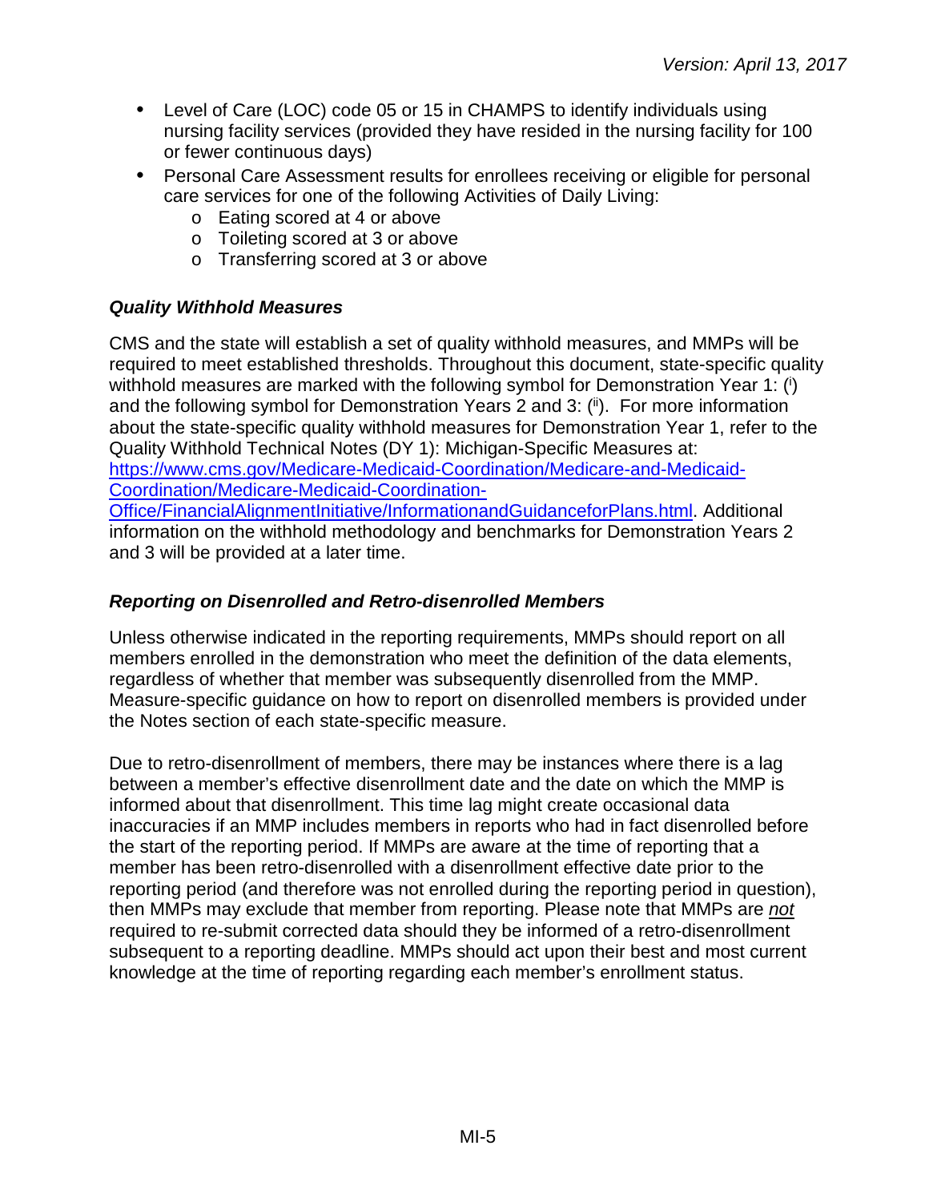- Level of Care (LOC) code 05 or 15 in CHAMPS to identify individuals using nursing facility services (provided they have resided in the nursing facility for 100 or fewer continuous days)
- Personal Care Assessment results for enrollees receiving or eligible for personal care services for one of the following Activities of Daily Living:
  - Eating scored at 4 or above
  - Toileting scored at 3 or above
  - Transferring scored at 3 or above

### *Quality Withhold Measures*

CMS and the state will establish a set of quality withhold measures, and MMPs will be required to meet established thresholds. Throughout this document, state-specific quality withhold measures are marked with the following symbol for Demonstration Year 1: ([i]) and the following symbol for Demonstration Years 2 and 3: ([ii]). For more information about the state-specific quality withhold measures for Demonstration Year 1, refer to the Quality Withhold Technical Notes (DY 1): Michigan-Specific Measures at: [https://www.cms.gov/Medicare-Medicaid-Coordination/Medicare-and-Medicaid-Coordination/Medicare-Medicaid-Coordination-Office/FinancialAlignmentInitiative/InformationandGuidanceforPlans.html](https://www.cms.gov/Medicare-Medicaid-Coordination/Medicare-and-Medicaid-Coordination/Medicare-Medicaid-Coordination-Office/FinancialAlignmentInitiative/InformationandGuidanceforPlans.html). Additional information on the withhold methodology and benchmarks for Demonstration Years 2 and 3 will be provided at a later time.

### *Reporting on Disenrolled and Retro-disenrolled Members*

Unless otherwise indicated in the reporting requirements, MMPs should report on all members enrolled in the demonstration who meet the definition of the data elements, regardless of whether that member was subsequently disenrolled from the MMP. Measure-specific guidance on how to report on disenrolled members is provided under the Notes section of each state-specific measure.

Due to retro-disenrollment of members, there may be instances where there is a lag between a member's effective disenrollment date and the date on which the MMP is informed about that disenrollment. This time lag might create occasional data inaccuracies if an MMP includes members in reports who had in fact disenrolled before the start of the reporting period. If MMPs are aware at the time of reporting that a member has been retro-disenrolled with a disenrollment effective date prior to the reporting period (and therefore was not enrolled during the reporting period in question), then MMPs may exclude that member from reporting. Please note that MMPs are *not* required to re-submit corrected data should they be informed of a retro-disenrollment subsequent to a reporting deadline. MMPs should act upon their best and most current knowledge at the time of reporting regarding each member's enrollment status.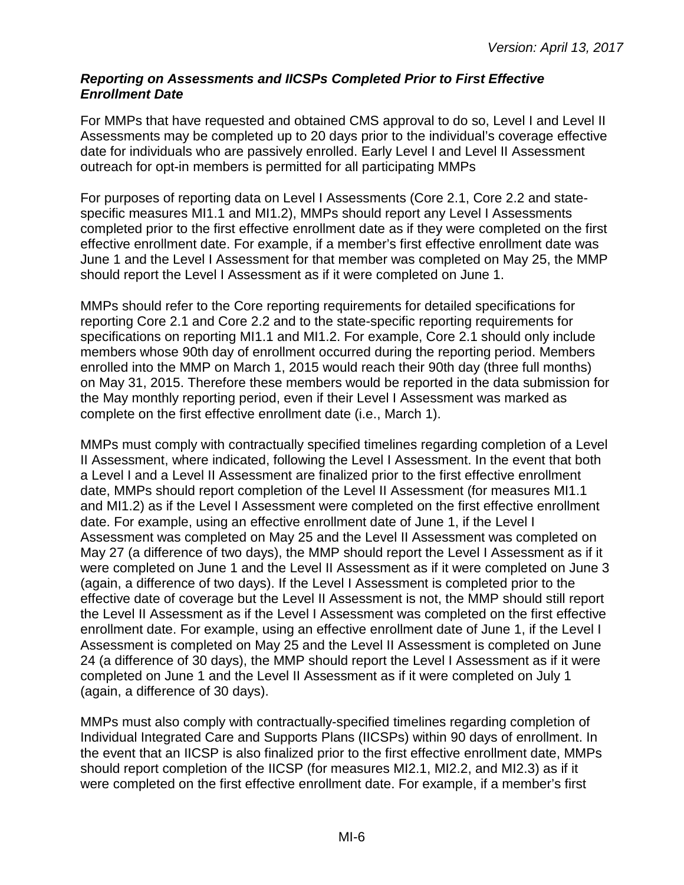***Reporting on Assessments and IICSPs Completed Prior to First Effective Enrollment Date***

For MMPs that have requested and obtained CMS approval to do so, Level I and Level II Assessments may be completed up to 20 days prior to the individual's coverage effective date for individuals who are passively enrolled. Early Level I and Level II Assessment outreach for opt-in members is permitted for all participating MMPs

For purposes of reporting data on Level I Assessments (Core 2.1, Core 2.2 and state-specific measures MI1.1 and MI1.2), MMPs should report any Level I Assessments completed prior to the first effective enrollment date as if they were completed on the first effective enrollment date. For example, if a member's first effective enrollment date was June 1 and the Level I Assessment for that member was completed on May 25, the MMP should report the Level I Assessment as if it were completed on June 1.

MMPs should refer to the Core reporting requirements for detailed specifications for reporting Core 2.1 and Core 2.2 and to the state-specific reporting requirements for specifications on reporting MI1.1 and MI1.2. For example, Core 2.1 should only include members whose 90th day of enrollment occurred during the reporting period. Members enrolled into the MMP on March 1, 2015 would reach their 90th day (three full months) on May 31, 2015. Therefore these members would be reported in the data submission for the May monthly reporting period, even if their Level I Assessment was marked as complete on the first effective enrollment date (i.e., March 1).

MMPs must comply with contractually specified timelines regarding completion of a Level II Assessment, where indicated, following the Level I Assessment. In the event that both a Level I and a Level II Assessment are finalized prior to the first effective enrollment date, MMPs should report completion of the Level II Assessment (for measures MI1.1 and MI1.2) as if the Level I Assessment were completed on the first effective enrollment date. For example, using an effective enrollment date of June 1, if the Level I Assessment was completed on May 25 and the Level II Assessment was completed on May 27 (a difference of two days), the MMP should report the Level I Assessment as if it were completed on June 1 and the Level II Assessment as if it were completed on June 3 (again, a difference of two days). If the Level I Assessment is completed prior to the effective date of coverage but the Level II Assessment is not, the MMP should still report the Level II Assessment as if the Level I Assessment was completed on the first effective enrollment date. For example, using an effective enrollment date of June 1, if the Level I Assessment is completed on May 25 and the Level II Assessment is completed on June 24 (a difference of 30 days), the MMP should report the Level I Assessment as if it were completed on June 1 and the Level II Assessment as if it were completed on July 1 (again, a difference of 30 days).

MMPs must also comply with contractually-specified timelines regarding completion of Individual Integrated Care and Supports Plans (IICSPs) within 90 days of enrollment. In the event that an IICSP is also finalized prior to the first effective enrollment date, MMPs should report completion of the IICSP (for measures MI2.1, MI2.2, and MI2.3) as if it were completed on the first effective enrollment date. For example, if a member's first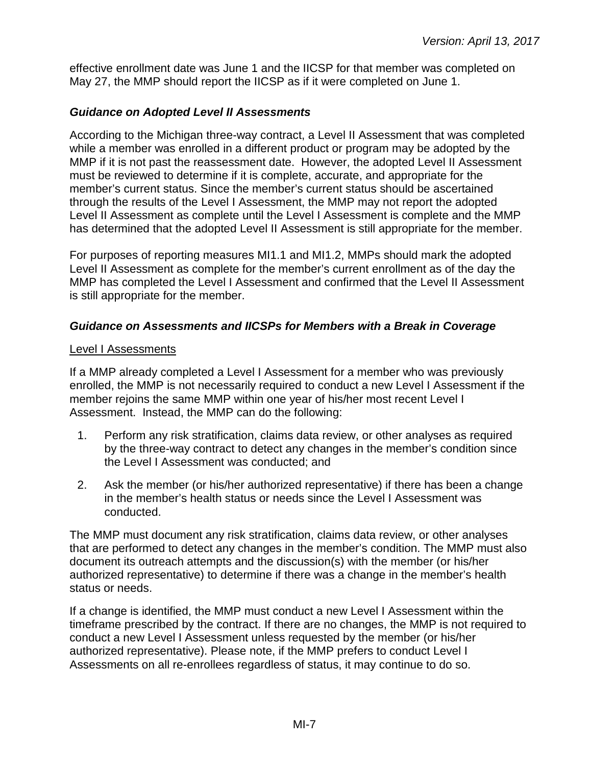effective enrollment date was June 1 and the IICSP for that member was completed on May 27, the MMP should report the IICSP as if it were completed on June 1.

### *Guidance on Adopted Level II Assessments*

According to the Michigan three-way contract, a Level II Assessment that was completed while a member was enrolled in a different product or program may be adopted by the MMP if it is not past the reassessment date. However, the adopted Level II Assessment must be reviewed to determine if it is complete, accurate, and appropriate for the member's current status. Since the member's current status should be ascertained through the results of the Level I Assessment, the MMP may not report the adopted Level II Assessment as complete until the Level I Assessment is complete and the MMP has determined that the adopted Level II Assessment is still appropriate for the member.

For purposes of reporting measures MI1.1 and MI1.2, MMPs should mark the adopted Level II Assessment as complete for the member's current enrollment as of the day the MMP has completed the Level I Assessment and confirmed that the Level II Assessment is still appropriate for the member.

### *Guidance on Assessments and IICSPs for Members with a Break in Coverage*

#### Level I Assessments

If a MMP already completed a Level I Assessment for a member who was previously enrolled, the MMP is not necessarily required to conduct a new Level I Assessment if the member rejoins the same MMP within one year of his/her most recent Level I Assessment. Instead, the MMP can do the following:

1. Perform any risk stratification, claims data review, or other analyses as required by the three-way contract to detect any changes in the member's condition since the Level I Assessment was conducted; and
2. Ask the member (or his/her authorized representative) if there has been a change in the member's health status or needs since the Level I Assessment was conducted.

The MMP must document any risk stratification, claims data review, or other analyses that are performed to detect any changes in the member's condition. The MMP must also document its outreach attempts and the discussion(s) with the member (or his/her authorized representative) to determine if there was a change in the member's health status or needs.

If a change is identified, the MMP must conduct a new Level I Assessment within the timeframe prescribed by the contract. If there are no changes, the MMP is not required to conduct a new Level I Assessment unless requested by the member (or his/her authorized representative). Please note, if the MMP prefers to conduct Level I Assessments on all re-enrollees regardless of status, it may continue to do so.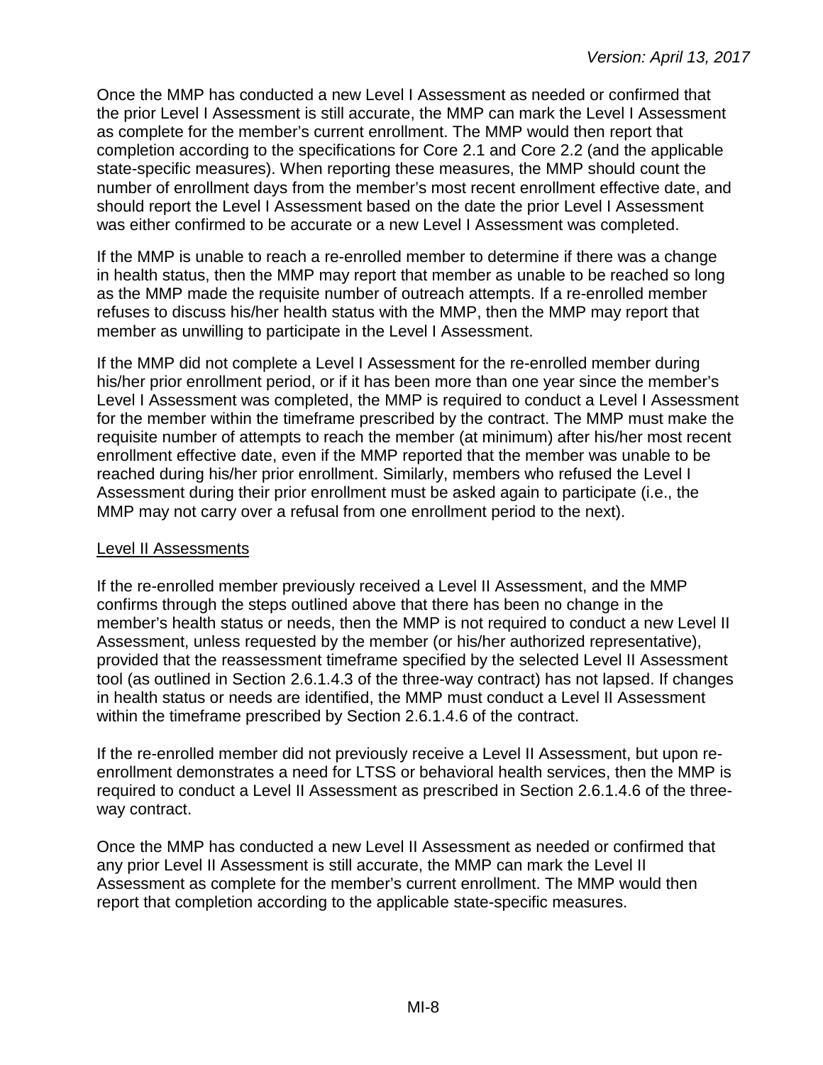Once the MMP has conducted a new Level I Assessment as needed or confirmed that the prior Level I Assessment is still accurate, the MMP can mark the Level I Assessment as complete for the member's current enrollment. The MMP would then report that completion according to the specifications for Core 2.1 and Core 2.2 (and the applicable state-specific measures). When reporting these measures, the MMP should count the number of enrollment days from the member's most recent enrollment effective date, and should report the Level I Assessment based on the date the prior Level I Assessment was either confirmed to be accurate or a new Level I Assessment was completed.

If the MMP is unable to reach a re-enrolled member to determine if there was a change in health status, then the MMP may report that member as unable to be reached so long as the MMP made the requisite number of outreach attempts. If a re-enrolled member refuses to discuss his/her health status with the MMP, then the MMP may report that member as unwilling to participate in the Level I Assessment.

If the MMP did not complete a Level I Assessment for the re-enrolled member during his/her prior enrollment period, or if it has been more than one year since the member's Level I Assessment was completed, the MMP is required to conduct a Level I Assessment for the member within the timeframe prescribed by the contract. The MMP must make the requisite number of attempts to reach the member (at minimum) after his/her most recent enrollment effective date, even if the MMP reported that the member was unable to be reached during his/her prior enrollment. Similarly, members who refused the Level I Assessment during their prior enrollment must be asked again to participate (i.e., the MMP may not carry over a refusal from one enrollment period to the next).

<u>Level II Assessments</u>

If the re-enrolled member previously received a Level II Assessment, and the MMP confirms through the steps outlined above that there has been no change in the member's health status or needs, then the MMP is not required to conduct a new Level II Assessment, unless requested by the member (or his/her authorized representative), provided that the reassessment timeframe specified by the selected Level II Assessment tool (as outlined in Section 2.6.1.4.3 of the three-way contract) has not lapsed. If changes in health status or needs are identified, the MMP must conduct a Level II Assessment within the timeframe prescribed by Section 2.6.1.4.6 of the contract.

If the re-enrolled member did not previously receive a Level II Assessment, but upon re-enrollment demonstrates a need for LTSS or behavioral health services, then the MMP is required to conduct a Level II Assessment as prescribed in Section 2.6.1.4.6 of the three-way contract.

Once the MMP has conducted a new Level II Assessment as needed or confirmed that any prior Level II Assessment is still accurate, the MMP can mark the Level II Assessment as complete for the member's current enrollment. The MMP would then report that completion according to the applicable state-specific measures.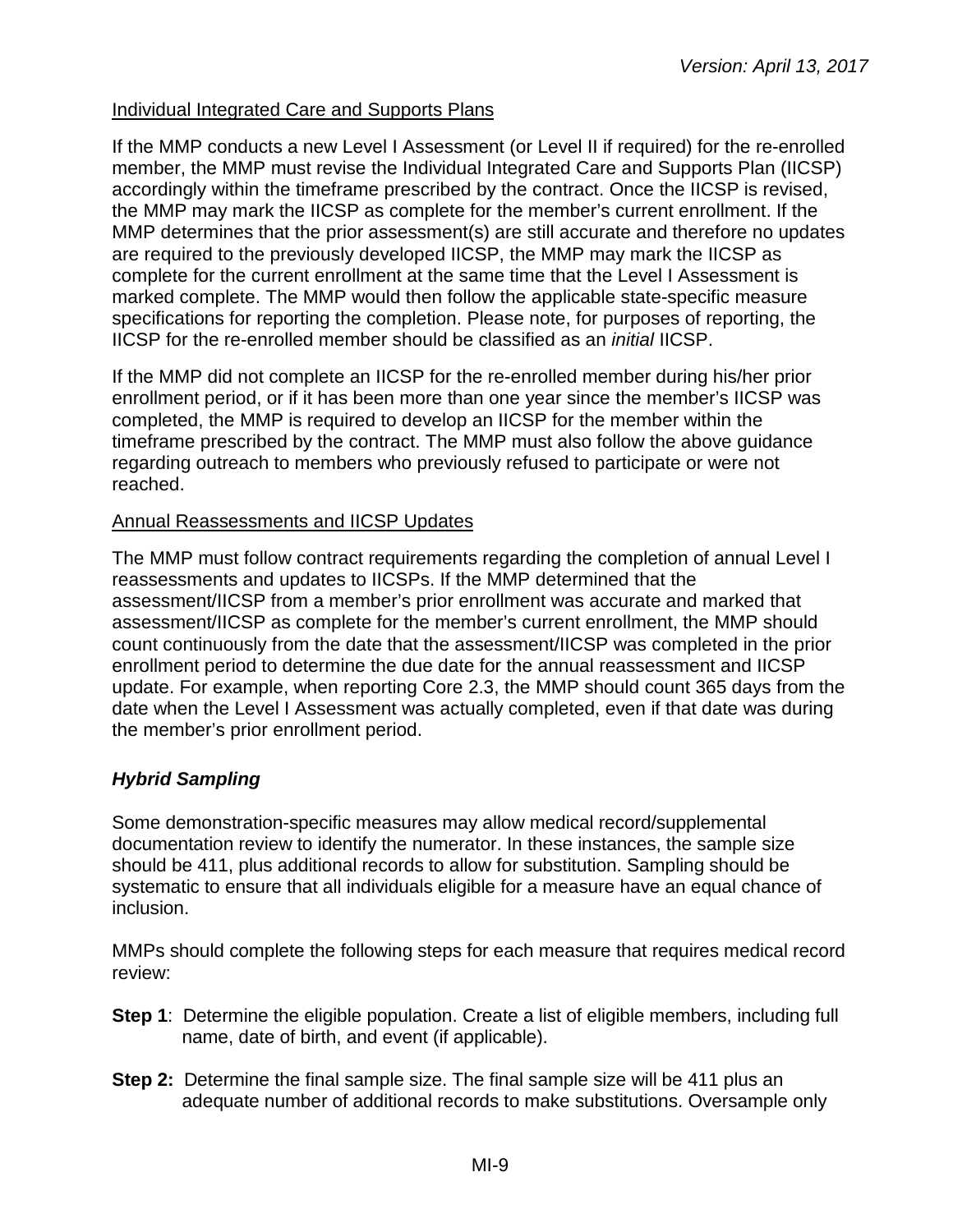Individual Integrated Care and Supports Plans

If the MMP conducts a new Level I Assessment (or Level II if required) for the re-enrolled member, the MMP must revise the Individual Integrated Care and Supports Plan (IICSP) accordingly within the timeframe prescribed by the contract. Once the IICSP is revised, the MMP may mark the IICSP as complete for the member's current enrollment. If the MMP determines that the prior assessment(s) are still accurate and therefore no updates are required to the previously developed IICSP, the MMP may mark the IICSP as complete for the current enrollment at the same time that the Level I Assessment is marked complete. The MMP would then follow the applicable state-specific measure specifications for reporting the completion. Please note, for purposes of reporting, the IICSP for the re-enrolled member should be classified as an *initial* IICSP.

If the MMP did not complete an IICSP for the re-enrolled member during his/her prior enrollment period, or if it has been more than one year since the member's IICSP was completed, the MMP is required to develop an IICSP for the member within the timeframe prescribed by the contract. The MMP must also follow the above guidance regarding outreach to members who previously refused to participate or were not reached.

Annual Reassessments and IICSP Updates

The MMP must follow contract requirements regarding the completion of annual Level I reassessments and updates to IICSPs. If the MMP determined that the assessment/IICSP from a member's prior enrollment was accurate and marked that assessment/IICSP as complete for the member's current enrollment, the MMP should count continuously from the date that the assessment/IICSP was completed in the prior enrollment period to determine the due date for the annual reassessment and IICSP update. For example, when reporting Core 2.3, the MMP should count 365 days from the date when the Level I Assessment was actually completed, even if that date was during the member's prior enrollment period.

### *Hybrid Sampling*

Some demonstration-specific measures may allow medical record/supplemental documentation review to identify the numerator. In these instances, the sample size should be 411, plus additional records to allow for substitution. Sampling should be systematic to ensure that all individuals eligible for a measure have an equal chance of inclusion.

MMPs should complete the following steps for each measure that requires medical record review:

**Step 1**: Determine the eligible population. Create a list of eligible members, including full name, date of birth, and event (if applicable).

**Step 2:** Determine the final sample size. The final sample size will be 411 plus an adequate number of additional records to make substitutions. Oversample only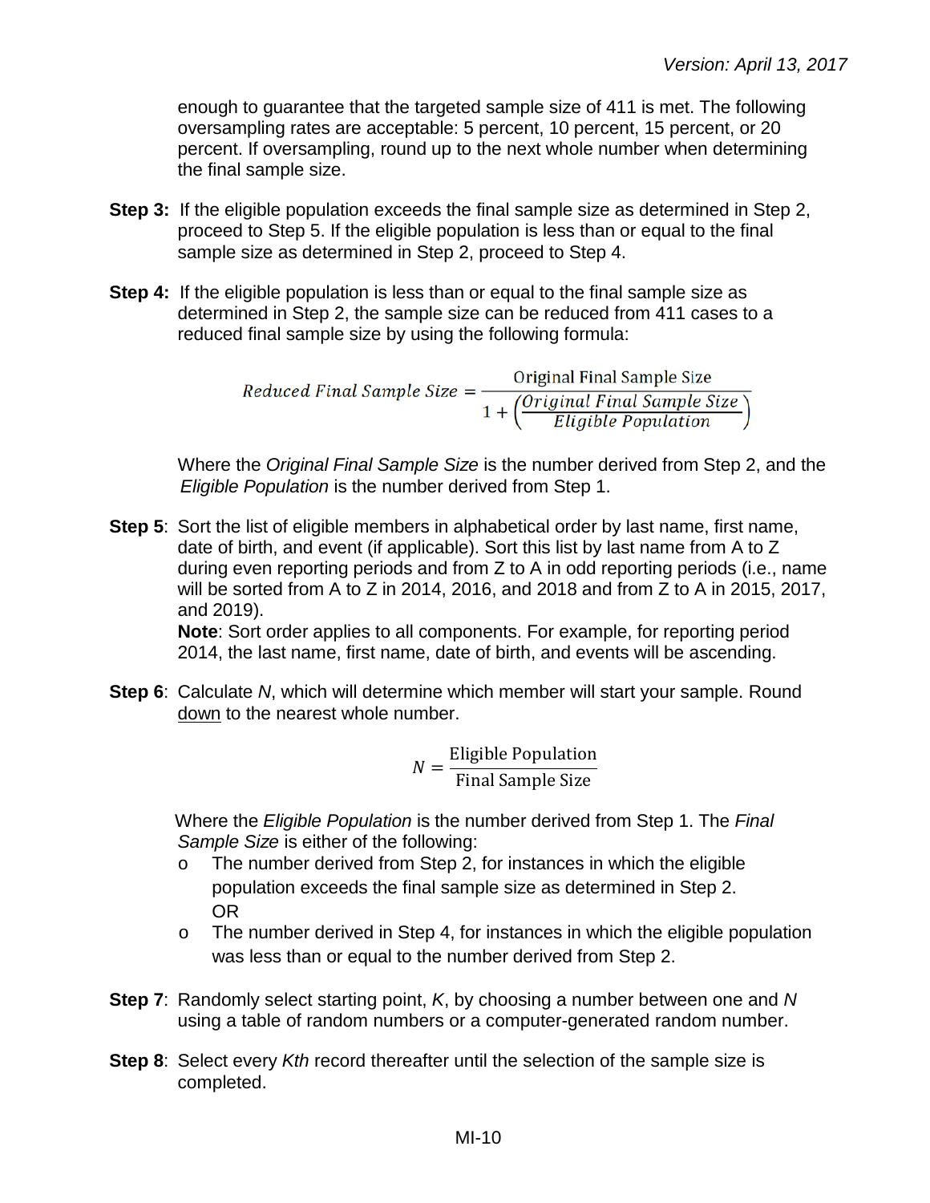enough to guarantee that the targeted sample size of 411 is met. The following oversampling rates are acceptable: 5 percent, 10 percent, 15 percent, or 20 percent. If oversampling, round up to the next whole number when determining the final sample size.

**Step 3:** If the eligible population exceeds the final sample size as determined in Step 2, proceed to Step 5. If the eligible population is less than or equal to the final sample size as determined in Step 2, proceed to Step 4.

**Step 4:** If the eligible population is less than or equal to the final sample size as determined in Step 2, the sample size can be reduced from 411 cases to a reduced final sample size by using the following formula:

$$Reduced\ Final\ Sample\ Size = \frac{\text{Original Final Sample Size}}{1 + \left(\frac{Original\ Final\ Sample\ Size}{Eligible\ Population}\right)}$$

Where the *Original Final Sample Size* is the number derived from Step 2, and the *Eligible Population* is the number derived from Step 1.

**Step 5**: Sort the list of eligible members in alphabetical order by last name, first name, date of birth, and event (if applicable). Sort this list by last name from A to Z during even reporting periods and from Z to A in odd reporting periods (i.e., name will be sorted from A to Z in 2014, 2016, and 2018 and from Z to A in 2015, 2017, and 2019).
**Note**: Sort order applies to all components. For example, for reporting period 2014, the last name, first name, date of birth, and events will be ascending.

**Step 6**: Calculate *N*, which will determine which member will start your sample. Round down to the nearest whole number.

$$N = \frac{\text{Eligible Population}}{\text{Final Sample Size}}$$

Where the *Eligible Population* is the number derived from Step 1. The *Final Sample Size* is either of the following:

- The number derived from Step 2, for instances in which the eligible population exceeds the final sample size as determined in Step 2.
  OR
- The number derived in Step 4, for instances in which the eligible population was less than or equal to the number derived from Step 2.

**Step 7**: Randomly select starting point, *K*, by choosing a number between one and *N* using a table of random numbers or a computer-generated random number.

**Step 8**: Select every *Kth* record thereafter until the selection of the sample size is completed.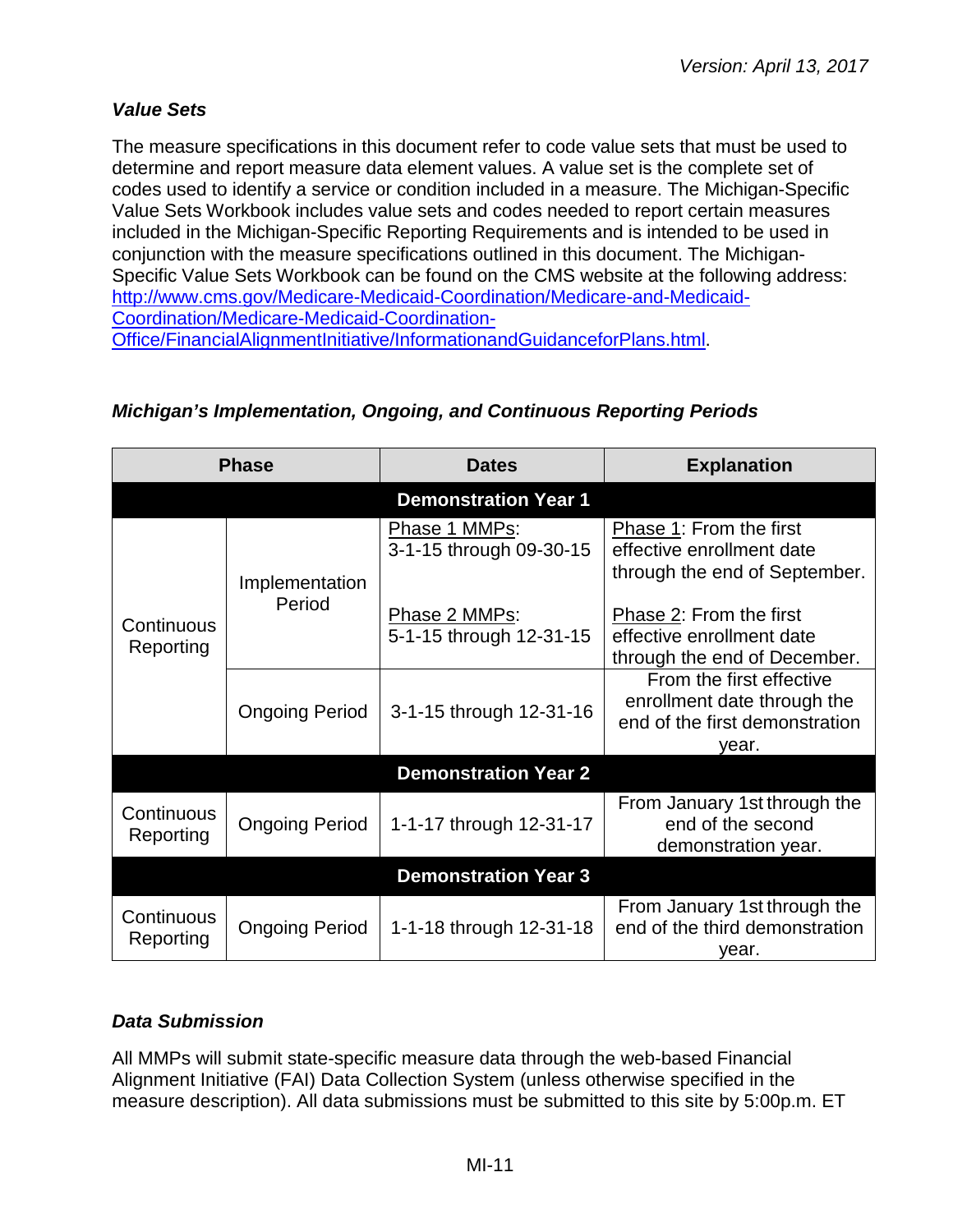### *Value Sets*

The measure specifications in this document refer to code value sets that must be used to determine and report measure data element values. A value set is the complete set of codes used to identify a service or condition included in a measure. The Michigan-Specific Value Sets Workbook includes value sets and codes needed to report certain measures included in the Michigan-Specific Reporting Requirements and is intended to be used in conjunction with the measure specifications outlined in this document. The Michigan-Specific Value Sets Workbook can be found on the CMS website at the following address: [http://www.cms.gov/Medicare-Medicaid-Coordination/Medicare-and-Medicaid-Coordination/Medicare-Medicaid-Coordination-Office/FinancialAlignmentInitiative/InformationandGuidanceforPlans.html](http://www.cms.gov/Medicare-Medicaid-Coordination/Medicare-and-Medicaid-Coordination/Medicare-Medicaid-Coordination-Office/FinancialAlignmentInitiative/InformationandGuidanceforPlans.html).

### *Michigan's Implementation, Ongoing, and Continuous Reporting Periods*

| Phase | | Dates | Explanation |
|---|---|---|---|
| **Demonstration Year 1** | | | |
| Continuous Reporting | Implementation Period | Phase 1 MMPs: 3-1-15 through 09-30-15<br><br>Phase 2 MMPs: 5-1-15 through 12-31-15 | Phase 1: From the first effective enrollment date through the end of September.<br><br>Phase 2: From the first effective enrollment date through the end of December. |
| | Ongoing Period | 3-1-15 through 12-31-16 | From the first effective enrollment date through the end of the first demonstration year. |
| **Demonstration Year 2** | | | |
| Continuous Reporting | Ongoing Period | 1-1-17 through 12-31-17 | From January 1st through the end of the second demonstration year. |
| **Demonstration Year 3** | | | |
| Continuous Reporting | Ongoing Period | 1-1-18 through 12-31-18 | From January 1st through the end of the third demonstration year. |

### *Data Submission*

All MMPs will submit state-specific measure data through the web-based Financial Alignment Initiative (FAI) Data Collection System (unless otherwise specified in the measure description). All data submissions must be submitted to this site by 5:00p.m. ET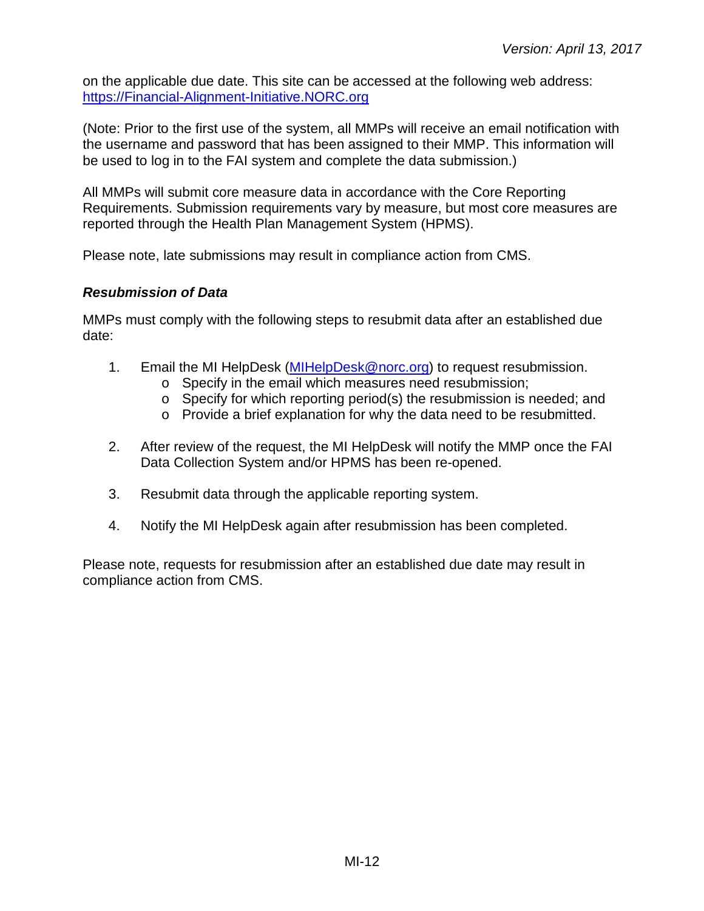on the applicable due date. This site can be accessed at the following web address: https://Financial-Alignment-Initiative.NORC.org

(Note: Prior to the first use of the system, all MMPs will receive an email notification with the username and password that has been assigned to their MMP. This information will be used to log in to the FAI system and complete the data submission.)

All MMPs will submit core measure data in accordance with the Core Reporting Requirements. Submission requirements vary by measure, but most core measures are reported through the Health Plan Management System (HPMS).

Please note, late submissions may result in compliance action from CMS.

### *Resubmission of Data*

MMPs must comply with the following steps to resubmit data after an established due date:

1. Email the MI HelpDesk (MIHelpDesk@norc.org) to request resubmission.
   - Specify in the email which measures need resubmission;
   - Specify for which reporting period(s) the resubmission is needed; and
   - Provide a brief explanation for why the data need to be resubmitted.

2. After review of the request, the MI HelpDesk will notify the MMP once the FAI Data Collection System and/or HPMS has been re-opened.

3. Resubmit data through the applicable reporting system.

4. Notify the MI HelpDesk again after resubmission has been completed.

Please note, requests for resubmission after an established due date may result in compliance action from CMS.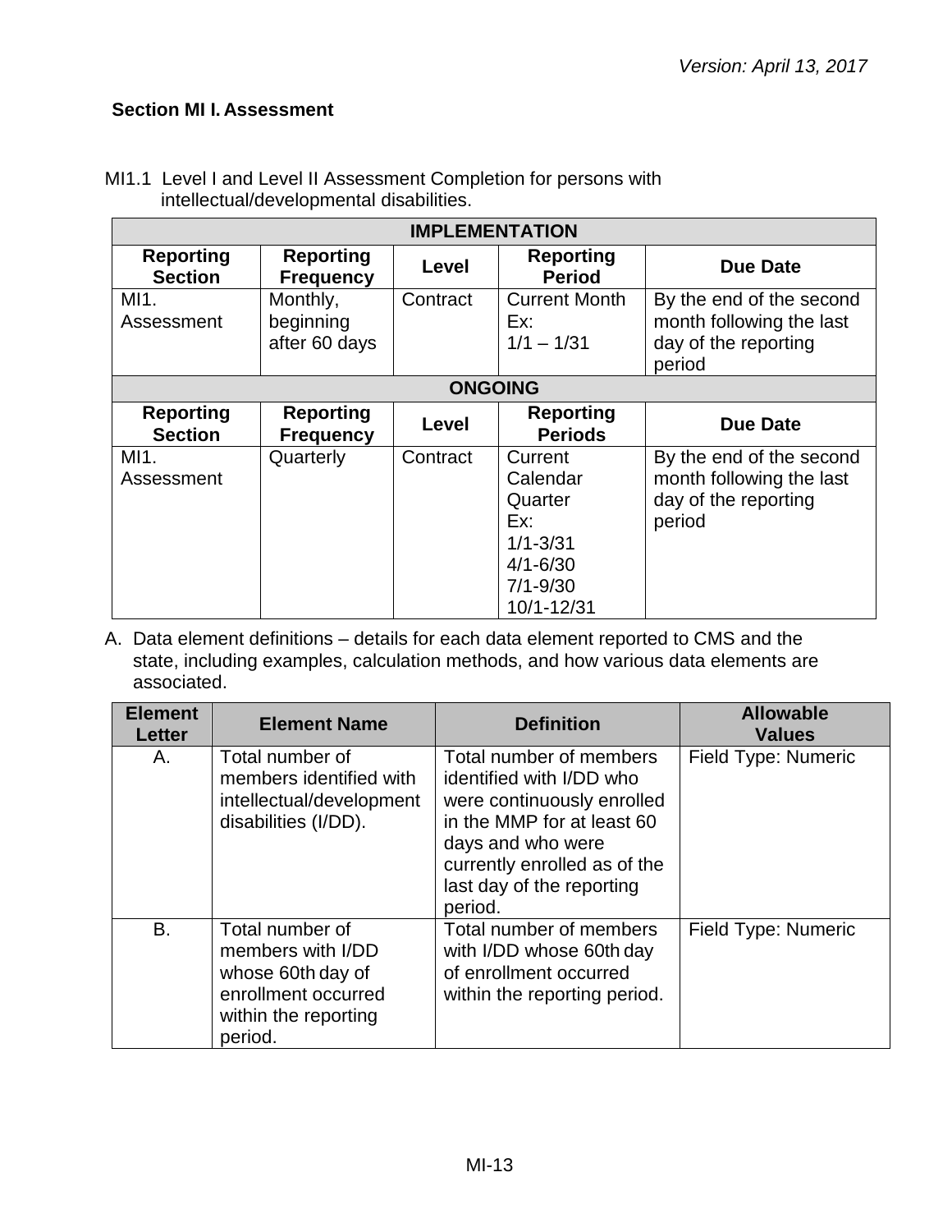*Version: April 13, 2017*

## Section MI I. Assessment

MI1.1 Level I and Level II Assessment Completion for persons with intellectual/developmental disabilities.

| IMPLEMENTATION | | | | |
|---|---|---|---|---|
| **Reporting Section** | **Reporting Frequency** | **Level** | **Reporting Period** | **Due Date** |
| MI1. Assessment | Monthly, beginning after 60 days | Contract | Current Month Ex: 1/1 – 1/31 | By the end of the second month following the last day of the reporting period |
| **ONGOING** | | | | |
| **Reporting Section** | **Reporting Frequency** | **Level** | **Reporting Periods** | **Due Date** |
| MI1. Assessment | Quarterly | Contract | Current Calendar Quarter Ex: 1/1-3/31 4/1-6/30 7/1-9/30 10/1-12/31 | By the end of the second month following the last day of the reporting period |

A. Data element definitions – details for each data element reported to CMS and the state, including examples, calculation methods, and how various data elements are associated.

| Element Letter | Element Name | Definition | Allowable Values |
|---|---|---|---|
| A. | Total number of members identified with intellectual/development disabilities (I/DD). | Total number of members identified with I/DD who were continuously enrolled in the MMP for at least 60 days and who were currently enrolled as of the last day of the reporting period. | Field Type: Numeric |
| B. | Total number of members with I/DD whose 60th day of enrollment occurred within the reporting period. | Total number of members with I/DD whose 60th day of enrollment occurred within the reporting period. | Field Type: Numeric |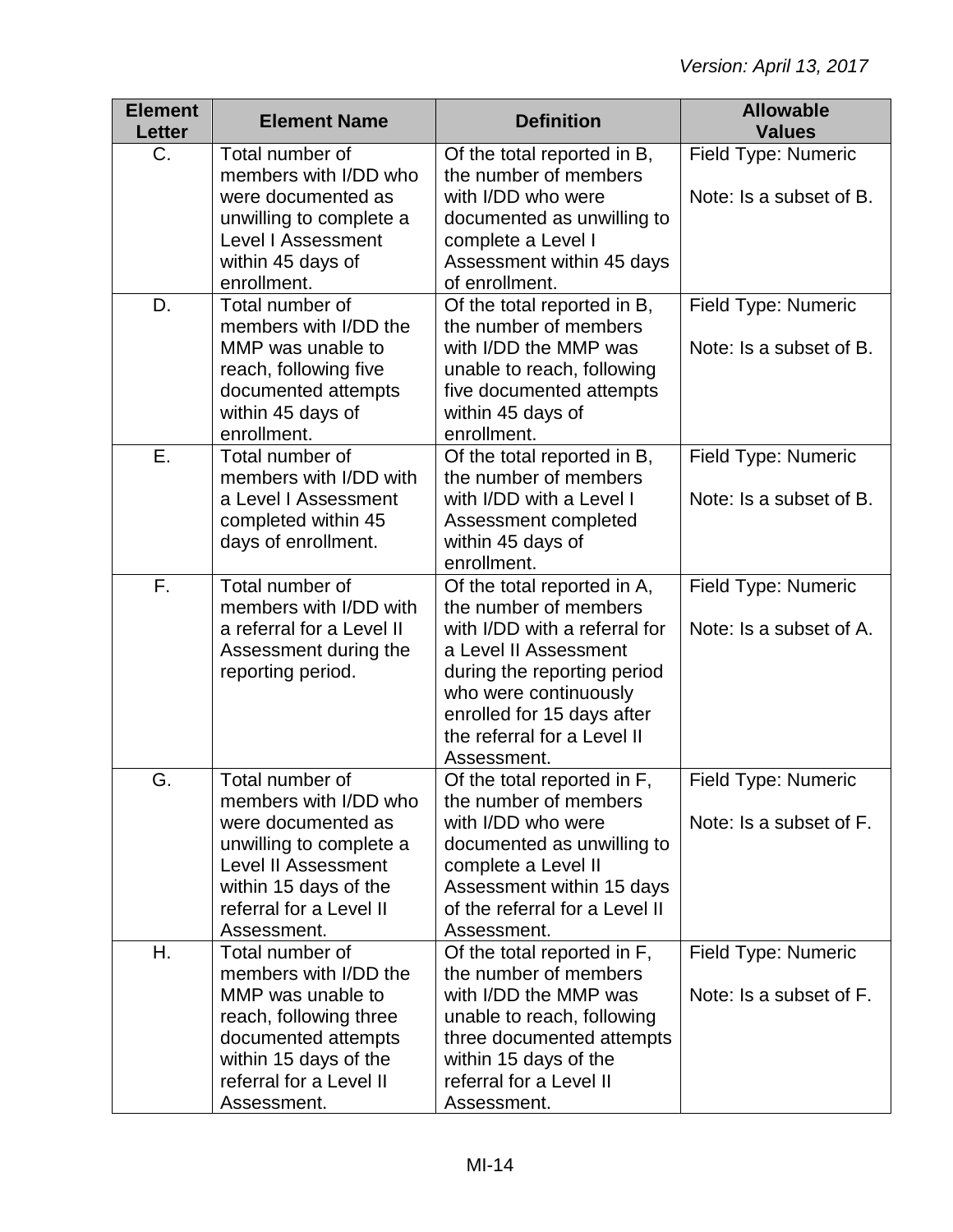*Version: April 13, 2017*

| Element Letter | Element Name | Definition | Allowable Values |
|---|---|---|---|
| C. | Total number of members with I/DD who were documented as unwilling to complete a Level I Assessment within 45 days of enrollment. | Of the total reported in B, the number of members with I/DD who were documented as unwilling to complete a Level I Assessment within 45 days of enrollment. | Field Type: Numeric<br><br>Note: Is a subset of B. |
| D. | Total number of members with I/DD the MMP was unable to reach, following five documented attempts within 45 days of enrollment. | Of the total reported in B, the number of members with I/DD the MMP was unable to reach, following five documented attempts within 45 days of enrollment. | Field Type: Numeric<br><br>Note: Is a subset of B. |
| E. | Total number of members with I/DD with a Level I Assessment completed within 45 days of enrollment. | Of the total reported in B, the number of members with I/DD with a Level I Assessment completed within 45 days of enrollment. | Field Type: Numeric<br><br>Note: Is a subset of B. |
| F. | Total number of members with I/DD with a referral for a Level II Assessment during the reporting period. | Of the total reported in A, the number of members with I/DD with a referral for a Level II Assessment during the reporting period who were continuously enrolled for 15 days after the referral for a Level II Assessment. | Field Type: Numeric<br><br>Note: Is a subset of A. |
| G. | Total number of members with I/DD who were documented as unwilling to complete a Level II Assessment within 15 days of the referral for a Level II Assessment. | Of the total reported in F, the number of members with I/DD who were documented as unwilling to complete a Level II Assessment within 15 days of the referral for a Level II Assessment. | Field Type: Numeric<br><br>Note: Is a subset of F. |
| H. | Total number of members with I/DD the MMP was unable to reach, following three documented attempts within 15 days of the referral for a Level II Assessment. | Of the total reported in F, the number of members with I/DD the MMP was unable to reach, following three documented attempts within 15 days of the referral for a Level II Assessment. | Field Type: Numeric<br><br>Note: Is a subset of F. |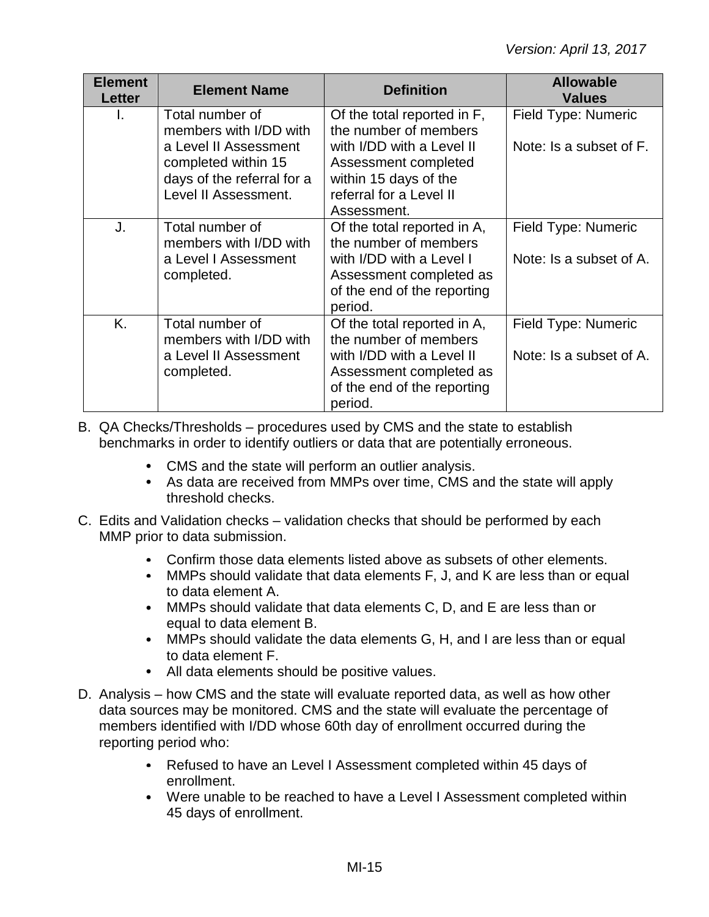| Element Letter | Element Name | Definition | Allowable Values |
|---|---|---|---|
| I. | Total number of members with I/DD with a Level II Assessment completed within 15 days of the referral for a Level II Assessment. | Of the total reported in F, the number of members with I/DD with a Level II Assessment completed within 15 days of the referral for a Level II Assessment. | Field Type: Numeric<br><br>Note: Is a subset of F. |
| J. | Total number of members with I/DD with a Level I Assessment completed. | Of the total reported in A, the number of members with I/DD with a Level I Assessment completed as of the end of the reporting period. | Field Type: Numeric<br><br>Note: Is a subset of A. |
| K. | Total number of members with I/DD with a Level II Assessment completed. | Of the total reported in A, the number of members with I/DD with a Level II Assessment completed as of the end of the reporting period. | Field Type: Numeric<br><br>Note: Is a subset of A. |

B. QA Checks/Thresholds – procedures used by CMS and the state to establish benchmarks in order to identify outliers or data that are potentially erroneous.

- CMS and the state will perform an outlier analysis.
- As data are received from MMPs over time, CMS and the state will apply threshold checks.

C. Edits and Validation checks – validation checks that should be performed by each MMP prior to data submission.

- Confirm those data elements listed above as subsets of other elements.
- MMPs should validate that data elements F, J, and K are less than or equal to data element A.
- MMPs should validate that data elements C, D, and E are less than or equal to data element B.
- MMPs should validate the data elements G, H, and I are less than or equal to data element F.
- All data elements should be positive values.

D. Analysis – how CMS and the state will evaluate reported data, as well as how other data sources may be monitored. CMS and the state will evaluate the percentage of members identified with I/DD whose 60th day of enrollment occurred during the reporting period who:

- Refused to have an Level I Assessment completed within 45 days of enrollment.
- Were unable to be reached to have a Level I Assessment completed within 45 days of enrollment.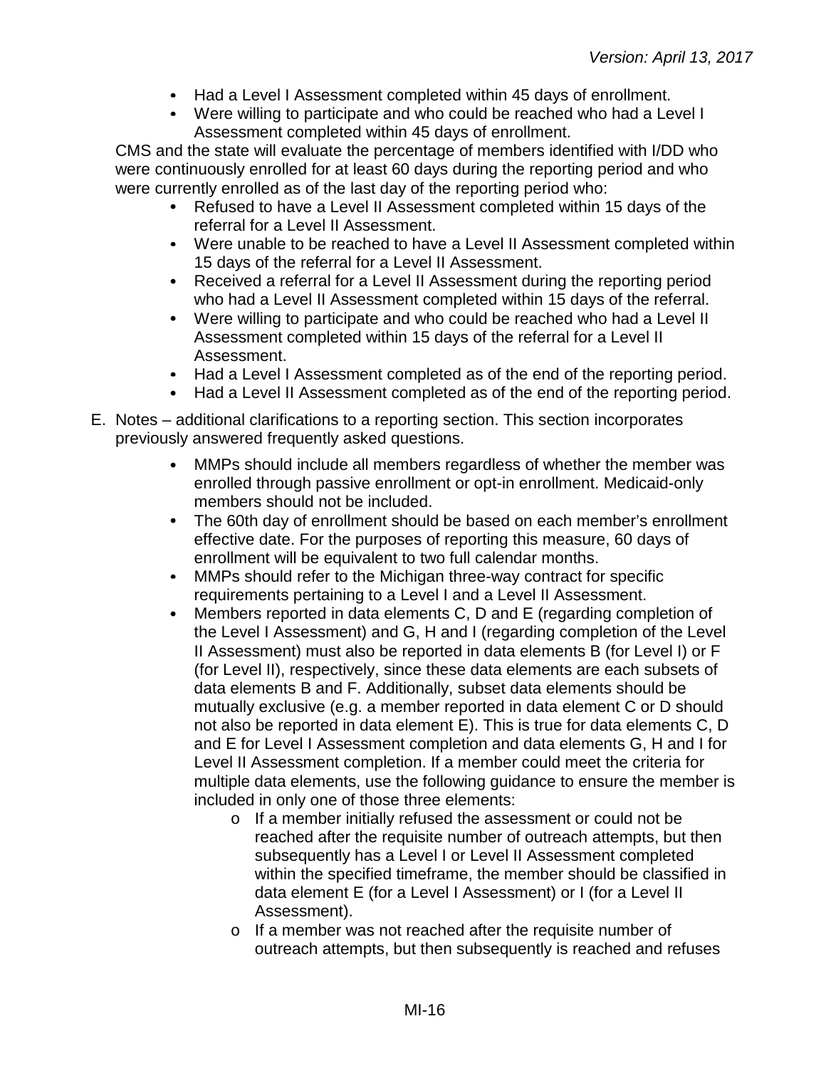- Had a Level I Assessment completed within 45 days of enrollment.
- Were willing to participate and who could be reached who had a Level I Assessment completed within 45 days of enrollment.

CMS and the state will evaluate the percentage of members identified with I/DD who were continuously enrolled for at least 60 days during the reporting period and who were currently enrolled as of the last day of the reporting period who:

- Refused to have a Level II Assessment completed within 15 days of the referral for a Level II Assessment.
- Were unable to be reached to have a Level II Assessment completed within 15 days of the referral for a Level II Assessment.
- Received a referral for a Level II Assessment during the reporting period who had a Level II Assessment completed within 15 days of the referral.
- Were willing to participate and who could be reached who had a Level II Assessment completed within 15 days of the referral for a Level II Assessment.
- Had a Level I Assessment completed as of the end of the reporting period.
- Had a Level II Assessment completed as of the end of the reporting period.

E. Notes – additional clarifications to a reporting section. This section incorporates previously answered frequently asked questions.

- MMPs should include all members regardless of whether the member was enrolled through passive enrollment or opt-in enrollment. Medicaid-only members should not be included.
- The 60th day of enrollment should be based on each member's enrollment effective date. For the purposes of reporting this measure, 60 days of enrollment will be equivalent to two full calendar months.
- MMPs should refer to the Michigan three-way contract for specific requirements pertaining to a Level I and a Level II Assessment.
- Members reported in data elements C, D and E (regarding completion of the Level I Assessment) and G, H and I (regarding completion of the Level II Assessment) must also be reported in data elements B (for Level I) or F (for Level II), respectively, since these data elements are each subsets of data elements B and F. Additionally, subset data elements should be mutually exclusive (e.g. a member reported in data element C or D should not also be reported in data element E). This is true for data elements C, D and E for Level I Assessment completion and data elements G, H and I for Level II Assessment completion. If a member could meet the criteria for multiple data elements, use the following guidance to ensure the member is included in only one of those three elements:
  - If a member initially refused the assessment or could not be reached after the requisite number of outreach attempts, but then subsequently has a Level I or Level II Assessment completed within the specified timeframe, the member should be classified in data element E (for a Level I Assessment) or I (for a Level II Assessment).
  - If a member was not reached after the requisite number of outreach attempts, but then subsequently is reached and refuses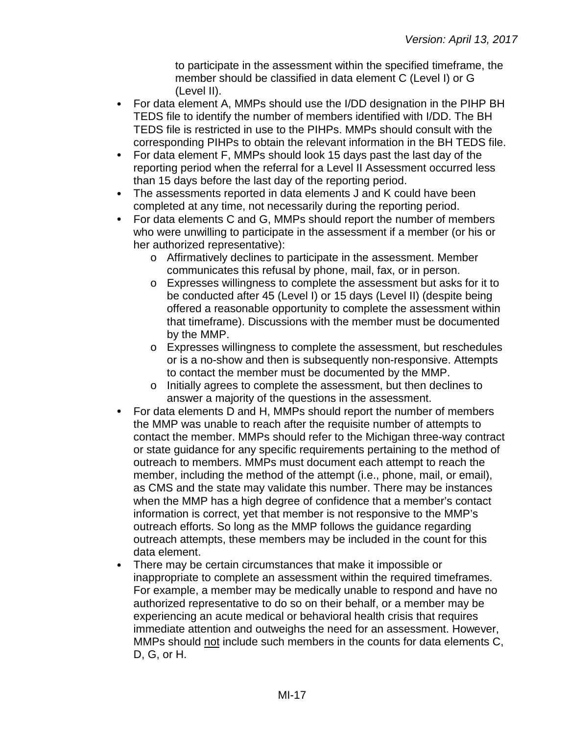to participate in the assessment within the specified timeframe, the member should be classified in data element C (Level I) or G (Level II).

- For data element A, MMPs should use the I/DD designation in the PIHP BH TEDS file to identify the number of members identified with I/DD. The BH TEDS file is restricted in use to the PIHPs. MMPs should consult with the corresponding PIHPs to obtain the relevant information in the BH TEDS file.
- For data element F, MMPs should look 15 days past the last day of the reporting period when the referral for a Level II Assessment occurred less than 15 days before the last day of the reporting period.
- The assessments reported in data elements J and K could have been completed at any time, not necessarily during the reporting period.
- For data elements C and G, MMPs should report the number of members who were unwilling to participate in the assessment if a member (or his or her authorized representative):
  - Affirmatively declines to participate in the assessment. Member communicates this refusal by phone, mail, fax, or in person.
  - Expresses willingness to complete the assessment but asks for it to be conducted after 45 (Level I) or 15 days (Level II) (despite being offered a reasonable opportunity to complete the assessment within that timeframe). Discussions with the member must be documented by the MMP.
  - Expresses willingness to complete the assessment, but reschedules or is a no-show and then is subsequently non-responsive. Attempts to contact the member must be documented by the MMP.
  - Initially agrees to complete the assessment, but then declines to answer a majority of the questions in the assessment.
- For data elements D and H, MMPs should report the number of members the MMP was unable to reach after the requisite number of attempts to contact the member. MMPs should refer to the Michigan three-way contract or state guidance for any specific requirements pertaining to the method of outreach to members. MMPs must document each attempt to reach the member, including the method of the attempt (i.e., phone, mail, or email), as CMS and the state may validate this number. There may be instances when the MMP has a high degree of confidence that a member's contact information is correct, yet that member is not responsive to the MMP's outreach efforts. So long as the MMP follows the guidance regarding outreach attempts, these members may be included in the count for this data element.
- There may be certain circumstances that make it impossible or inappropriate to complete an assessment within the required timeframes. For example, a member may be medically unable to respond and have no authorized representative to do so on their behalf, or a member may be experiencing an acute medical or behavioral health crisis that requires immediate attention and outweighs the need for an assessment. However, MMPs should <u>not</u> include such members in the counts for data elements C, D, G, or H.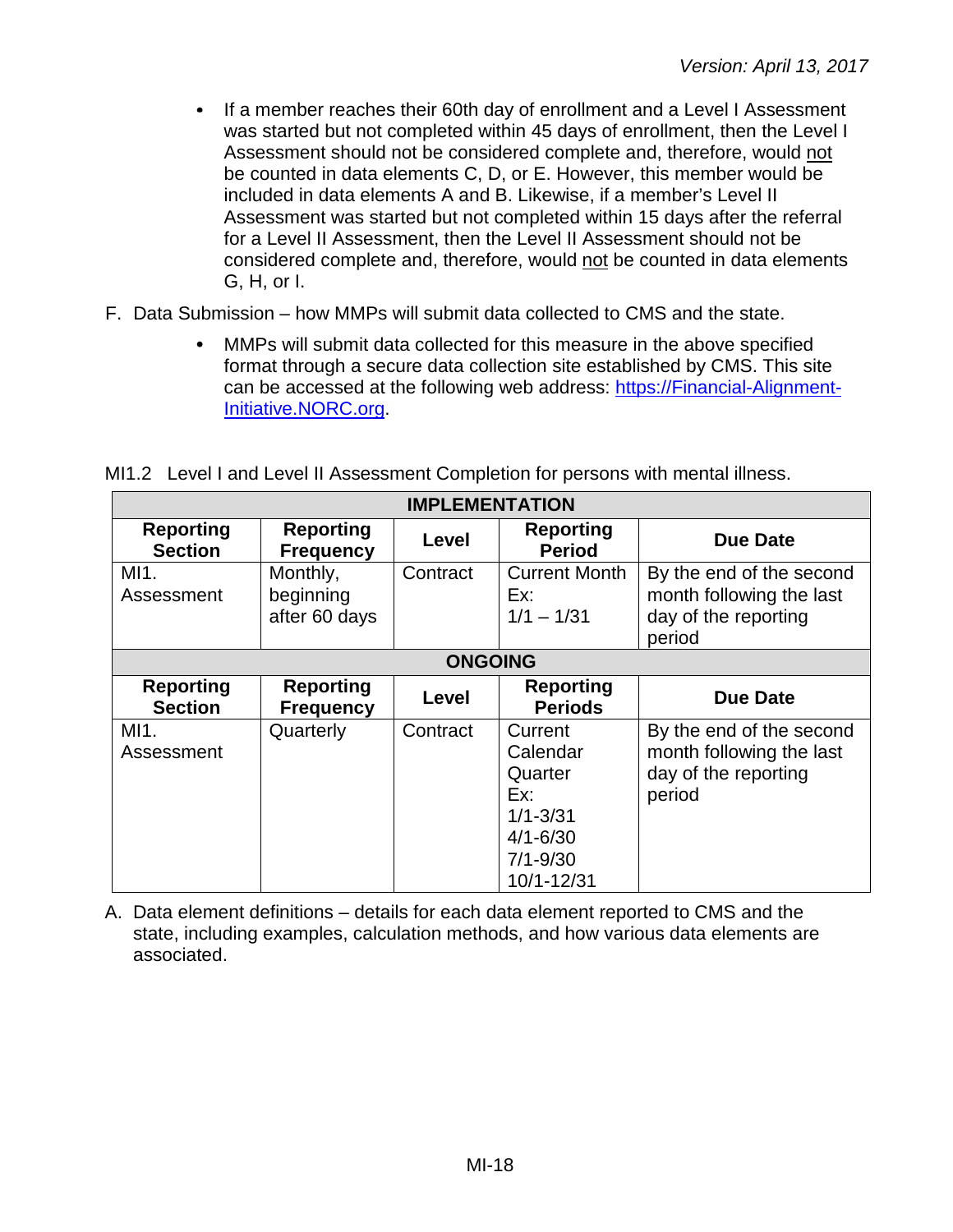- If a member reaches their 60th day of enrollment and a Level I Assessment was started but not completed within 45 days of enrollment, then the Level I Assessment should not be considered complete and, therefore, would not be counted in data elements C, D, or E. However, this member would be included in data elements A and B. Likewise, if a member's Level II Assessment was started but not completed within 15 days after the referral for a Level II Assessment, then the Level II Assessment should not be considered complete and, therefore, would not be counted in data elements G, H, or I.

F. Data Submission – how MMPs will submit data collected to CMS and the state.

- MMPs will submit data collected for this measure in the above specified format through a secure data collection site established by CMS. This site can be accessed at the following web address: [https://Financial-Alignment-Initiative.NORC.org](https://Financial-Alignment-Initiative.NORC.org).

MI1.2 Level I and Level II Assessment Completion for persons with mental illness.

| **IMPLEMENTATION** | | | | |
|---|---|---|---|---|
| **Reporting Section** | **Reporting Frequency** | **Level** | **Reporting Period** | **Due Date** |
| MI1. Assessment | Monthly, beginning after 60 days | Contract | Current Month Ex: 1/1 – 1/31 | By the end of the second month following the last day of the reporting period |
| **ONGOING** | | | | |
| **Reporting Section** | **Reporting Frequency** | **Level** | **Reporting Periods** | **Due Date** |
| MI1. Assessment | Quarterly | Contract | Current Calendar Quarter Ex: 1/1-3/31 4/1-6/30 7/1-9/30 10/1-12/31 | By the end of the second month following the last day of the reporting period |

A. Data element definitions – details for each data element reported to CMS and the state, including examples, calculation methods, and how various data elements are associated.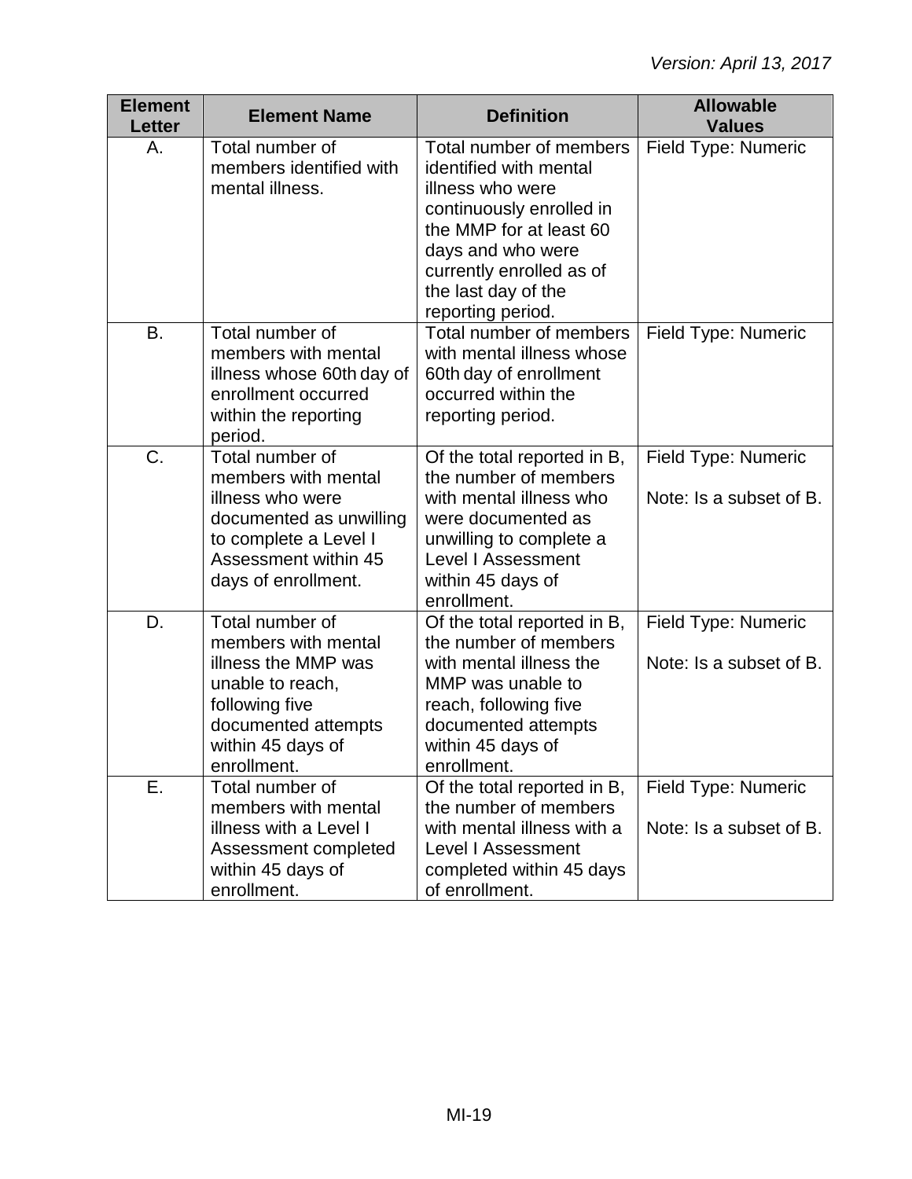| Element Letter | Element Name | Definition | Allowable Values |
|---|---|---|---|
| A. | Total number of members identified with mental illness. | Total number of members identified with mental illness who were continuously enrolled in the MMP for at least 60 days and who were currently enrolled as of the last day of the reporting period. | Field Type: Numeric |
| B. | Total number of members with mental illness whose 60th day of enrollment occurred within the reporting period. | Total number of members with mental illness whose 60th day of enrollment occurred within the reporting period. | Field Type: Numeric |
| C. | Total number of members with mental illness who were documented as unwilling to complete a Level I Assessment within 45 days of enrollment. | Of the total reported in B, the number of members with mental illness who were documented as unwilling to complete a Level I Assessment within 45 days of enrollment. | Field Type: Numeric<br><br>Note: Is a subset of B. |
| D. | Total number of members with mental illness the MMP was unable to reach, following five documented attempts within 45 days of enrollment. | Of the total reported in B, the number of members with mental illness the MMP was unable to reach, following five documented attempts within 45 days of enrollment. | Field Type: Numeric<br><br>Note: Is a subset of B. |
| E. | Total number of members with mental illness with a Level I Assessment completed within 45 days of enrollment. | Of the total reported in B, the number of members with mental illness with a Level I Assessment completed within 45 days of enrollment. | Field Type: Numeric<br><br>Note: Is a subset of B. |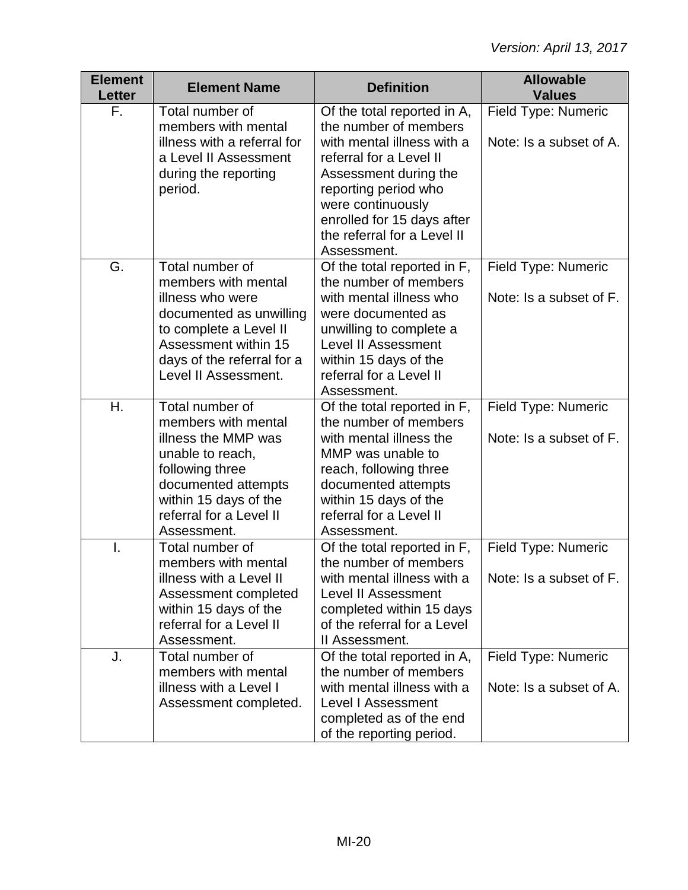*Version: April 13, 2017*

| Element Letter | Element Name | Definition | Allowable Values |
|---|---|---|---|
| F. | Total number of members with mental illness with a referral for a Level II Assessment during the reporting period. | Of the total reported in A, the number of members with mental illness with a referral for a Level II Assessment during the reporting period who were continuously enrolled for 15 days after the referral for a Level II Assessment. | Field Type: Numeric<br><br>Note: Is a subset of A. |
| G. | Total number of members with mental illness who were documented as unwilling to complete a Level II Assessment within 15 days of the referral for a Level II Assessment. | Of the total reported in F, the number of members with mental illness who were documented as unwilling to complete a Level II Assessment within 15 days of the referral for a Level II Assessment. | Field Type: Numeric<br><br>Note: Is a subset of F. |
| H. | Total number of members with mental illness the MMP was unable to reach, following three documented attempts within 15 days of the referral for a Level II Assessment. | Of the total reported in F, the number of members with mental illness the MMP was unable to reach, following three documented attempts within 15 days of the referral for a Level II Assessment. | Field Type: Numeric<br><br>Note: Is a subset of F. |
| I. | Total number of members with mental illness with a Level II Assessment completed within 15 days of the referral for a Level II Assessment. | Of the total reported in F, the number of members with mental illness with a Level II Assessment completed within 15 days of the referral for a Level II Assessment. | Field Type: Numeric<br><br>Note: Is a subset of F. |
| J. | Total number of members with mental illness with a Level I Assessment completed. | Of the total reported in A, the number of members with mental illness with a Level I Assessment completed as of the end of the reporting period. | Field Type: Numeric<br><br>Note: Is a subset of A. |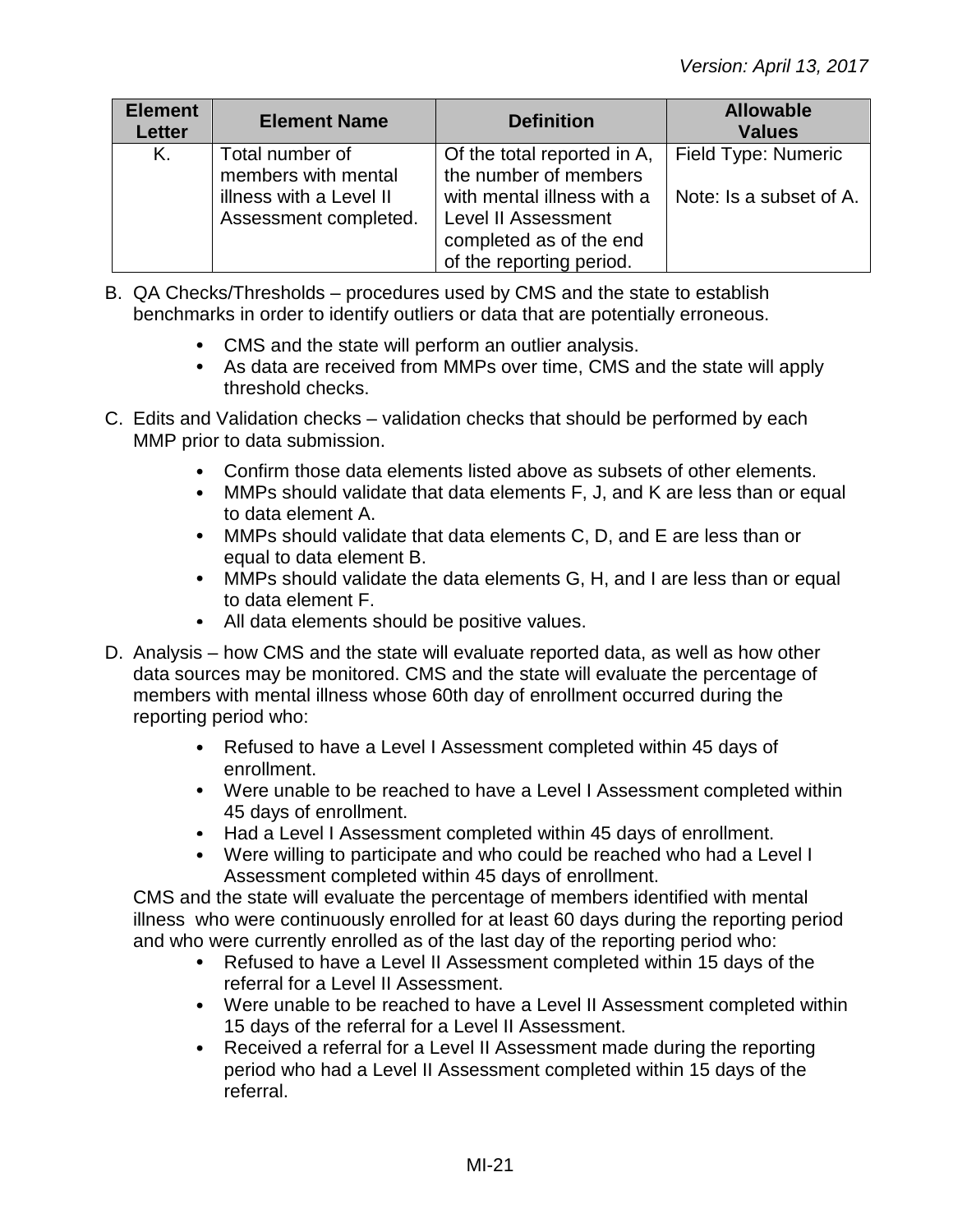| Element Letter | Element Name | Definition | Allowable Values |
|---|---|---|---|
| K. | Total number of members with mental illness with a Level II Assessment completed. | Of the total reported in A, the number of members with mental illness with a Level II Assessment completed as of the end of the reporting period. | Field Type: Numeric<br><br>Note: Is a subset of A. |

B. QA Checks/Thresholds – procedures used by CMS and the state to establish benchmarks in order to identify outliers or data that are potentially erroneous.

- CMS and the state will perform an outlier analysis.
- As data are received from MMPs over time, CMS and the state will apply threshold checks.

C. Edits and Validation checks – validation checks that should be performed by each MMP prior to data submission.

- Confirm those data elements listed above as subsets of other elements.
- MMPs should validate that data elements F, J, and K are less than or equal to data element A.
- MMPs should validate that data elements C, D, and E are less than or equal to data element B.
- MMPs should validate the data elements G, H, and I are less than or equal to data element F.
- All data elements should be positive values.

D. Analysis – how CMS and the state will evaluate reported data, as well as how other data sources may be monitored. CMS and the state will evaluate the percentage of members with mental illness whose 60th day of enrollment occurred during the reporting period who:

- Refused to have a Level I Assessment completed within 45 days of enrollment.
- Were unable to be reached to have a Level I Assessment completed within 45 days of enrollment.
- Had a Level I Assessment completed within 45 days of enrollment.
- Were willing to participate and who could be reached who had a Level I Assessment completed within 45 days of enrollment.

CMS and the state will evaluate the percentage of members identified with mental illness who were continuously enrolled for at least 60 days during the reporting period and who were currently enrolled as of the last day of the reporting period who:

- Refused to have a Level II Assessment completed within 15 days of the referral for a Level II Assessment.
- Were unable to be reached to have a Level II Assessment completed within 15 days of the referral for a Level II Assessment.
- Received a referral for a Level II Assessment made during the reporting period who had a Level II Assessment completed within 15 days of the referral.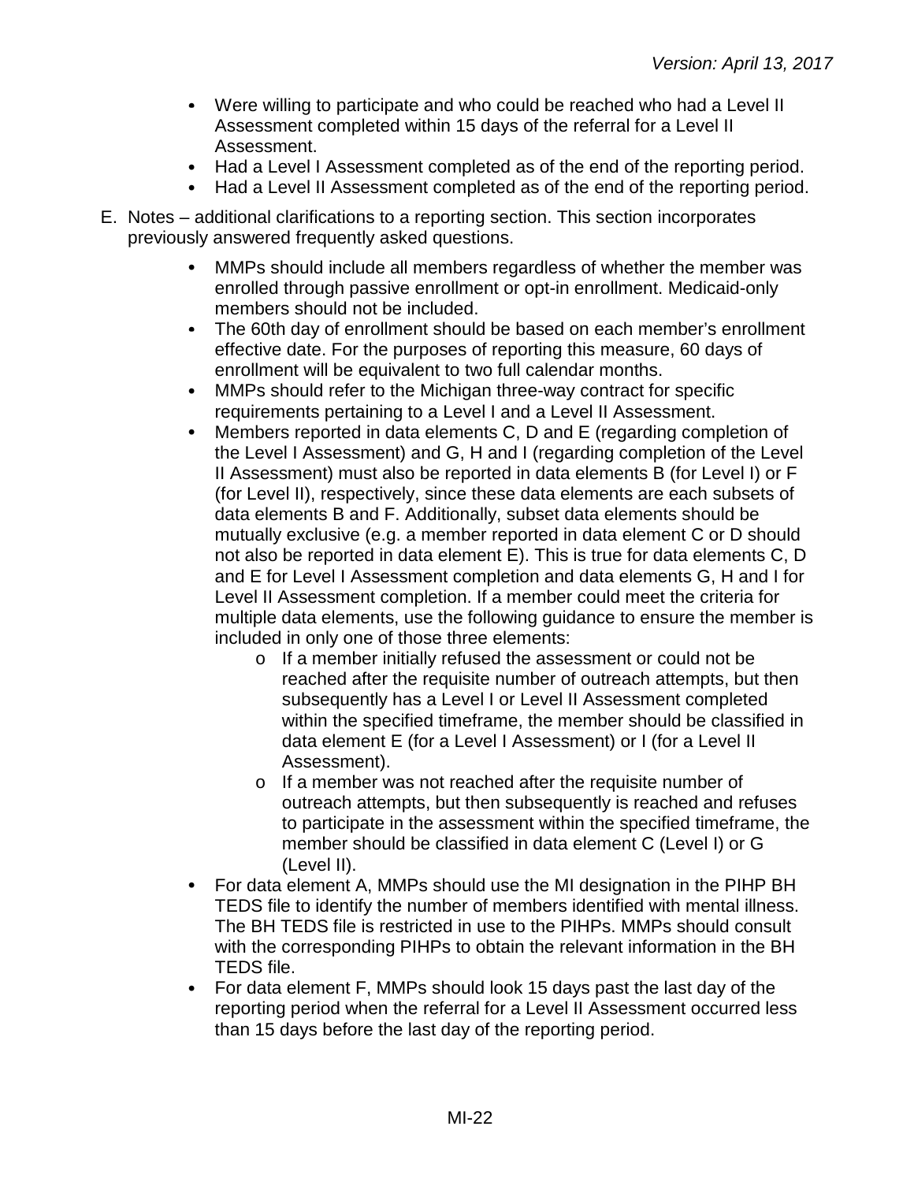- Were willing to participate and who could be reached who had a Level II Assessment completed within 15 days of the referral for a Level II Assessment.
- Had a Level I Assessment completed as of the end of the reporting period.
- Had a Level II Assessment completed as of the end of the reporting period.

E. Notes – additional clarifications to a reporting section. This section incorporates previously answered frequently asked questions.

- MMPs should include all members regardless of whether the member was enrolled through passive enrollment or opt-in enrollment. Medicaid-only members should not be included.
- The 60th day of enrollment should be based on each member's enrollment effective date. For the purposes of reporting this measure, 60 days of enrollment will be equivalent to two full calendar months.
- MMPs should refer to the Michigan three-way contract for specific requirements pertaining to a Level I and a Level II Assessment.
- Members reported in data elements C, D and E (regarding completion of the Level I Assessment) and G, H and I (regarding completion of the Level II Assessment) must also be reported in data elements B (for Level I) or F (for Level II), respectively, since these data elements are each subsets of data elements B and F. Additionally, subset data elements should be mutually exclusive (e.g. a member reported in data element C or D should not also be reported in data element E). This is true for data elements C, D and E for Level I Assessment completion and data elements G, H and I for Level II Assessment completion. If a member could meet the criteria for multiple data elements, use the following guidance to ensure the member is included in only one of those three elements:
  - If a member initially refused the assessment or could not be reached after the requisite number of outreach attempts, but then subsequently has a Level I or Level II Assessment completed within the specified timeframe, the member should be classified in data element E (for a Level I Assessment) or I (for a Level II Assessment).
  - If a member was not reached after the requisite number of outreach attempts, but then subsequently is reached and refuses to participate in the assessment within the specified timeframe, the member should be classified in data element C (Level I) or G (Level II).
- For data element A, MMPs should use the MI designation in the PIHP BH TEDS file to identify the number of members identified with mental illness. The BH TEDS file is restricted in use to the PIHPs. MMPs should consult with the corresponding PIHPs to obtain the relevant information in the BH TEDS file.
- For data element F, MMPs should look 15 days past the last day of the reporting period when the referral for a Level II Assessment occurred less than 15 days before the last day of the reporting period.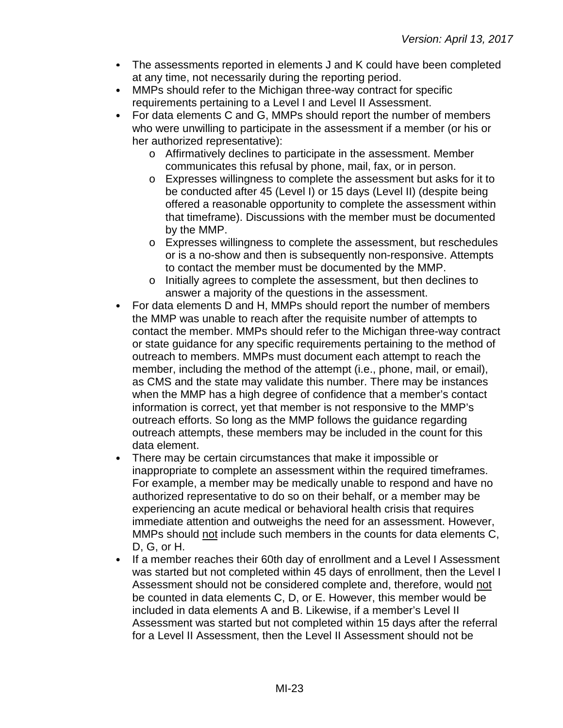- The assessments reported in elements J and K could have been completed at any time, not necessarily during the reporting period.
- MMPs should refer to the Michigan three-way contract for specific requirements pertaining to a Level I and Level II Assessment.
- For data elements C and G, MMPs should report the number of members who were unwilling to participate in the assessment if a member (or his or her authorized representative):
  - Affirmatively declines to participate in the assessment. Member communicates this refusal by phone, mail, fax, or in person.
  - Expresses willingness to complete the assessment but asks for it to be conducted after 45 (Level I) or 15 days (Level II) (despite being offered a reasonable opportunity to complete the assessment within that timeframe). Discussions with the member must be documented by the MMP.
  - Expresses willingness to complete the assessment, but reschedules or is a no-show and then is subsequently non-responsive. Attempts to contact the member must be documented by the MMP.
  - Initially agrees to complete the assessment, but then declines to answer a majority of the questions in the assessment.
- For data elements D and H, MMPs should report the number of members the MMP was unable to reach after the requisite number of attempts to contact the member. MMPs should refer to the Michigan three-way contract or state guidance for any specific requirements pertaining to the method of outreach to members. MMPs must document each attempt to reach the member, including the method of the attempt (i.e., phone, mail, or email), as CMS and the state may validate this number. There may be instances when the MMP has a high degree of confidence that a member's contact information is correct, yet that member is not responsive to the MMP's outreach efforts. So long as the MMP follows the guidance regarding outreach attempts, these members may be included in the count for this data element.
- There may be certain circumstances that make it impossible or inappropriate to complete an assessment within the required timeframes. For example, a member may be medically unable to respond and have no authorized representative to do so on their behalf, or a member may be experiencing an acute medical or behavioral health crisis that requires immediate attention and outweighs the need for an assessment. However, MMPs should <u>not</u> include such members in the counts for data elements C, D, G, or H.
- If a member reaches their 60th day of enrollment and a Level I Assessment was started but not completed within 45 days of enrollment, then the Level I Assessment should not be considered complete and, therefore, would <u>not</u> be counted in data elements C, D, or E. However, this member would be included in data elements A and B. Likewise, if a member's Level II Assessment was started but not completed within 15 days after the referral for a Level II Assessment, then the Level II Assessment should not be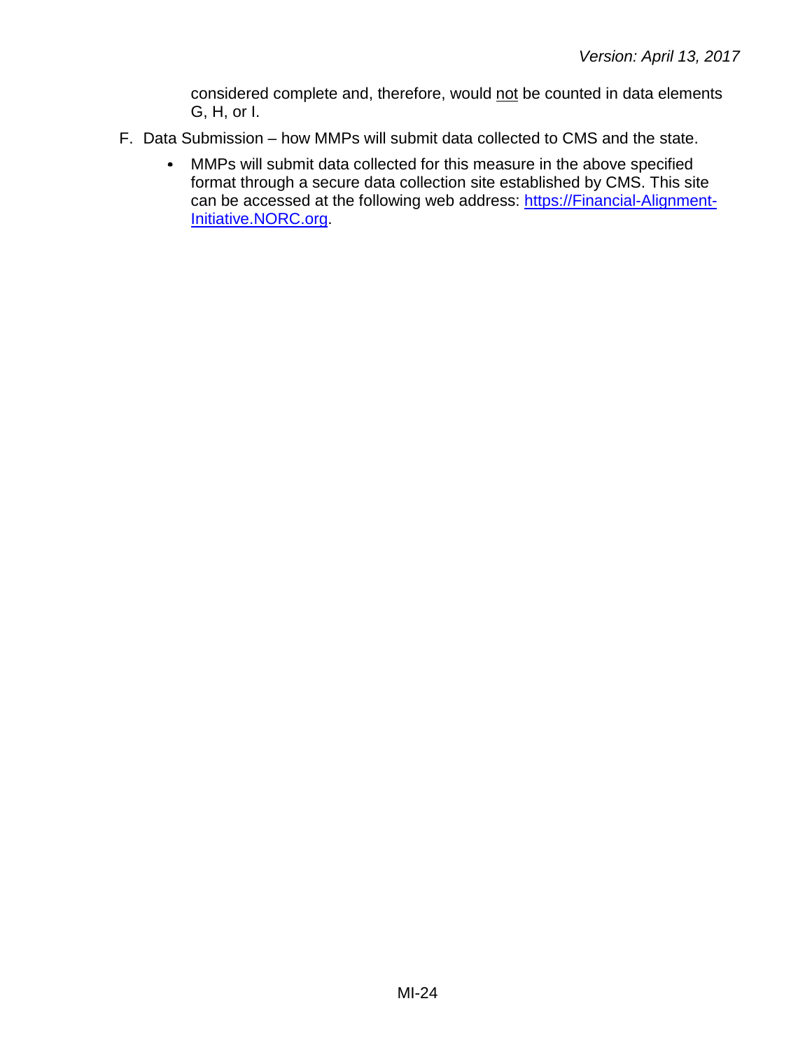considered complete and, therefore, would not be counted in data elements G, H, or I.

F. Data Submission – how MMPs will submit data collected to CMS and the state.

- MMPs will submit data collected for this measure in the above specified format through a secure data collection site established by CMS. This site can be accessed at the following web address: [https://Financial-Alignment-Initiative.NORC.org](https://Financial-Alignment-Initiative.NORC.org).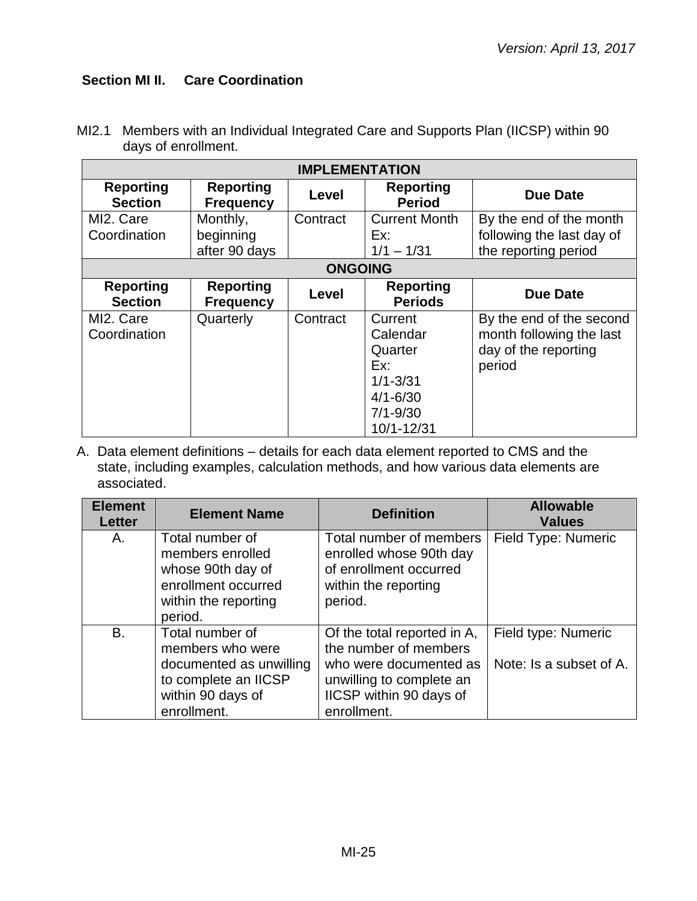## Section MI II. Care Coordination

MI2.1 Members with an Individual Integrated Care and Supports Plan (IICSP) within 90 days of enrollment.

| IMPLEMENTATION | | | | |
|---|---|---|---|---|
| **Reporting Section** | **Reporting Frequency** | **Level** | **Reporting Period** | **Due Date** |
| MI2. Care Coordination | Monthly, beginning after 90 days | Contract | Current Month Ex: 1/1 – 1/31 | By the end of the month following the last day of the reporting period |
| **ONGOING** | | | | |
| **Reporting Section** | **Reporting Frequency** | **Level** | **Reporting Periods** | **Due Date** |
| MI2. Care Coordination | Quarterly | Contract | Current Calendar Quarter Ex: 1/1-3/31 4/1-6/30 7/1-9/30 10/1-12/31 | By the end of the second month following the last day of the reporting period |

A. Data element definitions – details for each data element reported to CMS and the state, including examples, calculation methods, and how various data elements are associated.

| Element Letter | Element Name | Definition | Allowable Values |
|---|---|---|---|
| A. | Total number of members enrolled whose 90th day of enrollment occurred within the reporting period. | Total number of members enrolled whose 90th day of enrollment occurred within the reporting period. | Field Type: Numeric |
| B. | Total number of members who were documented as unwilling to complete an IICSP within 90 days of enrollment. | Of the total reported in A, the number of members who were documented as unwilling to complete an IICSP within 90 days of enrollment. | Field type: Numeric<br><br>Note: Is a subset of A. |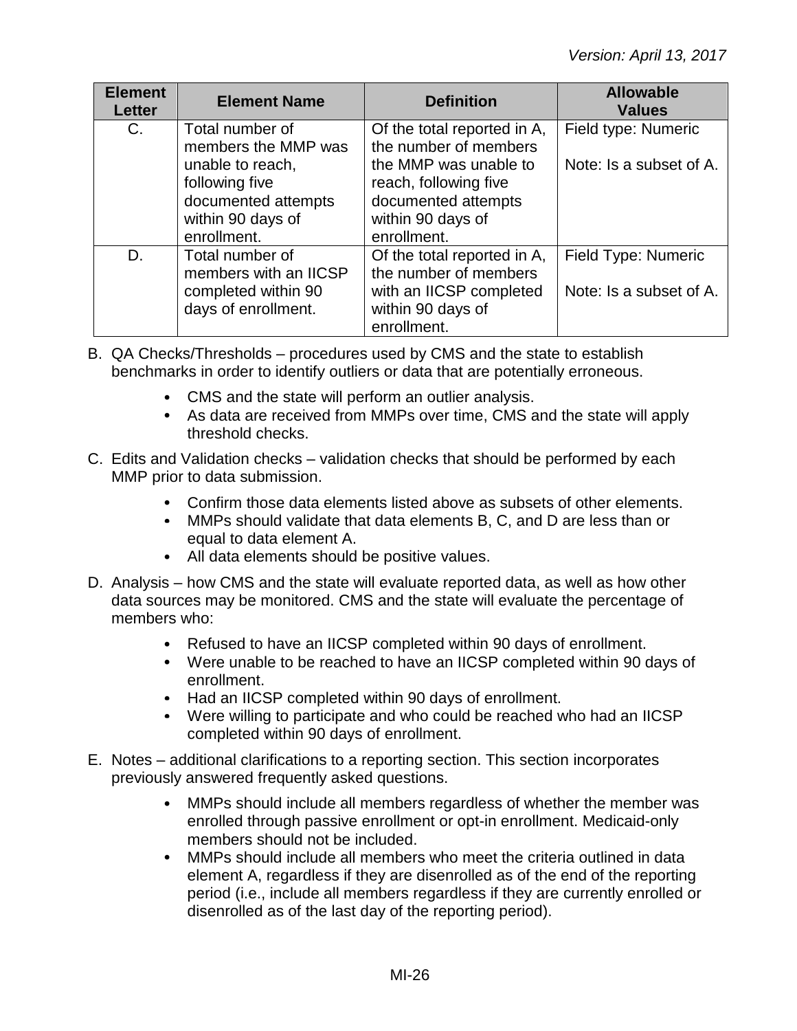| Element Letter | Element Name | Definition | Allowable Values |
|---|---|---|---|
| C. | Total number of members the MMP was unable to reach, following five documented attempts within 90 days of enrollment. | Of the total reported in A, the number of members the MMP was unable to reach, following five documented attempts within 90 days of enrollment. | Field type: Numeric<br><br>Note: Is a subset of A. |
| D. | Total number of members with an IICSP completed within 90 days of enrollment. | Of the total reported in A, the number of members with an IICSP completed within 90 days of enrollment. | Field Type: Numeric<br><br>Note: Is a subset of A. |

B. QA Checks/Thresholds – procedures used by CMS and the state to establish benchmarks in order to identify outliers or data that are potentially erroneous.

- CMS and the state will perform an outlier analysis.
- As data are received from MMPs over time, CMS and the state will apply threshold checks.

C. Edits and Validation checks – validation checks that should be performed by each MMP prior to data submission.

- Confirm those data elements listed above as subsets of other elements.
- MMPs should validate that data elements B, C, and D are less than or equal to data element A.
- All data elements should be positive values.

D. Analysis – how CMS and the state will evaluate reported data, as well as how other data sources may be monitored. CMS and the state will evaluate the percentage of members who:

- Refused to have an IICSP completed within 90 days of enrollment.
- Were unable to be reached to have an IICSP completed within 90 days of enrollment.
- Had an IICSP completed within 90 days of enrollment.
- Were willing to participate and who could be reached who had an IICSP completed within 90 days of enrollment.

E. Notes – additional clarifications to a reporting section. This section incorporates previously answered frequently asked questions.

- MMPs should include all members regardless of whether the member was enrolled through passive enrollment or opt-in enrollment. Medicaid-only members should not be included.
- MMPs should include all members who meet the criteria outlined in data element A, regardless if they are disenrolled as of the end of the reporting period (i.e., include all members regardless if they are currently enrolled or disenrolled as of the last day of the reporting period).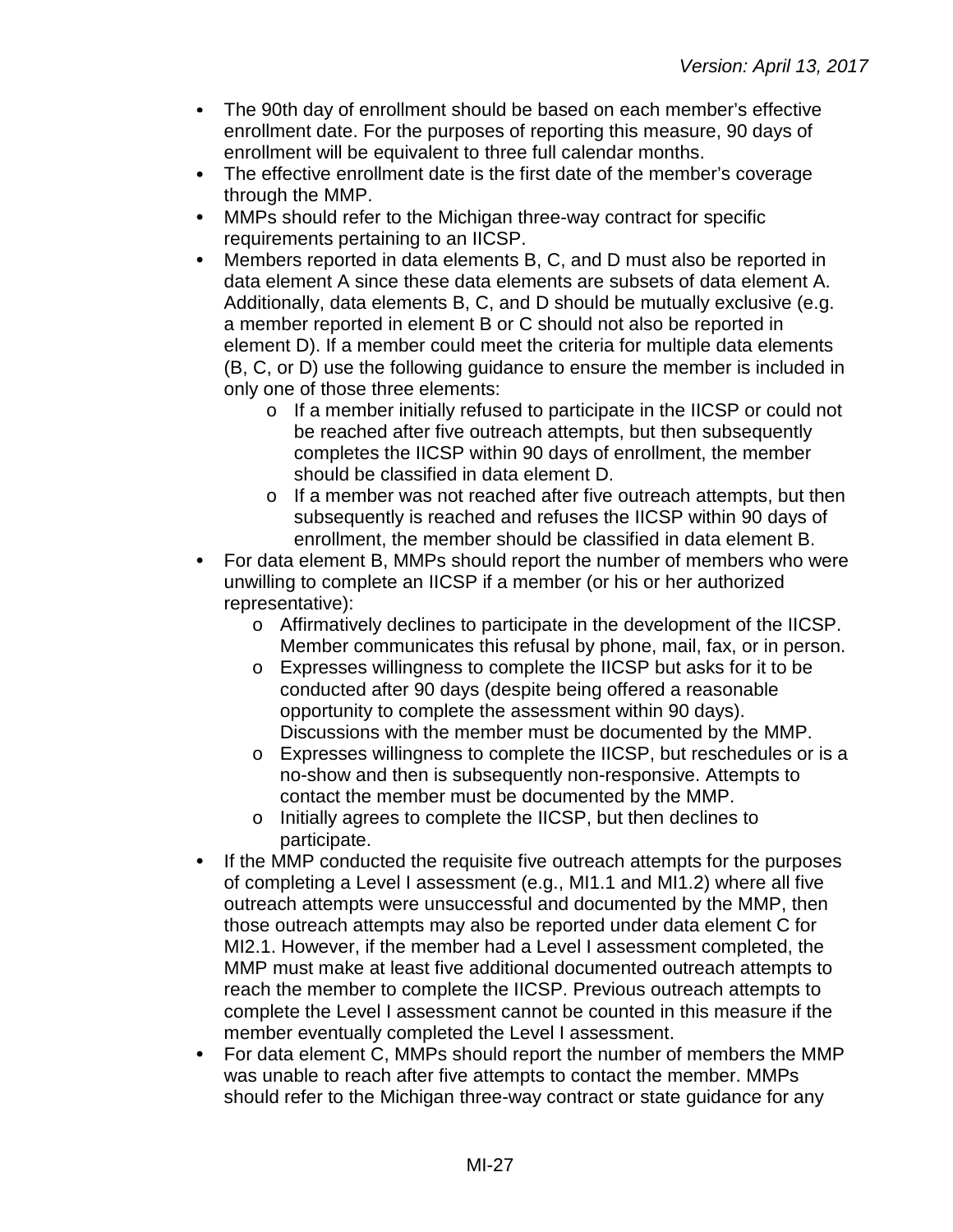- The 90th day of enrollment should be based on each member's effective enrollment date. For the purposes of reporting this measure, 90 days of enrollment will be equivalent to three full calendar months.
- The effective enrollment date is the first date of the member's coverage through the MMP.
- MMPs should refer to the Michigan three-way contract for specific requirements pertaining to an IICSP.
- Members reported in data elements B, C, and D must also be reported in data element A since these data elements are subsets of data element A. Additionally, data elements B, C, and D should be mutually exclusive (e.g. a member reported in element B or C should not also be reported in element D). If a member could meet the criteria for multiple data elements (B, C, or D) use the following guidance to ensure the member is included in only one of those three elements:
  - If a member initially refused to participate in the IICSP or could not be reached after five outreach attempts, but then subsequently completes the IICSP within 90 days of enrollment, the member should be classified in data element D.
  - If a member was not reached after five outreach attempts, but then subsequently is reached and refuses the IICSP within 90 days of enrollment, the member should be classified in data element B.
- For data element B, MMPs should report the number of members who were unwilling to complete an IICSP if a member (or his or her authorized representative):
  - Affirmatively declines to participate in the development of the IICSP. Member communicates this refusal by phone, mail, fax, or in person.
  - Expresses willingness to complete the IICSP but asks for it to be conducted after 90 days (despite being offered a reasonable opportunity to complete the assessment within 90 days). Discussions with the member must be documented by the MMP.
  - Expresses willingness to complete the IICSP, but reschedules or is a no-show and then is subsequently non-responsive. Attempts to contact the member must be documented by the MMP.
  - Initially agrees to complete the IICSP, but then declines to participate.
- If the MMP conducted the requisite five outreach attempts for the purposes of completing a Level I assessment (e.g., MI1.1 and MI1.2) where all five outreach attempts were unsuccessful and documented by the MMP, then those outreach attempts may also be reported under data element C for MI2.1. However, if the member had a Level I assessment completed, the MMP must make at least five additional documented outreach attempts to reach the member to complete the IICSP. Previous outreach attempts to complete the Level I assessment cannot be counted in this measure if the member eventually completed the Level I assessment.
- For data element C, MMPs should report the number of members the MMP was unable to reach after five attempts to contact the member. MMPs should refer to the Michigan three-way contract or state guidance for any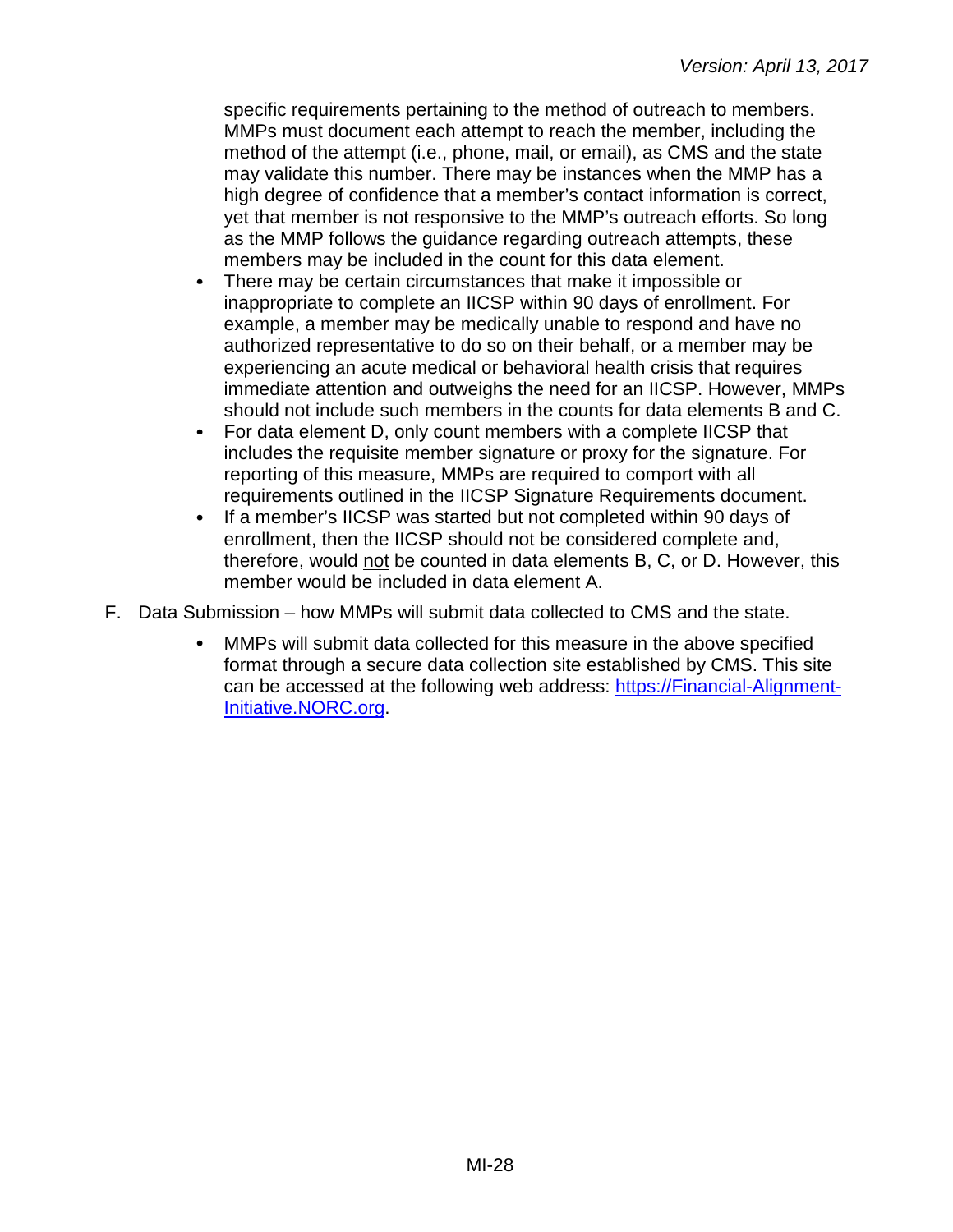specific requirements pertaining to the method of outreach to members. MMPs must document each attempt to reach the member, including the method of the attempt (i.e., phone, mail, or email), as CMS and the state may validate this number. There may be instances when the MMP has a high degree of confidence that a member's contact information is correct, yet that member is not responsive to the MMP's outreach efforts. So long as the MMP follows the guidance regarding outreach attempts, these members may be included in the count for this data element.

- There may be certain circumstances that make it impossible or inappropriate to complete an IICSP within 90 days of enrollment. For example, a member may be medically unable to respond and have no authorized representative to do so on their behalf, or a member may be experiencing an acute medical or behavioral health crisis that requires immediate attention and outweighs the need for an IICSP. However, MMPs should not include such members in the counts for data elements B and C.
- For data element D, only count members with a complete IICSP that includes the requisite member signature or proxy for the signature. For reporting of this measure, MMPs are required to comport with all requirements outlined in the IICSP Signature Requirements document.
- If a member's IICSP was started but not completed within 90 days of enrollment, then the IICSP should not be considered complete and, therefore, would <u>not</u> be counted in data elements B, C, or D. However, this member would be included in data element A.

F. Data Submission – how MMPs will submit data collected to CMS and the state.

- MMPs will submit data collected for this measure in the above specified format through a secure data collection site established by CMS. This site can be accessed at the following web address: [https://Financial-Alignment-Initiative.NORC.org](https://Financial-Alignment-Initiative.NORC.org).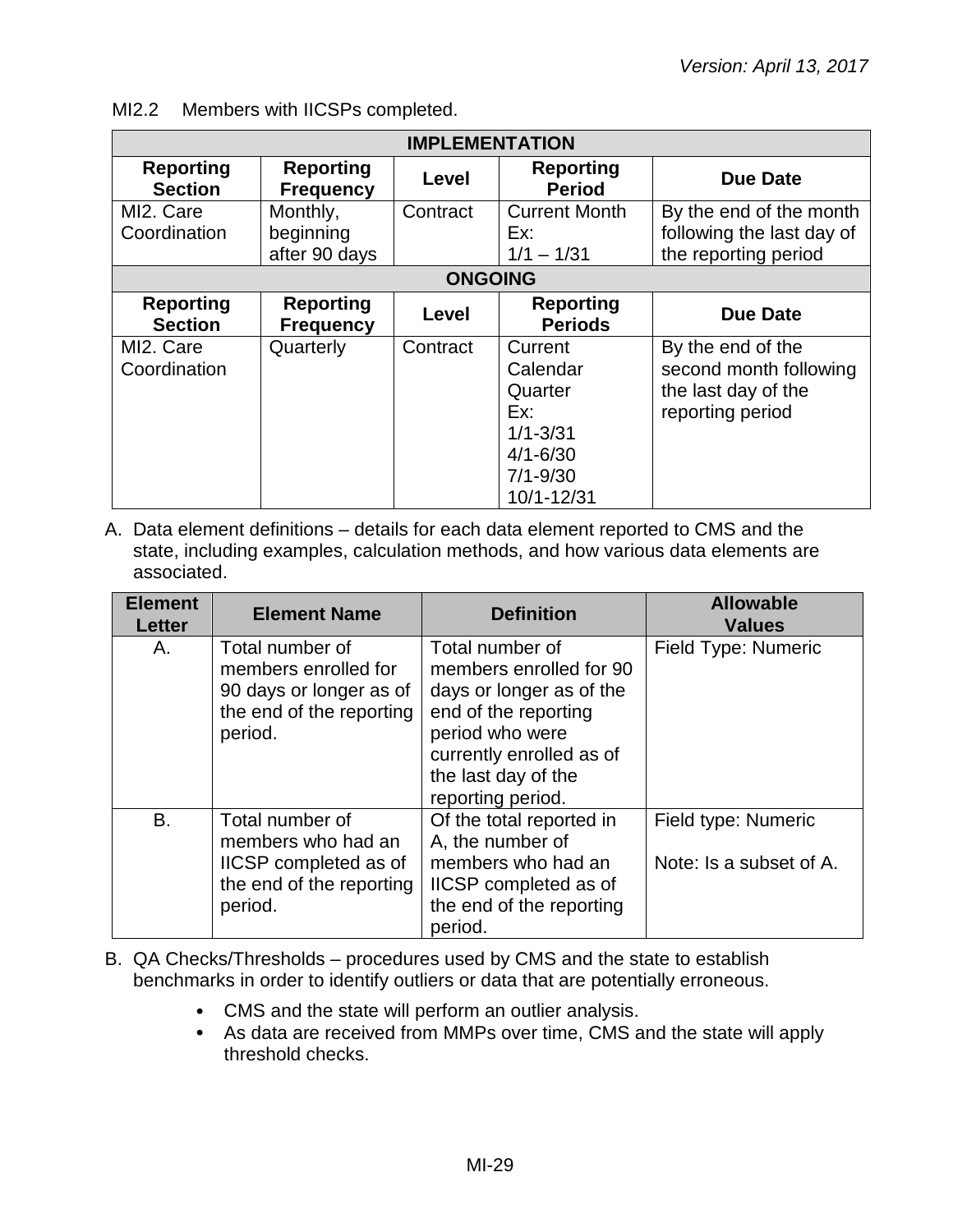MI2.2 Members with IICSPs completed.

| IMPLEMENTATION | | | | |
|---|---|---|---|---|
| **Reporting Section** | **Reporting Frequency** | **Level** | **Reporting Period** | **Due Date** |
| MI2. Care Coordination | Monthly, beginning after 90 days | Contract | Current Month Ex: 1/1 – 1/31 | By the end of the month following the last day of the reporting period |
| **ONGOING** | | | | |
| **Reporting Section** | **Reporting Frequency** | **Level** | **Reporting Periods** | **Due Date** |
| MI2. Care Coordination | Quarterly | Contract | Current Calendar Quarter Ex: 1/1-3/31 4/1-6/30 7/1-9/30 10/1-12/31 | By the end of the second month following the last day of the reporting period |

A. Data element definitions – details for each data element reported to CMS and the state, including examples, calculation methods, and how various data elements are associated.

| Element Letter | Element Name | Definition | Allowable Values |
|---|---|---|---|
| A. | Total number of members enrolled for 90 days or longer as of the end of the reporting period. | Total number of members enrolled for 90 days or longer as of the end of the reporting period who were currently enrolled as of the last day of the reporting period. | Field Type: Numeric |
| B. | Total number of members who had an IICSP completed as of the end of the reporting period. | Of the total reported in A, the number of members who had an IICSP completed as of the end of the reporting period. | Field type: Numeric<br><br>Note: Is a subset of A. |

B. QA Checks/Thresholds – procedures used by CMS and the state to establish benchmarks in order to identify outliers or data that are potentially erroneous.

- CMS and the state will perform an outlier analysis.
- As data are received from MMPs over time, CMS and the state will apply threshold checks.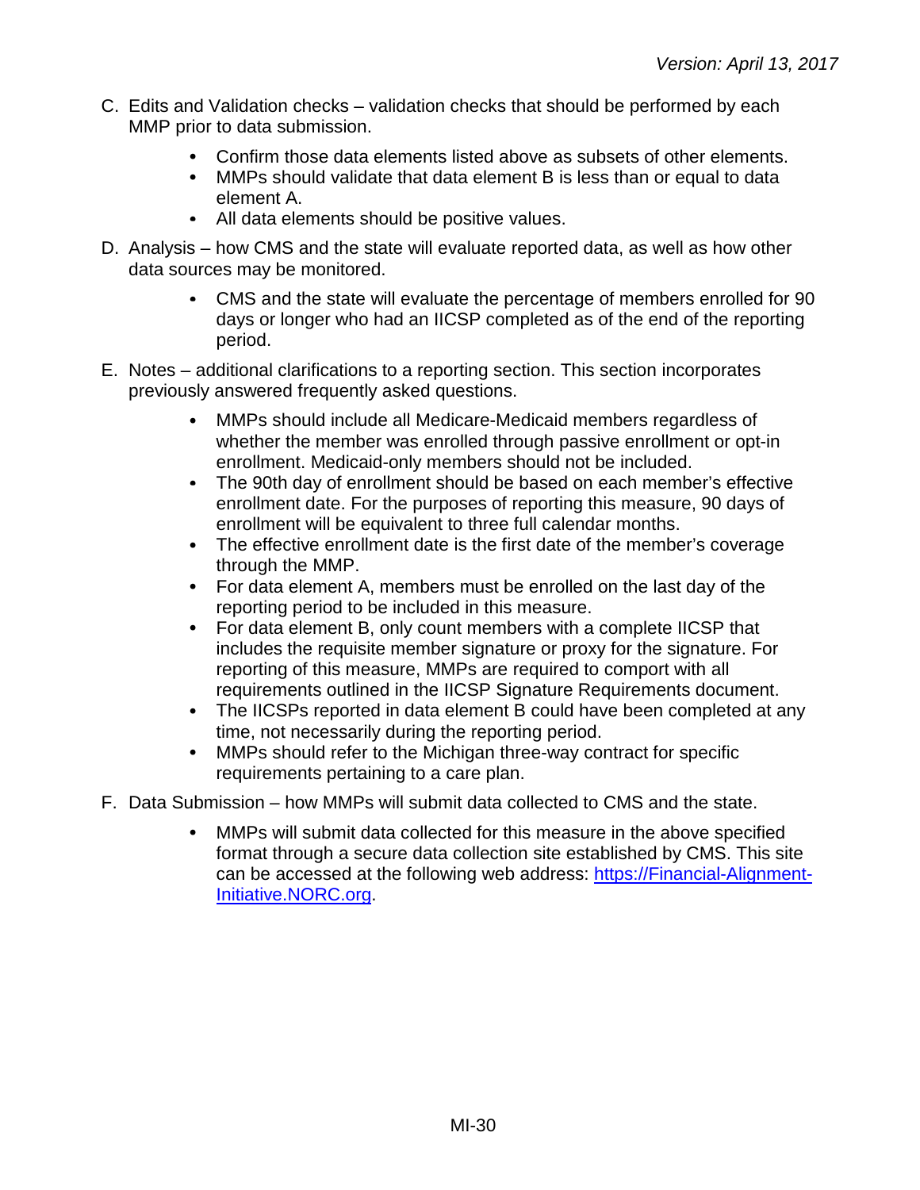C. Edits and Validation checks – validation checks that should be performed by each MMP prior to data submission.

   - Confirm those data elements listed above as subsets of other elements.
   - MMPs should validate that data element B is less than or equal to data element A.
   - All data elements should be positive values.

D. Analysis – how CMS and the state will evaluate reported data, as well as how other data sources may be monitored.

   - CMS and the state will evaluate the percentage of members enrolled for 90 days or longer who had an IICSP completed as of the end of the reporting period.

E. Notes – additional clarifications to a reporting section. This section incorporates previously answered frequently asked questions.

   - MMPs should include all Medicare-Medicaid members regardless of whether the member was enrolled through passive enrollment or opt-in enrollment. Medicaid-only members should not be included.
   - The 90th day of enrollment should be based on each member's effective enrollment date. For the purposes of reporting this measure, 90 days of enrollment will be equivalent to three full calendar months.
   - The effective enrollment date is the first date of the member's coverage through the MMP.
   - For data element A, members must be enrolled on the last day of the reporting period to be included in this measure.
   - For data element B, only count members with a complete IICSP that includes the requisite member signature or proxy for the signature. For reporting of this measure, MMPs are required to comport with all requirements outlined in the IICSP Signature Requirements document.
   - The IICSPs reported in data element B could have been completed at any time, not necessarily during the reporting period.
   - MMPs should refer to the Michigan three-way contract for specific requirements pertaining to a care plan.

F. Data Submission – how MMPs will submit data collected to CMS and the state.

   - MMPs will submit data collected for this measure in the above specified format through a secure data collection site established by CMS. This site can be accessed at the following web address: [https://Financial-Alignment-Initiative.NORC.org](https://Financial-Alignment-Initiative.NORC.org).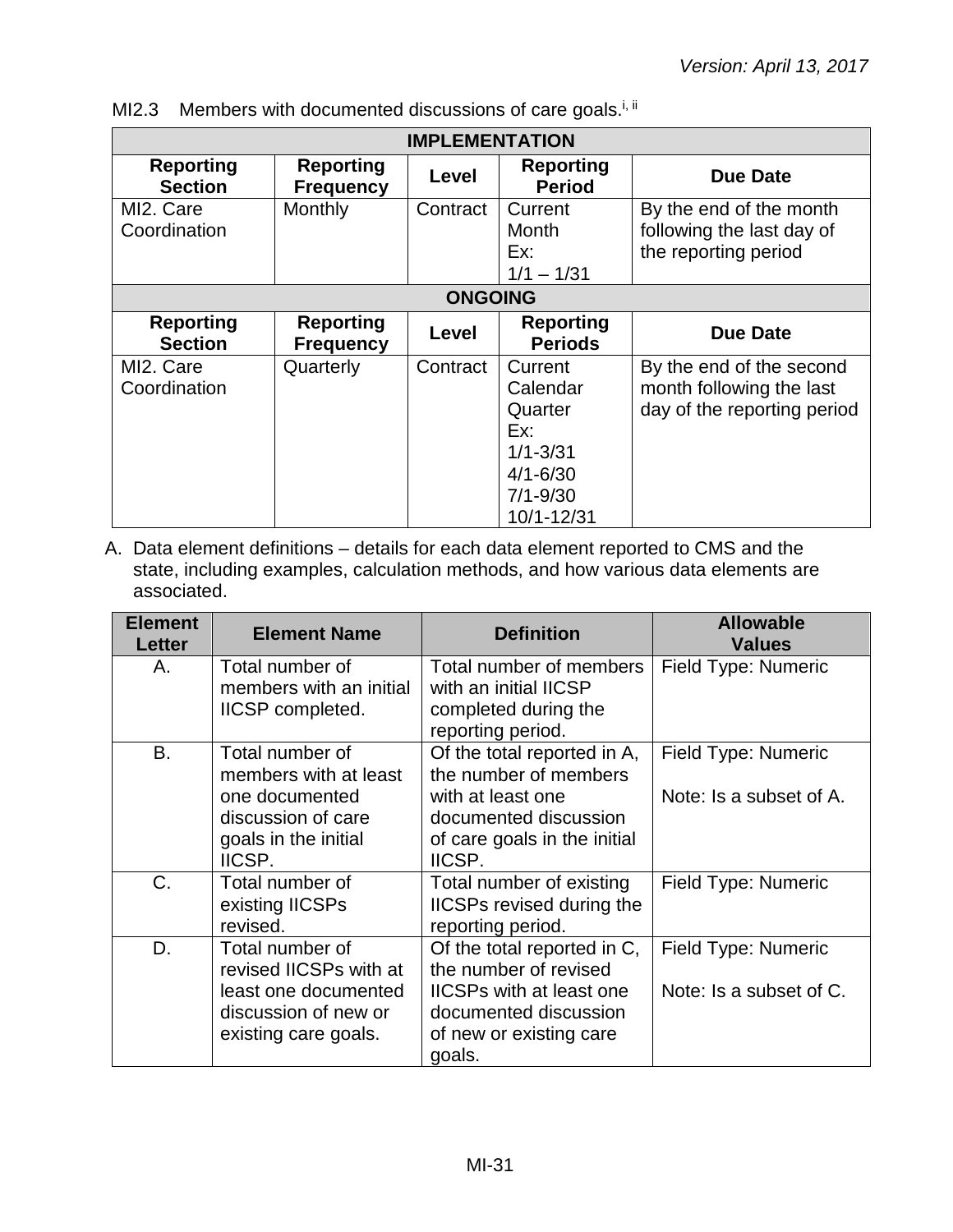MI2.3 Members with documented discussions of care goals.[i, ii]

| IMPLEMENTATION | | | | |
|---|---|---|---|---|
| **Reporting Section** | **Reporting Frequency** | **Level** | **Reporting Period** | **Due Date** |
| MI2. Care Coordination | Monthly | Contract | Current Month Ex: 1/1 – 1/31 | By the end of the month following the last day of the reporting period |
| **ONGOING** | | | | |
| **Reporting Section** | **Reporting Frequency** | **Level** | **Reporting Periods** | **Due Date** |
| MI2. Care Coordination | Quarterly | Contract | Current Calendar Quarter Ex: 1/1-3/31 4/1-6/30 7/1-9/30 10/1-12/31 | By the end of the second month following the last day of the reporting period |

A. Data element definitions – details for each data element reported to CMS and the state, including examples, calculation methods, and how various data elements are associated.

| Element Letter | Element Name | Definition | Allowable Values |
|---|---|---|---|
| A. | Total number of members with an initial IICSP completed. | Total number of members with an initial IICSP completed during the reporting period. | Field Type: Numeric |
| B. | Total number of members with at least one documented discussion of care goals in the initial IICSP. | Of the total reported in A, the number of members with at least one documented discussion of care goals in the initial IICSP. | Field Type: Numeric<br><br>Note: Is a subset of A. |
| C. | Total number of existing IICSPs revised. | Total number of existing IICSPs revised during the reporting period. | Field Type: Numeric |
| D. | Total number of revised IICSPs with at least one documented discussion of new or existing care goals. | Of the total reported in C, the number of revised IICSPs with at least one documented discussion of new or existing care goals. | Field Type: Numeric<br><br>Note: Is a subset of C. |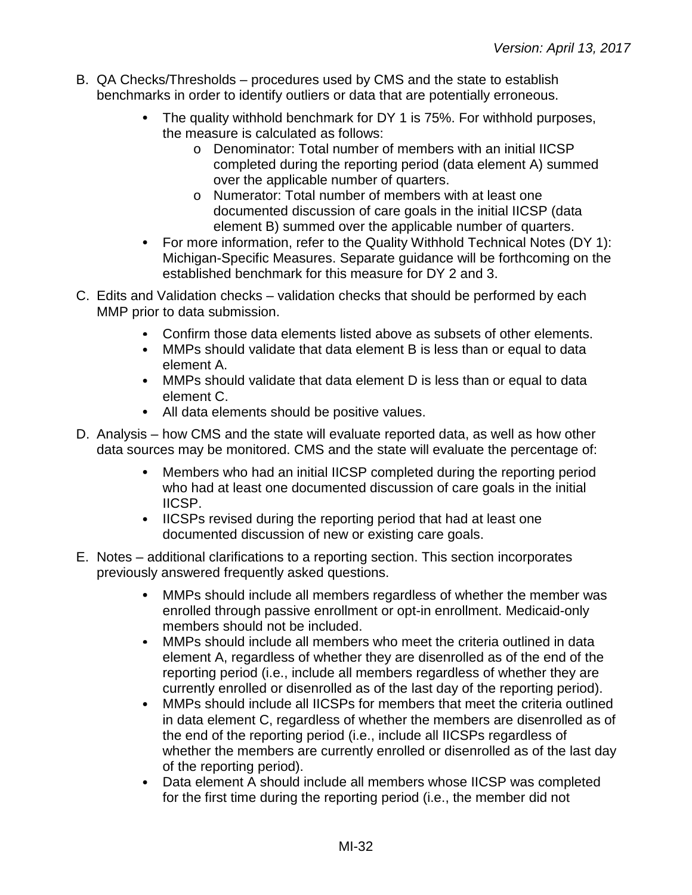B. QA Checks/Thresholds – procedures used by CMS and the state to establish benchmarks in order to identify outliers or data that are potentially erroneous.

- The quality withhold benchmark for DY 1 is 75%. For withhold purposes, the measure is calculated as follows:
  - Denominator: Total number of members with an initial IICSP completed during the reporting period (data element A) summed over the applicable number of quarters.
  - Numerator: Total number of members with at least one documented discussion of care goals in the initial IICSP (data element B) summed over the applicable number of quarters.
- For more information, refer to the Quality Withhold Technical Notes (DY 1): Michigan-Specific Measures. Separate guidance will be forthcoming on the established benchmark for this measure for DY 2 and 3.

C. Edits and Validation checks – validation checks that should be performed by each MMP prior to data submission.

- Confirm those data elements listed above as subsets of other elements.
- MMPs should validate that data element B is less than or equal to data element A.
- MMPs should validate that data element D is less than or equal to data element C.
- All data elements should be positive values.

D. Analysis – how CMS and the state will evaluate reported data, as well as how other data sources may be monitored. CMS and the state will evaluate the percentage of:

- Members who had an initial IICSP completed during the reporting period who had at least one documented discussion of care goals in the initial IICSP.
- IICSPs revised during the reporting period that had at least one documented discussion of new or existing care goals.

E. Notes – additional clarifications to a reporting section. This section incorporates previously answered frequently asked questions.

- MMPs should include all members regardless of whether the member was enrolled through passive enrollment or opt-in enrollment. Medicaid-only members should not be included.
- MMPs should include all members who meet the criteria outlined in data element A, regardless of whether they are disenrolled as of the end of the reporting period (i.e., include all members regardless of whether they are currently enrolled or disenrolled as of the last day of the reporting period).
- MMPs should include all IICSPs for members that meet the criteria outlined in data element C, regardless of whether the members are disenrolled as of the end of the reporting period (i.e., include all IICSPs regardless of whether the members are currently enrolled or disenrolled as of the last day of the reporting period).
- Data element A should include all members whose IICSP was completed for the first time during the reporting period (i.e., the member did not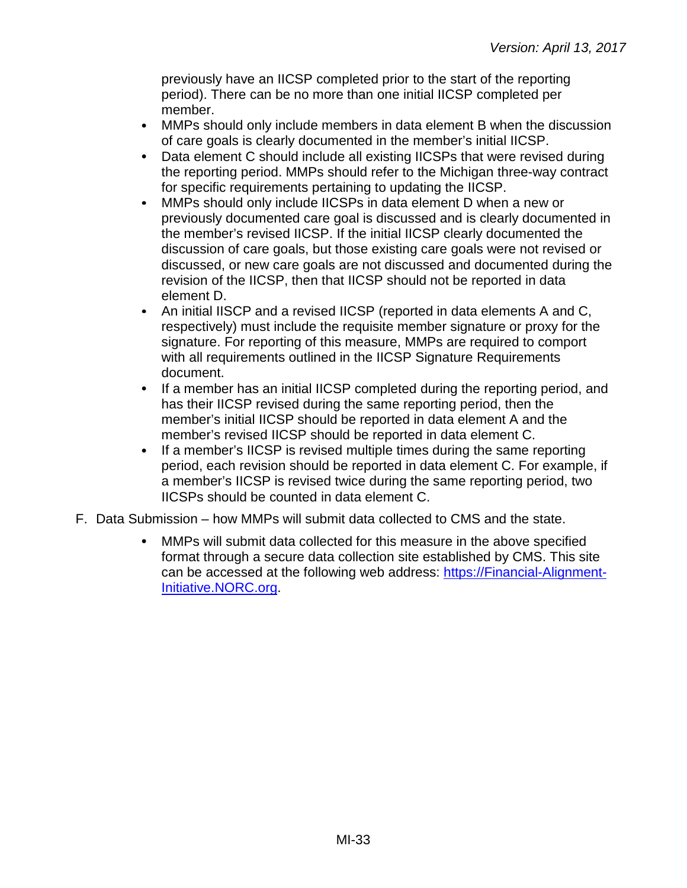previously have an IICSP completed prior to the start of the reporting period). There can be no more than one initial IICSP completed per member.

- MMPs should only include members in data element B when the discussion of care goals is clearly documented in the member's initial IICSP.
- Data element C should include all existing IICSPs that were revised during the reporting period. MMPs should refer to the Michigan three-way contract for specific requirements pertaining to updating the IICSP.
- MMPs should only include IICSPs in data element D when a new or previously documented care goal is discussed and is clearly documented in the member's revised IICSP. If the initial IICSP clearly documented the discussion of care goals, but those existing care goals were not revised or discussed, or new care goals are not discussed and documented during the revision of the IICSP, then that IICSP should not be reported in data element D.
- An initial IISCP and a revised IICSP (reported in data elements A and C, respectively) must include the requisite member signature or proxy for the signature. For reporting of this measure, MMPs are required to comport with all requirements outlined in the IICSP Signature Requirements document.
- If a member has an initial IICSP completed during the reporting period, and has their IICSP revised during the same reporting period, then the member's initial IICSP should be reported in data element A and the member's revised IICSP should be reported in data element C.
- If a member's IICSP is revised multiple times during the same reporting period, each revision should be reported in data element C. For example, if a member's IICSP is revised twice during the same reporting period, two IICSPs should be counted in data element C.

F. Data Submission – how MMPs will submit data collected to CMS and the state.

- MMPs will submit data collected for this measure in the above specified format through a secure data collection site established by CMS. This site can be accessed at the following web address: [https://Financial-Alignment-Initiative.NORC.org](https://Financial-Alignment-Initiative.NORC.org).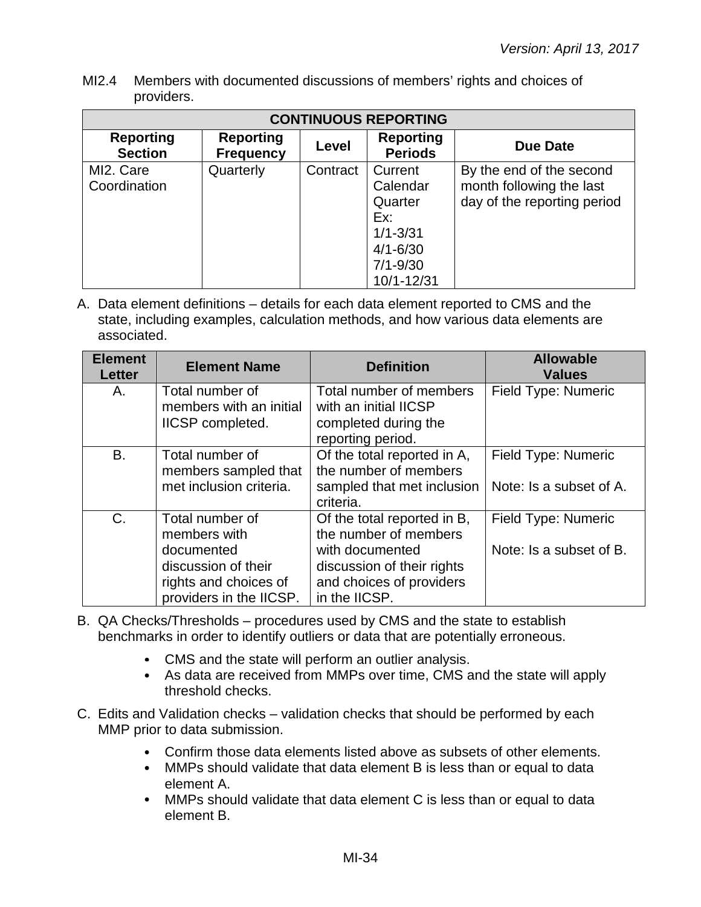MI2.4 Members with documented discussions of members' rights and choices of providers.

| CONTINUOUS REPORTING | | | | |
|---|---|---|---|---|
| **Reporting Section** | **Reporting Frequency** | **Level** | **Reporting Periods** | **Due Date** |
| MI2. Care Coordination | Quarterly | Contract | Current Calendar Quarter Ex: 1/1-3/31 4/1-6/30 7/1-9/30 10/1-12/31 | By the end of the second month following the last day of the reporting period |

A. Data element definitions – details for each data element reported to CMS and the state, including examples, calculation methods, and how various data elements are associated.

| Element Letter | Element Name | Definition | Allowable Values |
|---|---|---|---|
| A. | Total number of members with an initial IICSP completed. | Total number of members with an initial IICSP completed during the reporting period. | Field Type: Numeric |
| B. | Total number of members sampled that met inclusion criteria. | Of the total reported in A, the number of members sampled that met inclusion criteria. | Field Type: Numeric<br><br>Note: Is a subset of A. |
| C. | Total number of members with documented discussion of their rights and choices of providers in the IICSP. | Of the total reported in B, the number of members with documented discussion of their rights and choices of providers in the IICSP. | Field Type: Numeric<br><br>Note: Is a subset of B. |

B. QA Checks/Thresholds – procedures used by CMS and the state to establish benchmarks in order to identify outliers or data that are potentially erroneous.

- CMS and the state will perform an outlier analysis.
- As data are received from MMPs over time, CMS and the state will apply threshold checks.

C. Edits and Validation checks – validation checks that should be performed by each MMP prior to data submission.

- Confirm those data elements listed above as subsets of other elements.
- MMPs should validate that data element B is less than or equal to data element A.
- MMPs should validate that data element C is less than or equal to data element B.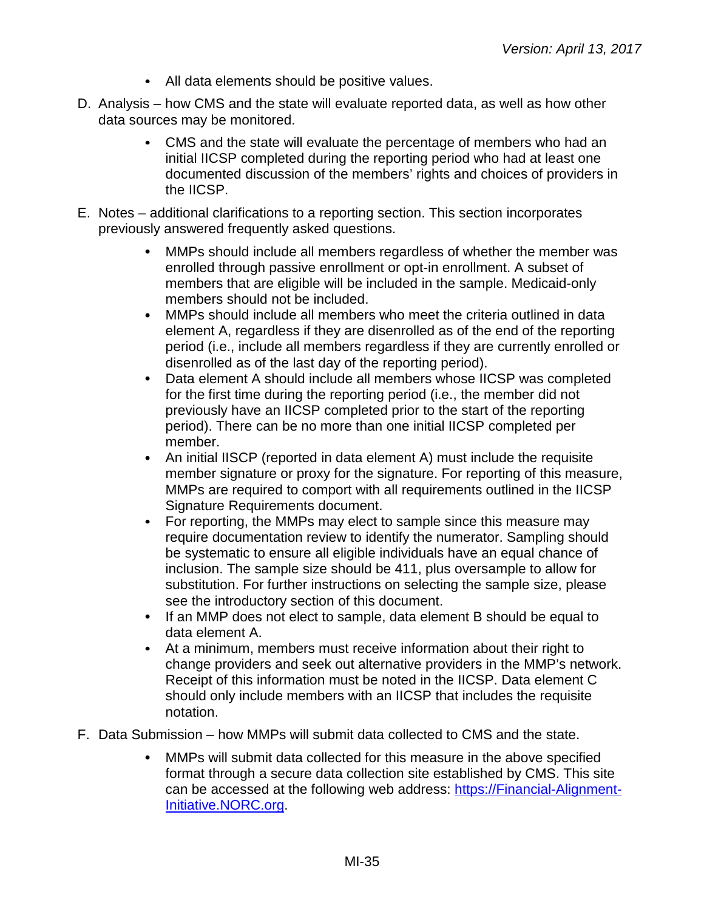- All data elements should be positive values.

D. Analysis – how CMS and the state will evaluate reported data, as well as how other data sources may be monitored.

  - CMS and the state will evaluate the percentage of members who had an initial IICSP completed during the reporting period who had at least one documented discussion of the members' rights and choices of providers in the IICSP.

E. Notes – additional clarifications to a reporting section. This section incorporates previously answered frequently asked questions.

  - MMPs should include all members regardless of whether the member was enrolled through passive enrollment or opt-in enrollment. A subset of members that are eligible will be included in the sample. Medicaid-only members should not be included.
  - MMPs should include all members who meet the criteria outlined in data element A, regardless if they are disenrolled as of the end of the reporting period (i.e., include all members regardless if they are currently enrolled or disenrolled as of the last day of the reporting period).
  - Data element A should include all members whose IICSP was completed for the first time during the reporting period (i.e., the member did not previously have an IICSP completed prior to the start of the reporting period). There can be no more than one initial IICSP completed per member.
  - An initial IISCP (reported in data element A) must include the requisite member signature or proxy for the signature. For reporting of this measure, MMPs are required to comport with all requirements outlined in the IICSP Signature Requirements document.
  - For reporting, the MMPs may elect to sample since this measure may require documentation review to identify the numerator. Sampling should be systematic to ensure all eligible individuals have an equal chance of inclusion. The sample size should be 411, plus oversample to allow for substitution. For further instructions on selecting the sample size, please see the introductory section of this document.
  - If an MMP does not elect to sample, data element B should be equal to data element A.
  - At a minimum, members must receive information about their right to change providers and seek out alternative providers in the MMP's network. Receipt of this information must be noted in the IICSP. Data element C should only include members with an IICSP that includes the requisite notation.

F. Data Submission – how MMPs will submit data collected to CMS and the state.

  - MMPs will submit data collected for this measure in the above specified format through a secure data collection site established by CMS. This site can be accessed at the following web address: [https://Financial-Alignment-Initiative.NORC.org](https://Financial-Alignment-Initiative.NORC.org).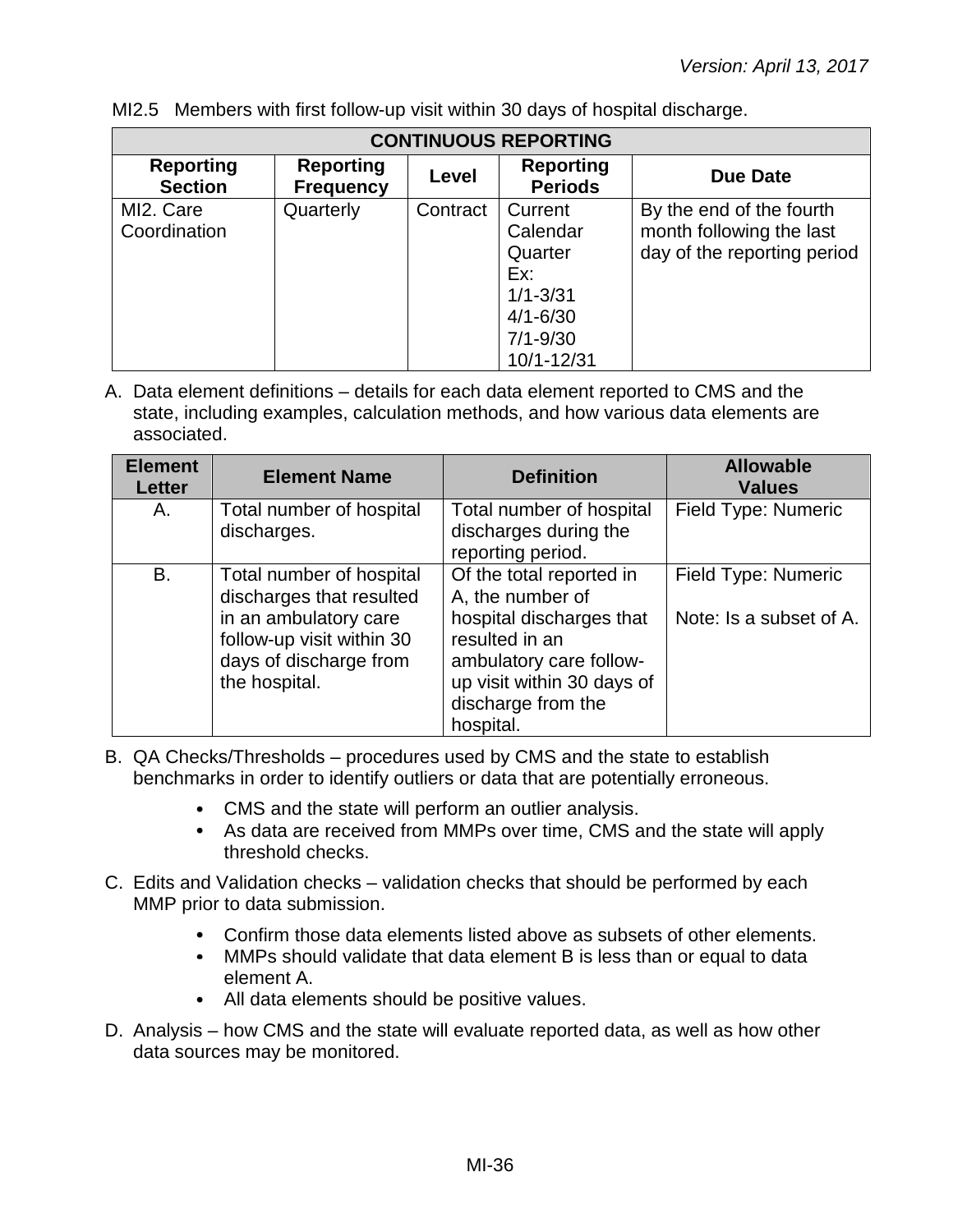MI2.5 Members with first follow-up visit within 30 days of hospital discharge.

| CONTINUOUS REPORTING | | | | |
|---|---|---|---|---|
| **Reporting Section** | **Reporting Frequency** | **Level** | **Reporting Periods** | **Due Date** |
| MI2. Care Coordination | Quarterly | Contract | Current Calendar Quarter Ex: 1/1-3/31 4/1-6/30 7/1-9/30 10/1-12/31 | By the end of the fourth month following the last day of the reporting period |

A. Data element definitions – details for each data element reported to CMS and the state, including examples, calculation methods, and how various data elements are associated.

| Element Letter | Element Name | Definition | Allowable Values |
|---|---|---|---|
| A. | Total number of hospital discharges. | Total number of hospital discharges during the reporting period. | Field Type: Numeric |
| B. | Total number of hospital discharges that resulted in an ambulatory care follow-up visit within 30 days of discharge from the hospital. | Of the total reported in A, the number of hospital discharges that resulted in an ambulatory care follow-up visit within 30 days of discharge from the hospital. | Field Type: Numeric<br><br>Note: Is a subset of A. |

B. QA Checks/Thresholds – procedures used by CMS and the state to establish benchmarks in order to identify outliers or data that are potentially erroneous.

- CMS and the state will perform an outlier analysis.
- As data are received from MMPs over time, CMS and the state will apply threshold checks.

C. Edits and Validation checks – validation checks that should be performed by each MMP prior to data submission.

- Confirm those data elements listed above as subsets of other elements.
- MMPs should validate that data element B is less than or equal to data element A.
- All data elements should be positive values.

D. Analysis – how CMS and the state will evaluate reported data, as well as how other data sources may be monitored.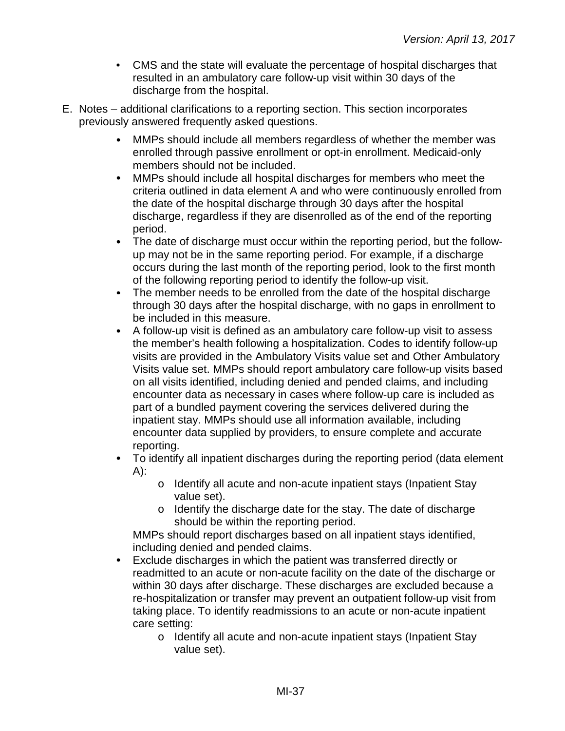- CMS and the state will evaluate the percentage of hospital discharges that resulted in an ambulatory care follow-up visit within 30 days of the discharge from the hospital.

E. Notes – additional clarifications to a reporting section. This section incorporates previously answered frequently asked questions.

  - MMPs should include all members regardless of whether the member was enrolled through passive enrollment or opt-in enrollment. Medicaid-only members should not be included.
  - MMPs should include all hospital discharges for members who meet the criteria outlined in data element A and who were continuously enrolled from the date of the hospital discharge through 30 days after the hospital discharge, regardless if they are disenrolled as of the end of the reporting period.
  - The date of discharge must occur within the reporting period, but the follow-up may not be in the same reporting period. For example, if a discharge occurs during the last month of the reporting period, look to the first month of the following reporting period to identify the follow-up visit.
  - The member needs to be enrolled from the date of the hospital discharge through 30 days after the hospital discharge, with no gaps in enrollment to be included in this measure.
  - A follow-up visit is defined as an ambulatory care follow-up visit to assess the member's health following a hospitalization. Codes to identify follow-up visits are provided in the Ambulatory Visits value set and Other Ambulatory Visits value set. MMPs should report ambulatory care follow-up visits based on all visits identified, including denied and pended claims, and including encounter data as necessary in cases where follow-up care is included as part of a bundled payment covering the services delivered during the inpatient stay. MMPs should use all information available, including encounter data supplied by providers, to ensure complete and accurate reporting.
  - To identify all inpatient discharges during the reporting period (data element A):
    - Identify all acute and non-acute inpatient stays (Inpatient Stay value set).
    - Identify the discharge date for the stay. The date of discharge should be within the reporting period.

    MMPs should report discharges based on all inpatient stays identified, including denied and pended claims.
  - Exclude discharges in which the patient was transferred directly or readmitted to an acute or non-acute facility on the date of the discharge or within 30 days after discharge. These discharges are excluded because a re-hospitalization or transfer may prevent an outpatient follow-up visit from taking place. To identify readmissions to an acute or non-acute inpatient care setting:
    - Identify all acute and non-acute inpatient stays (Inpatient Stay value set).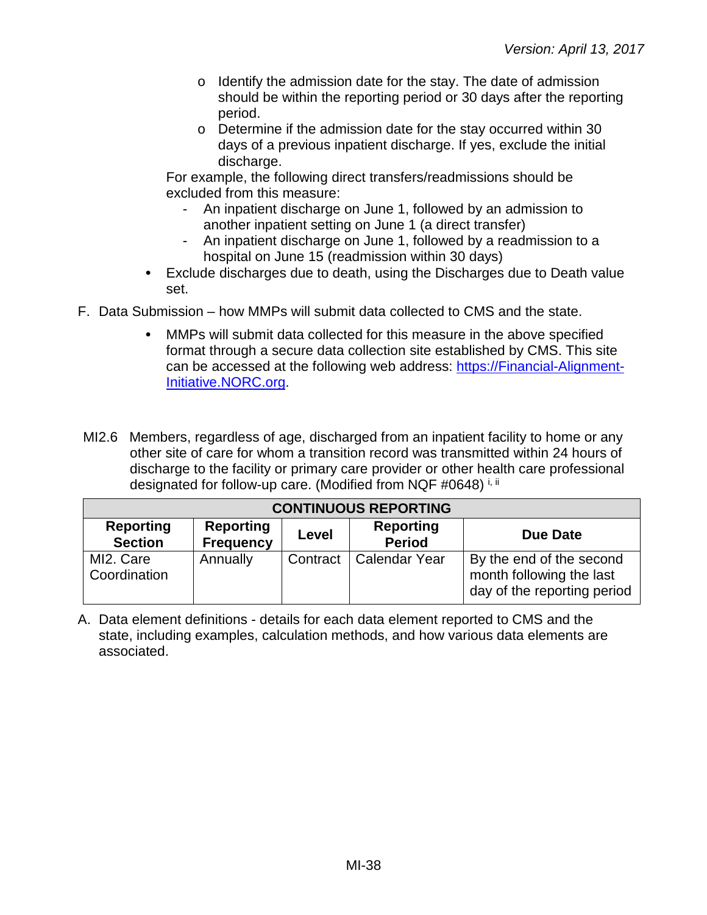- Identify the admission date for the stay. The date of admission should be within the reporting period or 30 days after the reporting period.
- Determine if the admission date for the stay occurred within 30 days of a previous inpatient discharge. If yes, exclude the initial discharge.

For example, the following direct transfers/readmissions should be excluded from this measure:

- An inpatient discharge on June 1, followed by an admission to another inpatient setting on June 1 (a direct transfer)
- An inpatient discharge on June 1, followed by a readmission to a hospital on June 15 (readmission within 30 days)

- Exclude discharges due to death, using the Discharges due to Death value set.

F. Data Submission – how MMPs will submit data collected to CMS and the state.

- MMPs will submit data collected for this measure in the above specified format through a secure data collection site established by CMS. This site can be accessed at the following web address: https://Financial-Alignment-Initiative.NORC.org.

MI2.6 Members, regardless of age, discharged from an inpatient facility to home or any other site of care for whom a transition record was transmitted within 24 hours of discharge to the facility or primary care provider or other health care professional designated for follow-up care. (Modified from NQF #0648) [i, ii]

| CONTINUOUS REPORTING | | | | |
|---|---|---|---|---|
| **Reporting Section** | **Reporting Frequency** | **Level** | **Reporting Period** | **Due Date** |
| MI2. Care Coordination | Annually | Contract | Calendar Year | By the end of the second month following the last day of the reporting period |

A. Data element definitions - details for each data element reported to CMS and the state, including examples, calculation methods, and how various data elements are associated.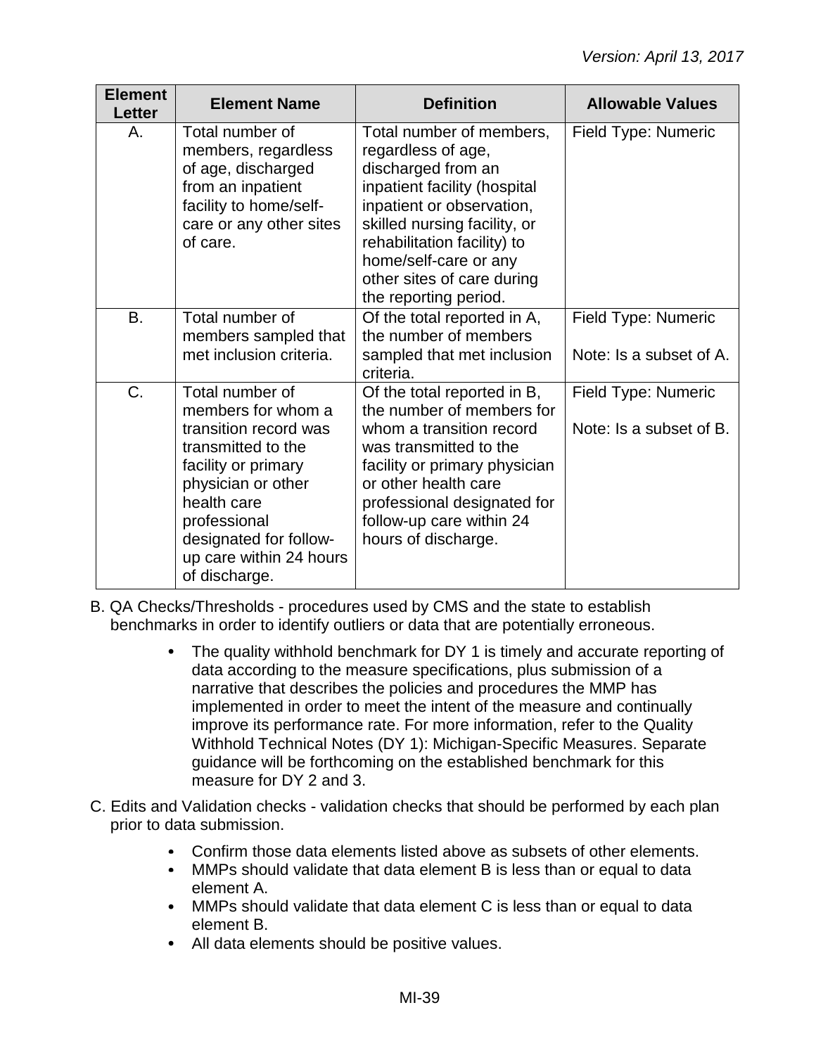| Element Letter | Element Name | Definition | Allowable Values |
|---|---|---|---|
| A. | Total number of members, regardless of age, discharged from an inpatient facility to home/self-care or any other sites of care. | Total number of members, regardless of age, discharged from an inpatient facility (hospital inpatient or observation, skilled nursing facility, or rehabilitation facility) to home/self-care or any other sites of care during the reporting period. | Field Type: Numeric |
| B. | Total number of members sampled that met inclusion criteria. | Of the total reported in A, the number of members sampled that met inclusion criteria. | Field Type: Numeric<br><br>Note: Is a subset of A. |
| C. | Total number of members for whom a transition record was transmitted to the facility or primary physician or other health care professional designated for follow-up care within 24 hours of discharge. | Of the total reported in B, the number of members for whom a transition record was transmitted to the facility or primary physician or other health care professional designated for follow-up care within 24 hours of discharge. | Field Type: Numeric<br><br>Note: Is a subset of B. |

B. QA Checks/Thresholds - procedures used by CMS and the state to establish benchmarks in order to identify outliers or data that are potentially erroneous.

- The quality withhold benchmark for DY 1 is timely and accurate reporting of data according to the measure specifications, plus submission of a narrative that describes the policies and procedures the MMP has implemented in order to meet the intent of the measure and continually improve its performance rate. For more information, refer to the Quality Withhold Technical Notes (DY 1): Michigan-Specific Measures. Separate guidance will be forthcoming on the established benchmark for this measure for DY 2 and 3.

C. Edits and Validation checks - validation checks that should be performed by each plan prior to data submission.

- Confirm those data elements listed above as subsets of other elements.
- MMPs should validate that data element B is less than or equal to data element A.
- MMPs should validate that data element C is less than or equal to data element B.
- All data elements should be positive values.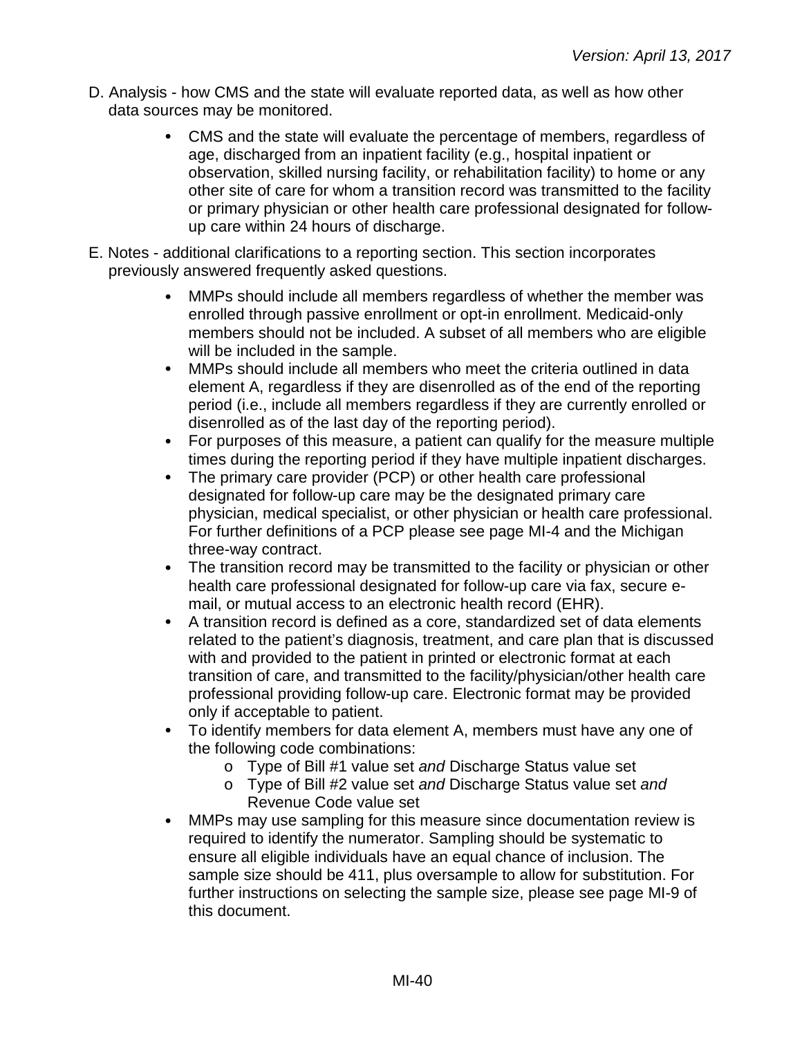D. Analysis - how CMS and the state will evaluate reported data, as well as how other data sources may be monitored.

- CMS and the state will evaluate the percentage of members, regardless of age, discharged from an inpatient facility (e.g., hospital inpatient or observation, skilled nursing facility, or rehabilitation facility) to home or any other site of care for whom a transition record was transmitted to the facility or primary physician or other health care professional designated for follow-up care within 24 hours of discharge.

E. Notes - additional clarifications to a reporting section. This section incorporates previously answered frequently asked questions.

- MMPs should include all members regardless of whether the member was enrolled through passive enrollment or opt-in enrollment. Medicaid-only members should not be included. A subset of all members who are eligible will be included in the sample.
- MMPs should include all members who meet the criteria outlined in data element A, regardless if they are disenrolled as of the end of the reporting period (i.e., include all members regardless if they are currently enrolled or disenrolled as of the last day of the reporting period).
- For purposes of this measure, a patient can qualify for the measure multiple times during the reporting period if they have multiple inpatient discharges.
- The primary care provider (PCP) or other health care professional designated for follow-up care may be the designated primary care physician, medical specialist, or other physician or health care professional. For further definitions of a PCP please see page MI-4 and the Michigan three-way contract.
- The transition record may be transmitted to the facility or physician or other health care professional designated for follow-up care via fax, secure e-mail, or mutual access to an electronic health record (EHR).
- A transition record is defined as a core, standardized set of data elements related to the patient's diagnosis, treatment, and care plan that is discussed with and provided to the patient in printed or electronic format at each transition of care, and transmitted to the facility/physician/other health care professional providing follow-up care. Electronic format may be provided only if acceptable to patient.
- To identify members for data element A, members must have any one of the following code combinations:
  - Type of Bill #1 value set *and* Discharge Status value set
  - Type of Bill #2 value set *and* Discharge Status value set *and* Revenue Code value set
- MMPs may use sampling for this measure since documentation review is required to identify the numerator. Sampling should be systematic to ensure all eligible individuals have an equal chance of inclusion. The sample size should be 411, plus oversample to allow for substitution. For further instructions on selecting the sample size, please see page MI-9 of this document.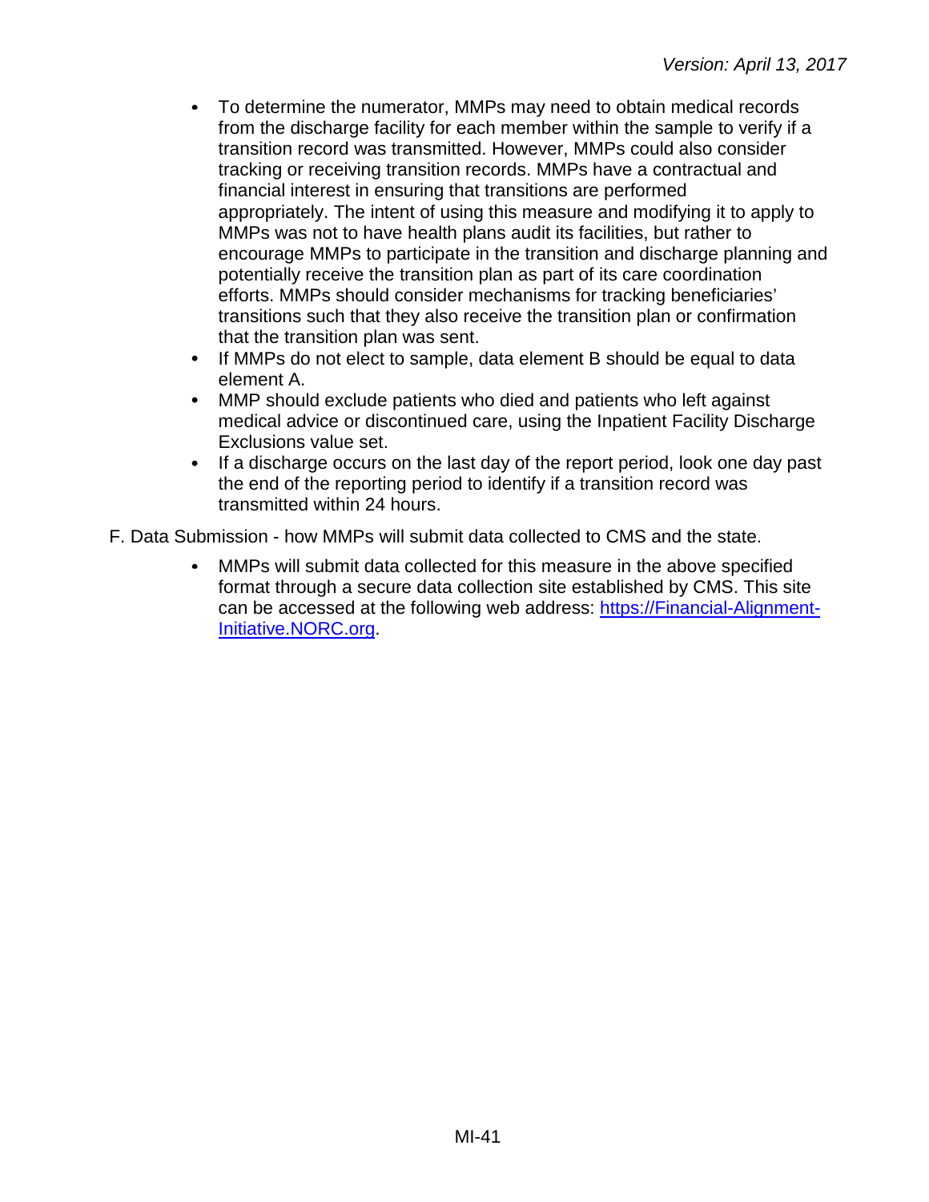- To determine the numerator, MMPs may need to obtain medical records from the discharge facility for each member within the sample to verify if a transition record was transmitted. However, MMPs could also consider tracking or receiving transition records. MMPs have a contractual and financial interest in ensuring that transitions are performed appropriately. The intent of using this measure and modifying it to apply to MMPs was not to have health plans audit its facilities, but rather to encourage MMPs to participate in the transition and discharge planning and potentially receive the transition plan as part of its care coordination efforts. MMPs should consider mechanisms for tracking beneficiaries' transitions such that they also receive the transition plan or confirmation that the transition plan was sent.
- If MMPs do not elect to sample, data element B should be equal to data element A.
- MMP should exclude patients who died and patients who left against medical advice or discontinued care, using the Inpatient Facility Discharge Exclusions value set.
- If a discharge occurs on the last day of the report period, look one day past the end of the reporting period to identify if a transition record was transmitted within 24 hours.

F. Data Submission - how MMPs will submit data collected to CMS and the state.

- MMPs will submit data collected for this measure in the above specified format through a secure data collection site established by CMS. This site can be accessed at the following web address: [https://Financial-Alignment-Initiative.NORC.org](https://Financial-Alignment-Initiative.NORC.org).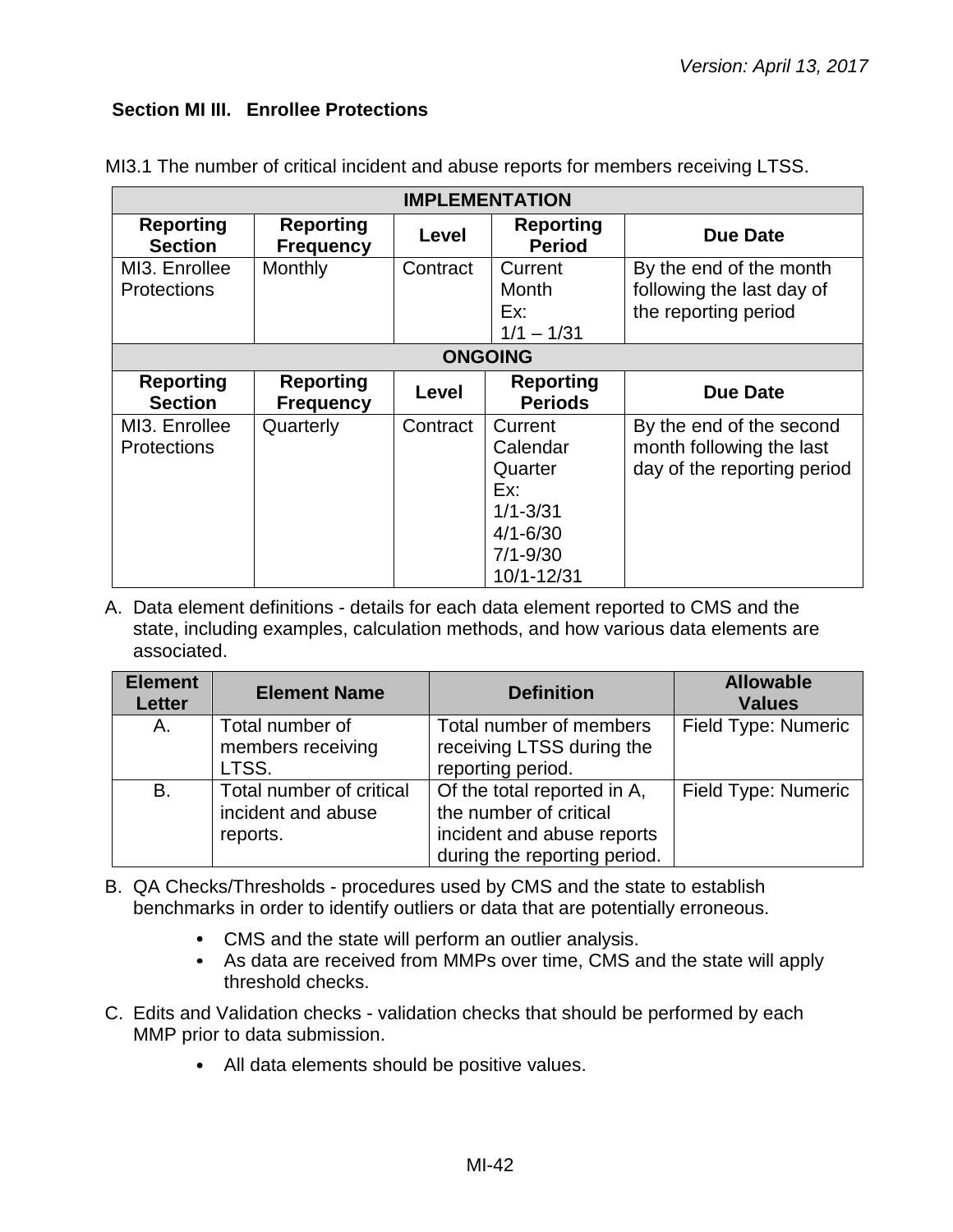### Section MI III. Enrollee Protections

MI3.1 The number of critical incident and abuse reports for members receiving LTSS.

| IMPLEMENTATION | | | | |
|---|---|---|---|---|
| **Reporting Section** | **Reporting Frequency** | **Level** | **Reporting Period** | **Due Date** |
| MI3. Enrollee Protections | Monthly | Contract | Current Month<br>Ex:<br>1/1 – 1/31 | By the end of the month following the last day of the reporting period |
| **ONGOING** | | | | |
| **Reporting Section** | **Reporting Frequency** | **Level** | **Reporting Periods** | **Due Date** |
| MI3. Enrollee Protections | Quarterly | Contract | Current Calendar Quarter<br>Ex:<br>1/1-3/31<br>4/1-6/30<br>7/1-9/30<br>10/1-12/31 | By the end of the second month following the last day of the reporting period |

A. Data element definitions - details for each data element reported to CMS and the state, including examples, calculation methods, and how various data elements are associated.

| Element Letter | Element Name | Definition | Allowable Values |
|---|---|---|---|
| A. | Total number of members receiving LTSS. | Total number of members receiving LTSS during the reporting period. | Field Type: Numeric |
| B. | Total number of critical incident and abuse reports. | Of the total reported in A, the number of critical incident and abuse reports during the reporting period. | Field Type: Numeric |

B. QA Checks/Thresholds - procedures used by CMS and the state to establish benchmarks in order to identify outliers or data that are potentially erroneous.

- CMS and the state will perform an outlier analysis.
- As data are received from MMPs over time, CMS and the state will apply threshold checks.

C. Edits and Validation checks - validation checks that should be performed by each MMP prior to data submission.

- All data elements should be positive values.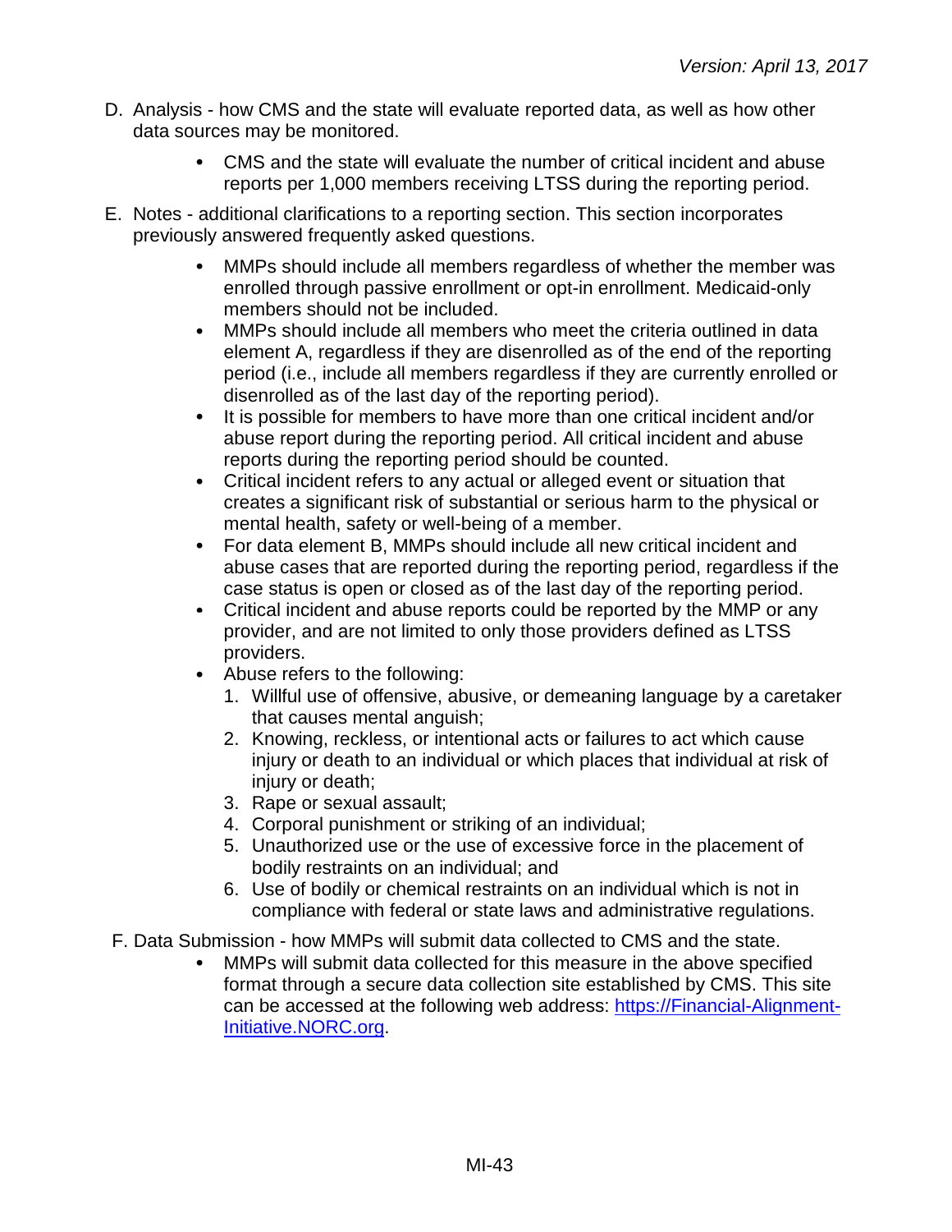D. Analysis - how CMS and the state will evaluate reported data, as well as how other data sources may be monitored.

- CMS and the state will evaluate the number of critical incident and abuse reports per 1,000 members receiving LTSS during the reporting period.

E. Notes - additional clarifications to a reporting section. This section incorporates previously answered frequently asked questions.

- MMPs should include all members regardless of whether the member was enrolled through passive enrollment or opt-in enrollment. Medicaid-only members should not be included.
- MMPs should include all members who meet the criteria outlined in data element A, regardless if they are disenrolled as of the end of the reporting period (i.e., include all members regardless if they are currently enrolled or disenrolled as of the last day of the reporting period).
- It is possible for members to have more than one critical incident and/or abuse report during the reporting period. All critical incident and abuse reports during the reporting period should be counted.
- Critical incident refers to any actual or alleged event or situation that creates a significant risk of substantial or serious harm to the physical or mental health, safety or well-being of a member.
- For data element B, MMPs should include all new critical incident and abuse cases that are reported during the reporting period, regardless if the case status is open or closed as of the last day of the reporting period.
- Critical incident and abuse reports could be reported by the MMP or any provider, and are not limited to only those providers defined as LTSS providers.
- Abuse refers to the following:
  1. Willful use of offensive, abusive, or demeaning language by a caretaker that causes mental anguish;
  2. Knowing, reckless, or intentional acts or failures to act which cause injury or death to an individual or which places that individual at risk of injury or death;
  3. Rape or sexual assault;
  4. Corporal punishment or striking of an individual;
  5. Unauthorized use or the use of excessive force in the placement of bodily restraints on an individual; and
  6. Use of bodily or chemical restraints on an individual which is not in compliance with federal or state laws and administrative regulations.

F. Data Submission - how MMPs will submit data collected to CMS and the state.

- MMPs will submit data collected for this measure in the above specified format through a secure data collection site established by CMS. This site can be accessed at the following web address: [https://Financial-Alignment-Initiative.NORC.org](https://Financial-Alignment-Initiative.NORC.org).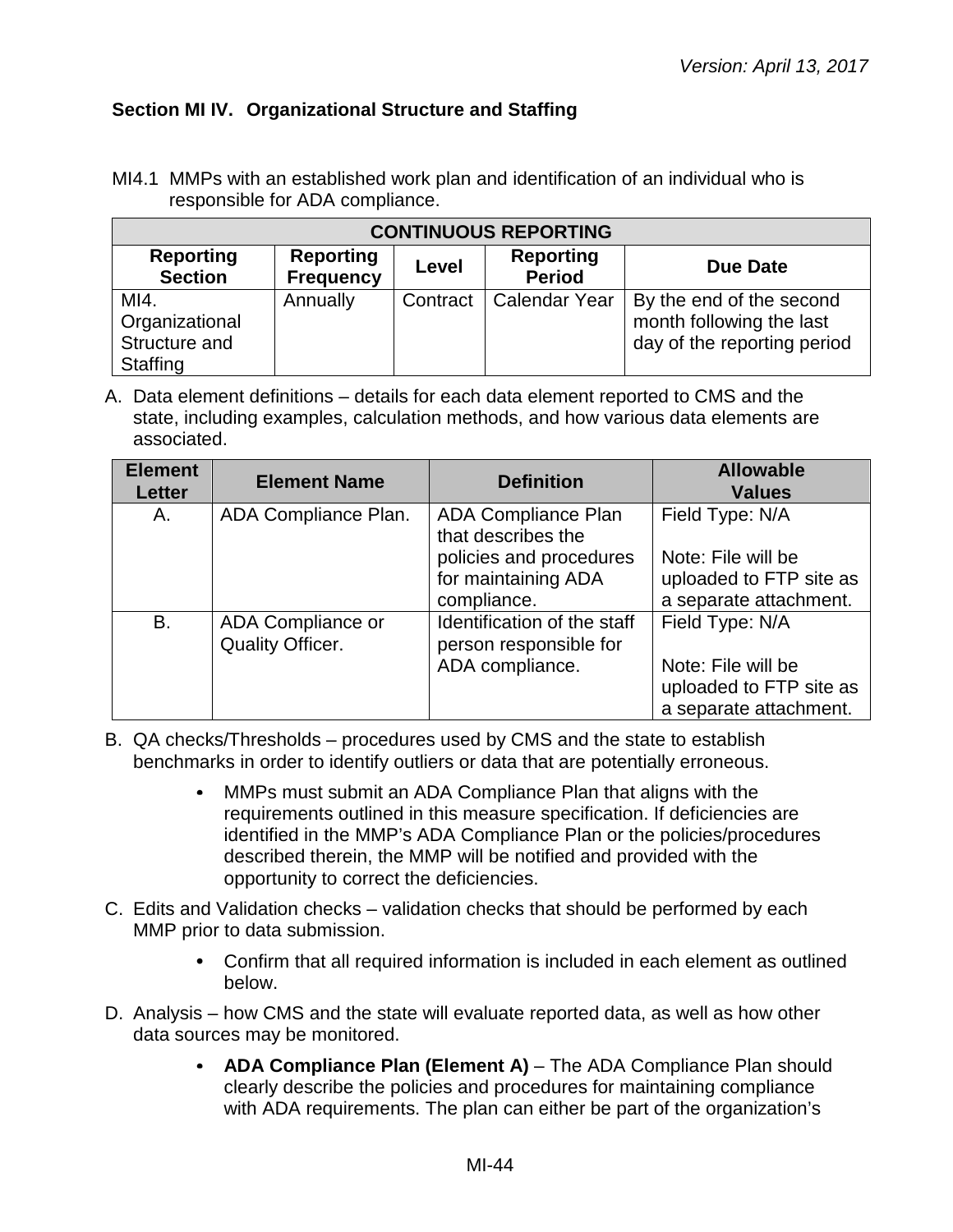## Section MI IV. Organizational Structure and Staffing

MI4.1 MMPs with an established work plan and identification of an individual who is responsible for ADA compliance.

| CONTINUOUS REPORTING | | | | |
|---|---|---|---|---|
| **Reporting Section** | **Reporting Frequency** | **Level** | **Reporting Period** | **Due Date** |
| MI4. Organizational Structure and Staffing | Annually | Contract | Calendar Year | By the end of the second month following the last day of the reporting period |

A. Data element definitions – details for each data element reported to CMS and the state, including examples, calculation methods, and how various data elements are associated.

| Element Letter | Element Name | Definition | Allowable Values |
|---|---|---|---|
| A. | ADA Compliance Plan. | ADA Compliance Plan that describes the policies and procedures for maintaining ADA compliance. | Field Type: N/A<br><br>Note: File will be uploaded to FTP site as a separate attachment. |
| B. | ADA Compliance or Quality Officer. | Identification of the staff person responsible for ADA compliance. | Field Type: N/A<br><br>Note: File will be uploaded to FTP site as a separate attachment. |

B. QA checks/Thresholds – procedures used by CMS and the state to establish benchmarks in order to identify outliers or data that are potentially erroneous.

- MMPs must submit an ADA Compliance Plan that aligns with the requirements outlined in this measure specification. If deficiencies are identified in the MMP's ADA Compliance Plan or the policies/procedures described therein, the MMP will be notified and provided with the opportunity to correct the deficiencies.

C. Edits and Validation checks – validation checks that should be performed by each MMP prior to data submission.

- Confirm that all required information is included in each element as outlined below.

D. Analysis – how CMS and the state will evaluate reported data, as well as how other data sources may be monitored.

- **ADA Compliance Plan (Element A)** – The ADA Compliance Plan should clearly describe the policies and procedures for maintaining compliance with ADA requirements. The plan can either be part of the organization's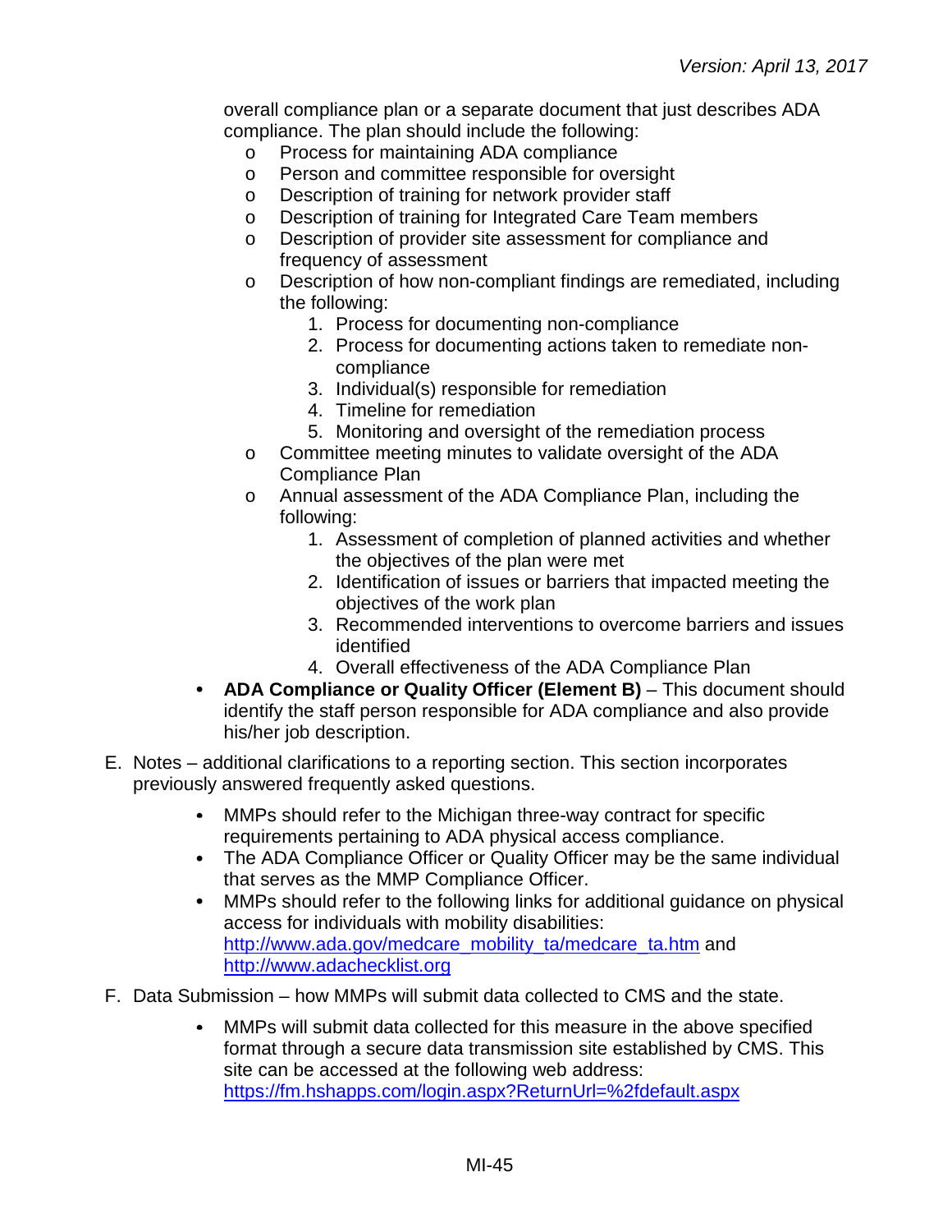overall compliance plan or a separate document that just describes ADA compliance. The plan should include the following:

- Process for maintaining ADA compliance
- Person and committee responsible for oversight
- Description of training for network provider staff
- Description of training for Integrated Care Team members
- Description of provider site assessment for compliance and frequency of assessment
- Description of how non-compliant findings are remediated, including the following:
  1. Process for documenting non-compliance
  2. Process for documenting actions taken to remediate non-compliance
  3. Individual(s) responsible for remediation
  4. Timeline for remediation
  5. Monitoring and oversight of the remediation process
- Committee meeting minutes to validate oversight of the ADA Compliance Plan
- Annual assessment of the ADA Compliance Plan, including the following:
  1. Assessment of completion of planned activities and whether the objectives of the plan were met
  2. Identification of issues or barriers that impacted meeting the objectives of the work plan
  3. Recommended interventions to overcome barriers and issues identified
  4. Overall effectiveness of the ADA Compliance Plan

- **ADA Compliance or Quality Officer (Element B)** – This document should identify the staff person responsible for ADA compliance and also provide his/her job description.

E. Notes – additional clarifications to a reporting section. This section incorporates previously answered frequently asked questions.

- MMPs should refer to the Michigan three-way contract for specific requirements pertaining to ADA physical access compliance.
- The ADA Compliance Officer or Quality Officer may be the same individual that serves as the MMP Compliance Officer.
- MMPs should refer to the following links for additional guidance on physical access for individuals with mobility disabilities: [http://www.ada.gov/medcare_mobility_ta/medcare_ta.htm](http://www.ada.gov/medcare_mobility_ta/medcare_ta.htm) and [http://www.adachecklist.org](http://www.adachecklist.org)

F. Data Submission – how MMPs will submit data collected to CMS and the state.

- MMPs will submit data collected for this measure in the above specified format through a secure data transmission site established by CMS. This site can be accessed at the following web address: [https://fm.hshapps.com/login.aspx?ReturnUrl=%2fdefault.aspx](https://fm.hshapps.com/login.aspx?ReturnUrl=%2fdefault.aspx)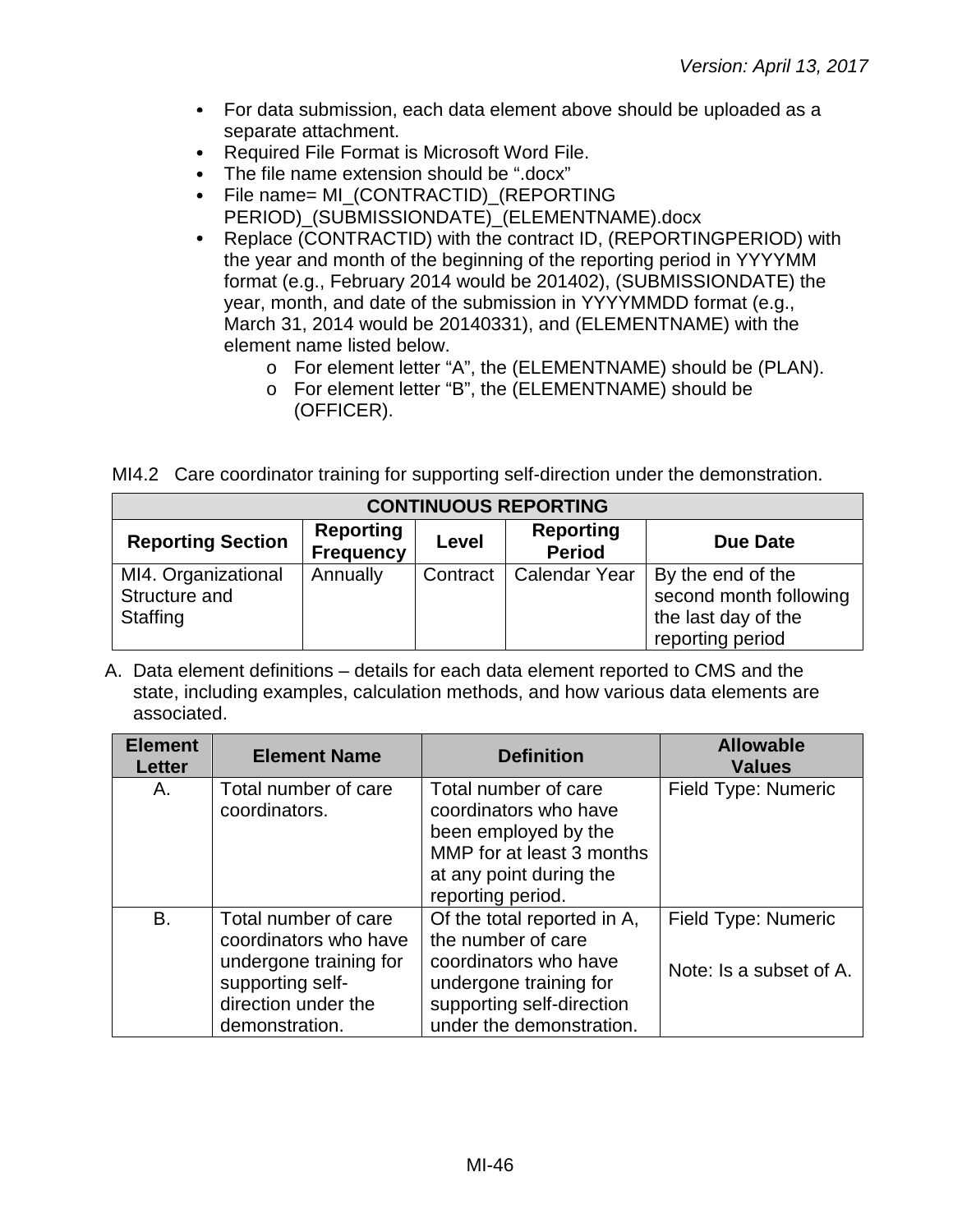- For data submission, each data element above should be uploaded as a separate attachment.
- Required File Format is Microsoft Word File.
- The file name extension should be ".docx"
- File name= MI_(CONTRACTID)_(REPORTING PERIOD)_(SUBMISSIONDATE)_(ELEMENTNAME).docx
- Replace (CONTRACTID) with the contract ID, (REPORTINGPERIOD) with the year and month of the beginning of the reporting period in YYYYMM format (e.g., February 2014 would be 201402), (SUBMISSIONDATE) the year, month, and date of the submission in YYYYMMDD format (e.g., March 31, 2014 would be 20140331), and (ELEMENTNAME) with the element name listed below.
  - For element letter "A", the (ELEMENTNAME) should be (PLAN).
  - For element letter "B", the (ELEMENTNAME) should be (OFFICER).

MI4.2 Care coordinator training for supporting self-direction under the demonstration.

| CONTINUOUS REPORTING | | | | |
|---|---|---|---|---|
| **Reporting Section** | **Reporting Frequency** | **Level** | **Reporting Period** | **Due Date** |
| MI4. Organizational Structure and Staffing | Annually | Contract | Calendar Year | By the end of the second month following the last day of the reporting period |

A. Data element definitions – details for each data element reported to CMS and the state, including examples, calculation methods, and how various data elements are associated.

| Element Letter | Element Name | Definition | Allowable Values |
|---|---|---|---|
| A. | Total number of care coordinators. | Total number of care coordinators who have been employed by the MMP for at least 3 months at any point during the reporting period. | Field Type: Numeric |
| B. | Total number of care coordinators who have undergone training for supporting self-direction under the demonstration. | Of the total reported in A, the number of care coordinators who have undergone training for supporting self-direction under the demonstration. | Field Type: Numeric<br><br>Note: Is a subset of A. |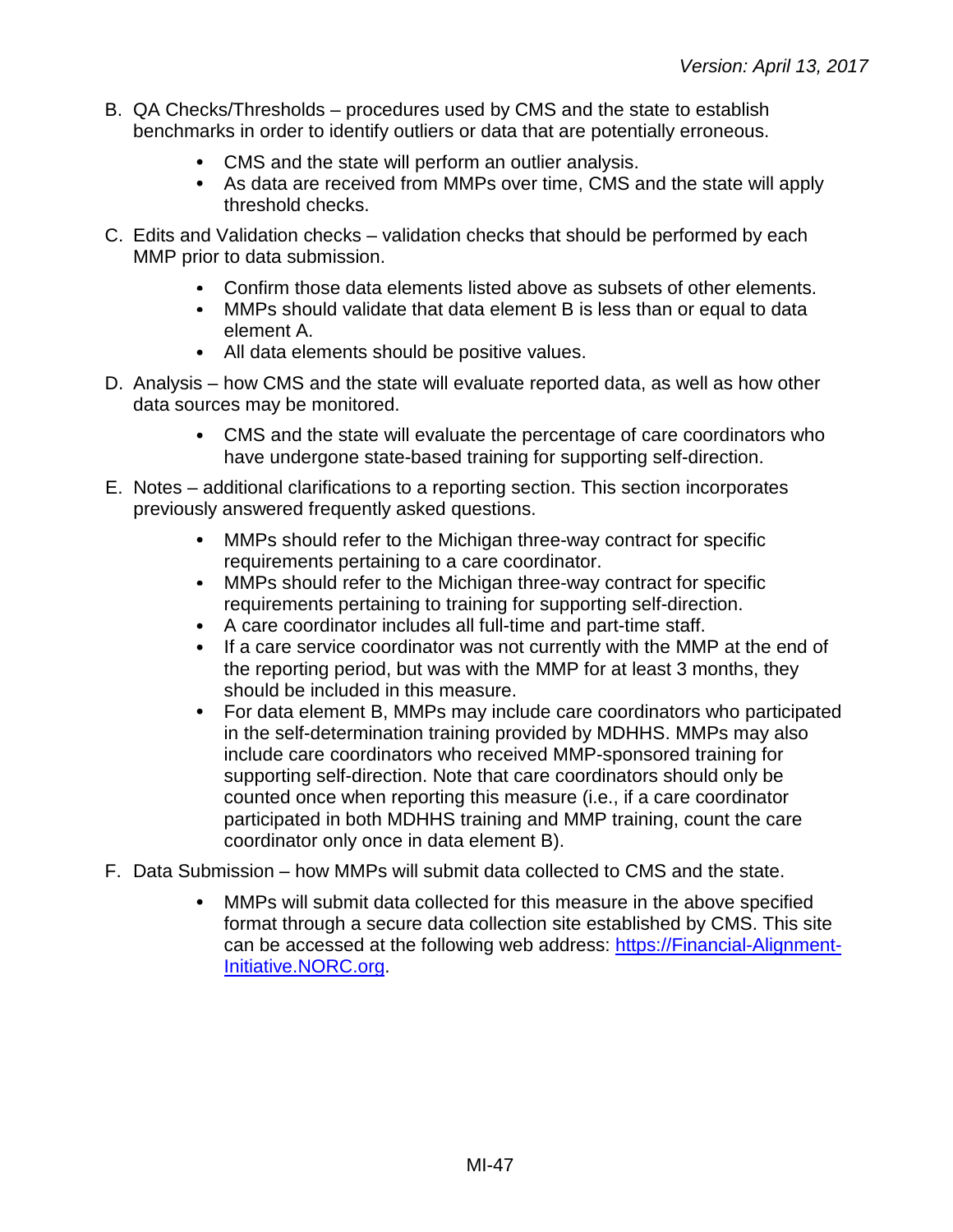B. QA Checks/Thresholds – procedures used by CMS and the state to establish benchmarks in order to identify outliers or data that are potentially erroneous.

- CMS and the state will perform an outlier analysis.
- As data are received from MMPs over time, CMS and the state will apply threshold checks.

C. Edits and Validation checks – validation checks that should be performed by each MMP prior to data submission.

- Confirm those data elements listed above as subsets of other elements.
- MMPs should validate that data element B is less than or equal to data element A.
- All data elements should be positive values.

D. Analysis – how CMS and the state will evaluate reported data, as well as how other data sources may be monitored.

- CMS and the state will evaluate the percentage of care coordinators who have undergone state-based training for supporting self-direction.

E. Notes – additional clarifications to a reporting section. This section incorporates previously answered frequently asked questions.

- MMPs should refer to the Michigan three-way contract for specific requirements pertaining to a care coordinator.
- MMPs should refer to the Michigan three-way contract for specific requirements pertaining to training for supporting self-direction.
- A care coordinator includes all full-time and part-time staff.
- If a care service coordinator was not currently with the MMP at the end of the reporting period, but was with the MMP for at least 3 months, they should be included in this measure.
- For data element B, MMPs may include care coordinators who participated in the self-determination training provided by MDHHS. MMPs may also include care coordinators who received MMP-sponsored training for supporting self-direction. Note that care coordinators should only be counted once when reporting this measure (i.e., if a care coordinator participated in both MDHHS training and MMP training, count the care coordinator only once in data element B).

F. Data Submission – how MMPs will submit data collected to CMS and the state.

- MMPs will submit data collected for this measure in the above specified format through a secure data collection site established by CMS. This site can be accessed at the following web address: [https://Financial-Alignment-Initiative.NORC.org](https://Financial-Alignment-Initiative.NORC.org).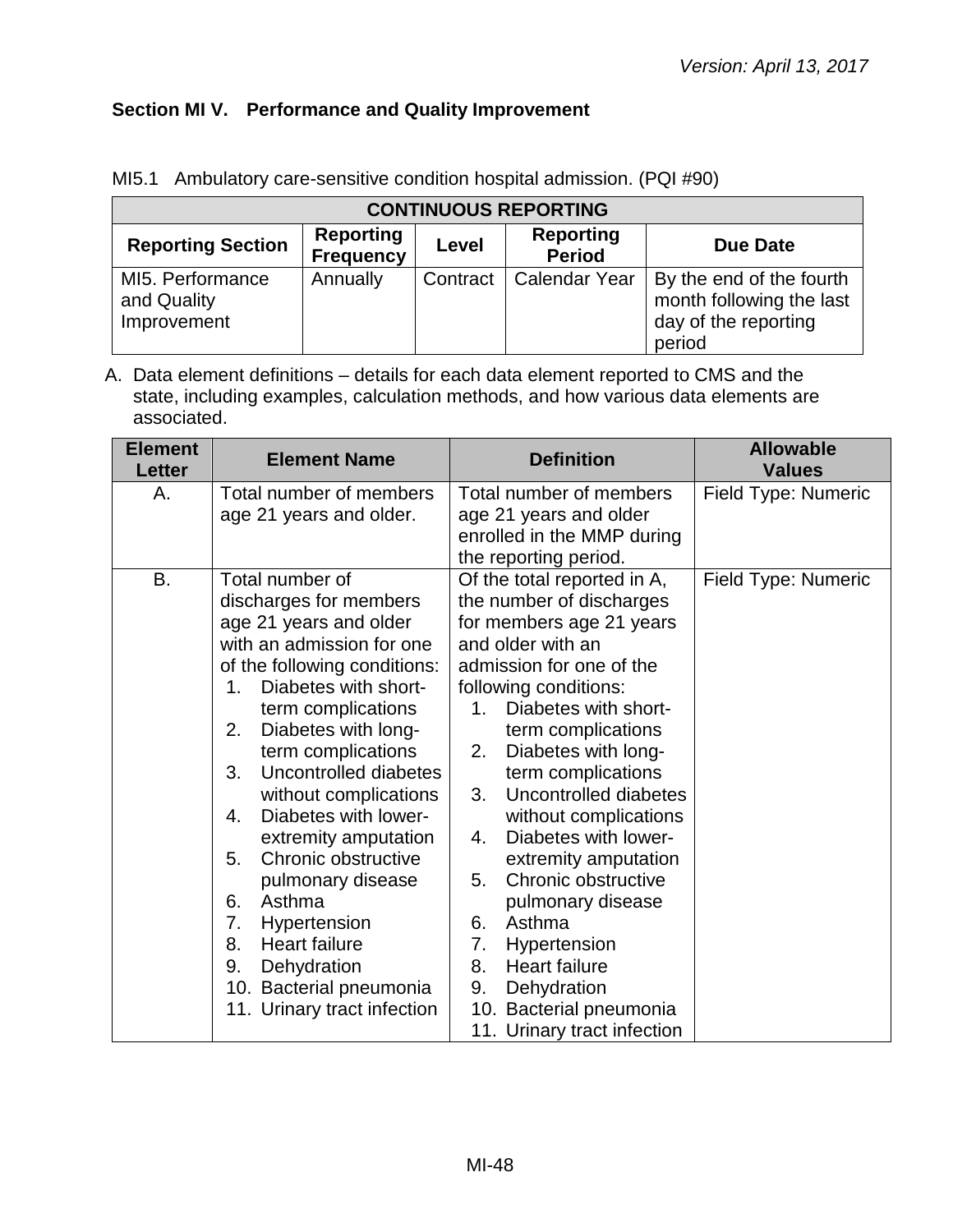### Section MI V. Performance and Quality Improvement

MI5.1 Ambulatory care-sensitive condition hospital admission. (PQI #90)

| CONTINUOUS REPORTING | | | | |
|---|---|---|---|---|
| **Reporting Section** | **Reporting Frequency** | **Level** | **Reporting Period** | **Due Date** |
| MI5. Performance and Quality Improvement | Annually | Contract | Calendar Year | By the end of the fourth month following the last day of the reporting period |

A. Data element definitions – details for each data element reported to CMS and the state, including examples, calculation methods, and how various data elements are associated.

| Element Letter | Element Name | Definition | Allowable Values |
|---|---|---|---|
| A. | Total number of members age 21 years and older. | Total number of members age 21 years and older enrolled in the MMP during the reporting period. | Field Type: Numeric |
| B. | Total number of discharges for members age 21 years and older with an admission for one of the following conditions:<br>1. Diabetes with short-term complications<br>2. Diabetes with long-term complications<br>3. Uncontrolled diabetes without complications<br>4. Diabetes with lower-extremity amputation<br>5. Chronic obstructive pulmonary disease<br>6. Asthma<br>7. Hypertension<br>8. Heart failure<br>9. Dehydration<br>10. Bacterial pneumonia<br>11. Urinary tract infection | Of the total reported in A, the number of discharges for members age 21 years and older with an admission for one of the following conditions:<br>1. Diabetes with short-term complications<br>2. Diabetes with long-term complications<br>3. Uncontrolled diabetes without complications<br>4. Diabetes with lower-extremity amputation<br>5. Chronic obstructive pulmonary disease<br>6. Asthma<br>7. Hypertension<br>8. Heart failure<br>9. Dehydration<br>10. Bacterial pneumonia<br>11. Urinary tract infection | Field Type: Numeric |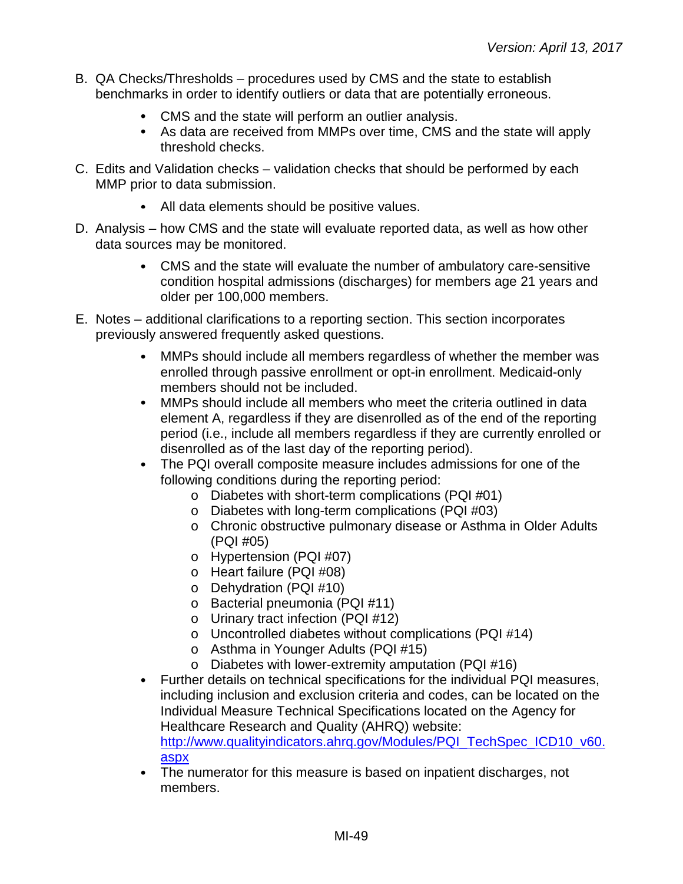B. QA Checks/Thresholds – procedures used by CMS and the state to establish benchmarks in order to identify outliers or data that are potentially erroneous.
   - CMS and the state will perform an outlier analysis.
   - As data are received from MMPs over time, CMS and the state will apply threshold checks.

C. Edits and Validation checks – validation checks that should be performed by each MMP prior to data submission.
   - All data elements should be positive values.

D. Analysis – how CMS and the state will evaluate reported data, as well as how other data sources may be monitored.
   - CMS and the state will evaluate the number of ambulatory care-sensitive condition hospital admissions (discharges) for members age 21 years and older per 100,000 members.

E. Notes – additional clarifications to a reporting section. This section incorporates previously answered frequently asked questions.
   - MMPs should include all members regardless of whether the member was enrolled through passive enrollment or opt-in enrollment. Medicaid-only members should not be included.
   - MMPs should include all members who meet the criteria outlined in data element A, regardless if they are disenrolled as of the end of the reporting period (i.e., include all members regardless if they are currently enrolled or disenrolled as of the last day of the reporting period).
   - The PQI overall composite measure includes admissions for one of the following conditions during the reporting period:
     - Diabetes with short-term complications (PQI #01)
     - Diabetes with long-term complications (PQI #03)
     - Chronic obstructive pulmonary disease or Asthma in Older Adults (PQI #05)
     - Hypertension (PQI #07)
     - Heart failure (PQI #08)
     - Dehydration (PQI #10)
     - Bacterial pneumonia (PQI #11)
     - Urinary tract infection (PQI #12)
     - Uncontrolled diabetes without complications (PQI #14)
     - Asthma in Younger Adults (PQI #15)
     - Diabetes with lower-extremity amputation (PQI #16)
   - Further details on technical specifications for the individual PQI measures, including inclusion and exclusion criteria and codes, can be located on the Individual Measure Technical Specifications located on the Agency for Healthcare Research and Quality (AHRQ) website: [http://www.qualityindicators.ahrq.gov/Modules/PQI_TechSpec_ICD10_v60.aspx](http://www.qualityindicators.ahrq.gov/Modules/PQI_TechSpec_ICD10_v60.aspx)
   - The numerator for this measure is based on inpatient discharges, not members.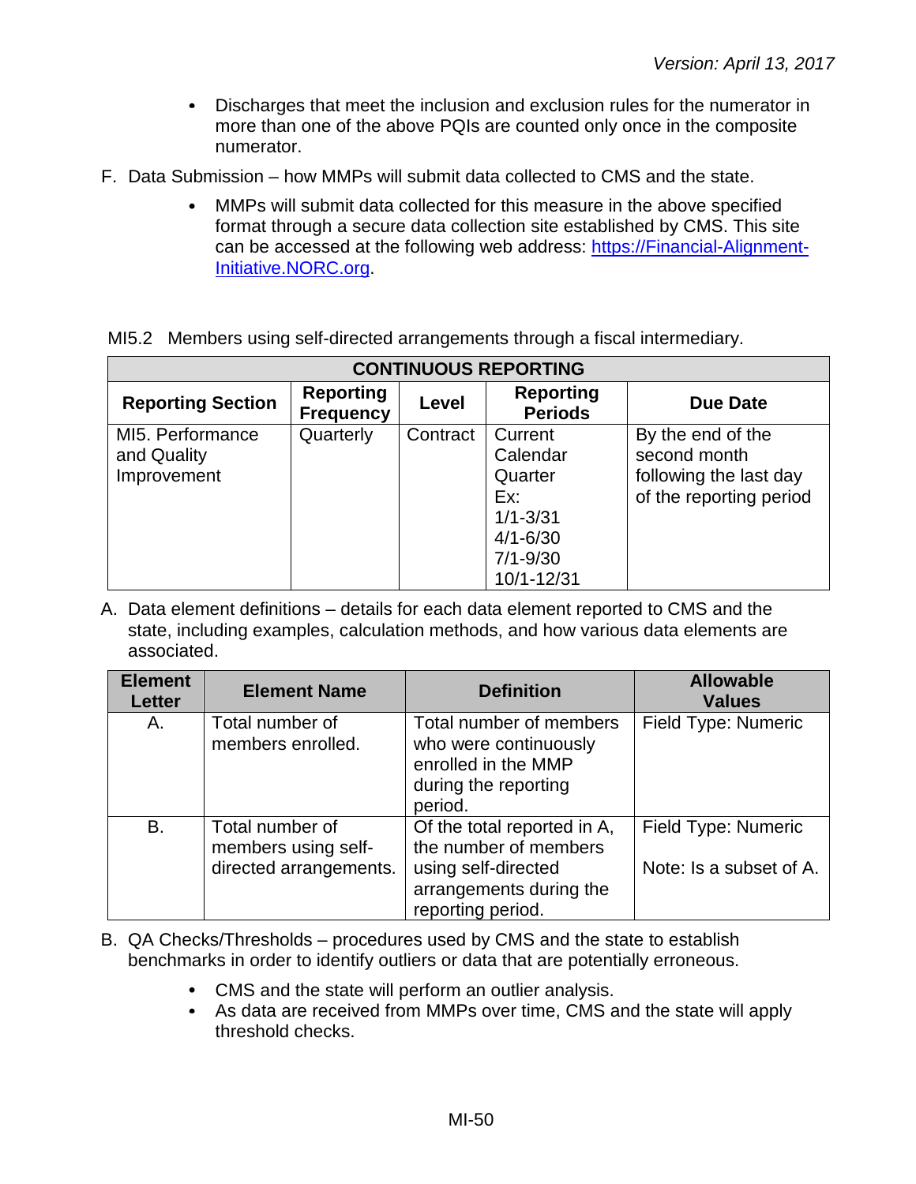- Discharges that meet the inclusion and exclusion rules for the numerator in more than one of the above PQIs are counted only once in the composite numerator.

F. Data Submission – how MMPs will submit data collected to CMS and the state.

- MMPs will submit data collected for this measure in the above specified format through a secure data collection site established by CMS. This site can be accessed at the following web address: https://Financial-Alignment-Initiative.NORC.org.

MI5.2 Members using self-directed arrangements through a fiscal intermediary.

| CONTINUOUS REPORTING | | | | |
|---|---|---|---|---|
| **Reporting Section** | **Reporting Frequency** | **Level** | **Reporting Periods** | **Due Date** |
| MI5. Performance and Quality Improvement | Quarterly | Contract | Current Calendar Quarter<br>Ex:<br>1/1-3/31<br>4/1-6/30<br>7/1-9/30<br>10/1-12/31 | By the end of the second month following the last day of the reporting period |

A. Data element definitions – details for each data element reported to CMS and the state, including examples, calculation methods, and how various data elements are associated.

| Element Letter | Element Name | Definition | Allowable Values |
|---|---|---|---|
| A. | Total number of members enrolled. | Total number of members who were continuously enrolled in the MMP during the reporting period. | Field Type: Numeric |
| B. | Total number of members using self-directed arrangements. | Of the total reported in A, the number of members using self-directed arrangements during the reporting period. | Field Type: Numeric<br><br>Note: Is a subset of A. |

B. QA Checks/Thresholds – procedures used by CMS and the state to establish benchmarks in order to identify outliers or data that are potentially erroneous.

- CMS and the state will perform an outlier analysis.
- As data are received from MMPs over time, CMS and the state will apply threshold checks.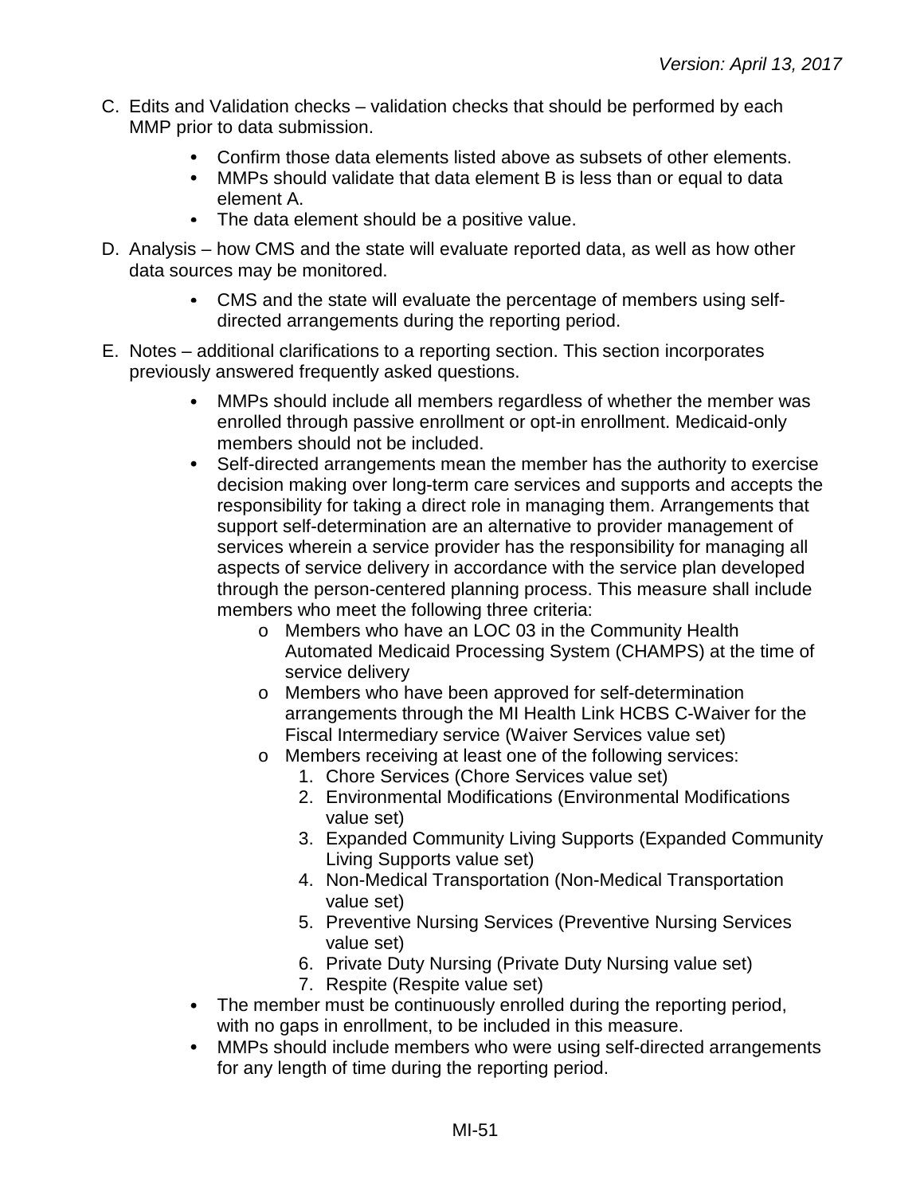C. Edits and Validation checks – validation checks that should be performed by each MMP prior to data submission.

- Confirm those data elements listed above as subsets of other elements.
- MMPs should validate that data element B is less than or equal to data element A.
- The data element should be a positive value.

D. Analysis – how CMS and the state will evaluate reported data, as well as how other data sources may be monitored.

- CMS and the state will evaluate the percentage of members using self-directed arrangements during the reporting period.

E. Notes – additional clarifications to a reporting section. This section incorporates previously answered frequently asked questions.

- MMPs should include all members regardless of whether the member was enrolled through passive enrollment or opt-in enrollment. Medicaid-only members should not be included.
- Self-directed arrangements mean the member has the authority to exercise decision making over long-term care services and supports and accepts the responsibility for taking a direct role in managing them. Arrangements that support self-determination are an alternative to provider management of services wherein a service provider has the responsibility for managing all aspects of service delivery in accordance with the service plan developed through the person-centered planning process. This measure shall include members who meet the following three criteria:
  - o Members who have an LOC 03 in the Community Health Automated Medicaid Processing System (CHAMPS) at the time of service delivery
  - o Members who have been approved for self-determination arrangements through the MI Health Link HCBS C-Waiver for the Fiscal Intermediary service (Waiver Services value set)
  - o Members receiving at least one of the following services:
    1. Chore Services (Chore Services value set)
    2. Environmental Modifications (Environmental Modifications value set)
    3. Expanded Community Living Supports (Expanded Community Living Supports value set)
    4. Non-Medical Transportation (Non-Medical Transportation value set)
    5. Preventive Nursing Services (Preventive Nursing Services value set)
    6. Private Duty Nursing (Private Duty Nursing value set)
    7. Respite (Respite value set)
- The member must be continuously enrolled during the reporting period, with no gaps in enrollment, to be included in this measure.
- MMPs should include members who were using self-directed arrangements for any length of time during the reporting period.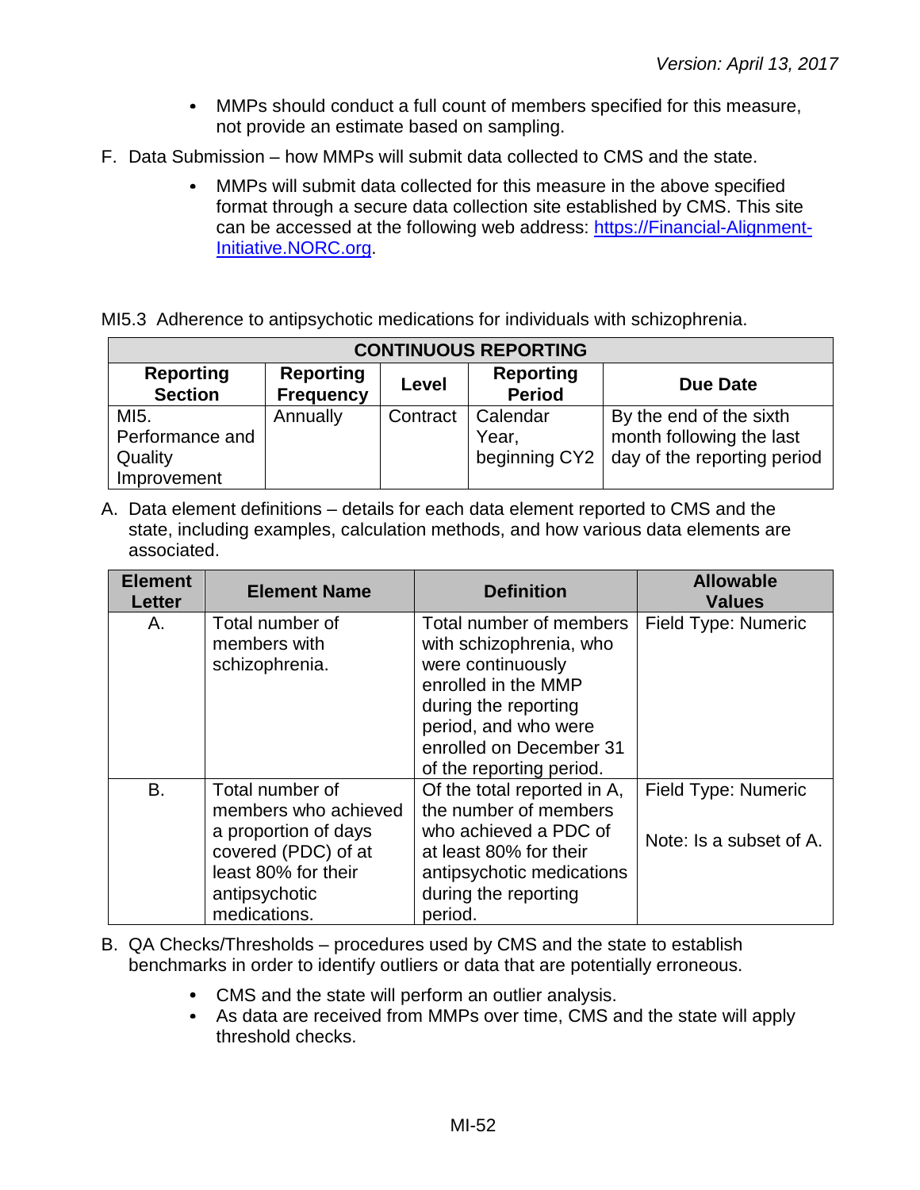- MMPs should conduct a full count of members specified for this measure, not provide an estimate based on sampling.

F. Data Submission – how MMPs will submit data collected to CMS and the state.

- MMPs will submit data collected for this measure in the above specified format through a secure data collection site established by CMS. This site can be accessed at the following web address: https://Financial-Alignment-Initiative.NORC.org.

MI5.3 Adherence to antipsychotic medications for individuals with schizophrenia.

| CONTINUOUS REPORTING | | | | |
|---|---|---|---|---|
| **Reporting Section** | **Reporting Frequency** | **Level** | **Reporting Period** | **Due Date** |
| MI5. Performance and Quality Improvement | Annually | Contract | Calendar Year, beginning CY2 | By the end of the sixth month following the last day of the reporting period |

A. Data element definitions – details for each data element reported to CMS and the state, including examples, calculation methods, and how various data elements are associated.

| Element Letter | Element Name | Definition | Allowable Values |
|---|---|---|---|
| A. | Total number of members with schizophrenia. | Total number of members with schizophrenia, who were continuously enrolled in the MMP during the reporting period, and who were enrolled on December 31 of the reporting period. | Field Type: Numeric |
| B. | Total number of members who achieved a proportion of days covered (PDC) of at least 80% for their antipsychotic medications. | Of the total reported in A, the number of members who achieved a PDC of at least 80% for their antipsychotic medications during the reporting period. | Field Type: Numeric<br><br>Note: Is a subset of A. |

B. QA Checks/Thresholds – procedures used by CMS and the state to establish benchmarks in order to identify outliers or data that are potentially erroneous.

- CMS and the state will perform an outlier analysis.
- As data are received from MMPs over time, CMS and the state will apply threshold checks.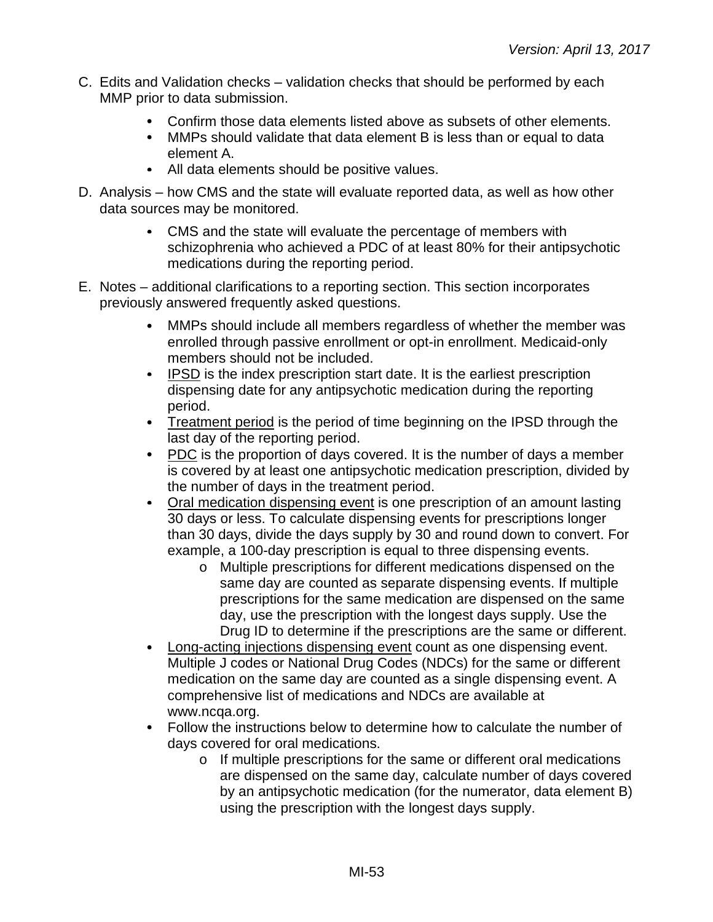C. Edits and Validation checks – validation checks that should be performed by each MMP prior to data submission.

    - Confirm those data elements listed above as subsets of other elements.
    - MMPs should validate that data element B is less than or equal to data element A.
    - All data elements should be positive values.

D. Analysis – how CMS and the state will evaluate reported data, as well as how other data sources may be monitored.

    - CMS and the state will evaluate the percentage of members with schizophrenia who achieved a PDC of at least 80% for their antipsychotic medications during the reporting period.

E. Notes – additional clarifications to a reporting section. This section incorporates previously answered frequently asked questions.

    - MMPs should include all members regardless of whether the member was enrolled through passive enrollment or opt-in enrollment. Medicaid-only members should not be included.
    - IPSD is the index prescription start date. It is the earliest prescription dispensing date for any antipsychotic medication during the reporting period.
    - Treatment period is the period of time beginning on the IPSD through the last day of the reporting period.
    - PDC is the proportion of days covered. It is the number of days a member is covered by at least one antipsychotic medication prescription, divided by the number of days in the treatment period.
    - Oral medication dispensing event is one prescription of an amount lasting 30 days or less. To calculate dispensing events for prescriptions longer than 30 days, divide the days supply by 30 and round down to convert. For example, a 100-day prescription is equal to three dispensing events.
        - Multiple prescriptions for different medications dispensed on the same day are counted as separate dispensing events. If multiple prescriptions for the same medication are dispensed on the same day, use the prescription with the longest days supply. Use the Drug ID to determine if the prescriptions are the same or different.
    - Long-acting injections dispensing event count as one dispensing event. Multiple J codes or National Drug Codes (NDCs) for the same or different medication on the same day are counted as a single dispensing event. A comprehensive list of medications and NDCs are available at www.ncqa.org.
    - Follow the instructions below to determine how to calculate the number of days covered for oral medications.
        - If multiple prescriptions for the same or different oral medications are dispensed on the same day, calculate number of days covered by an antipsychotic medication (for the numerator, data element B) using the prescription with the longest days supply.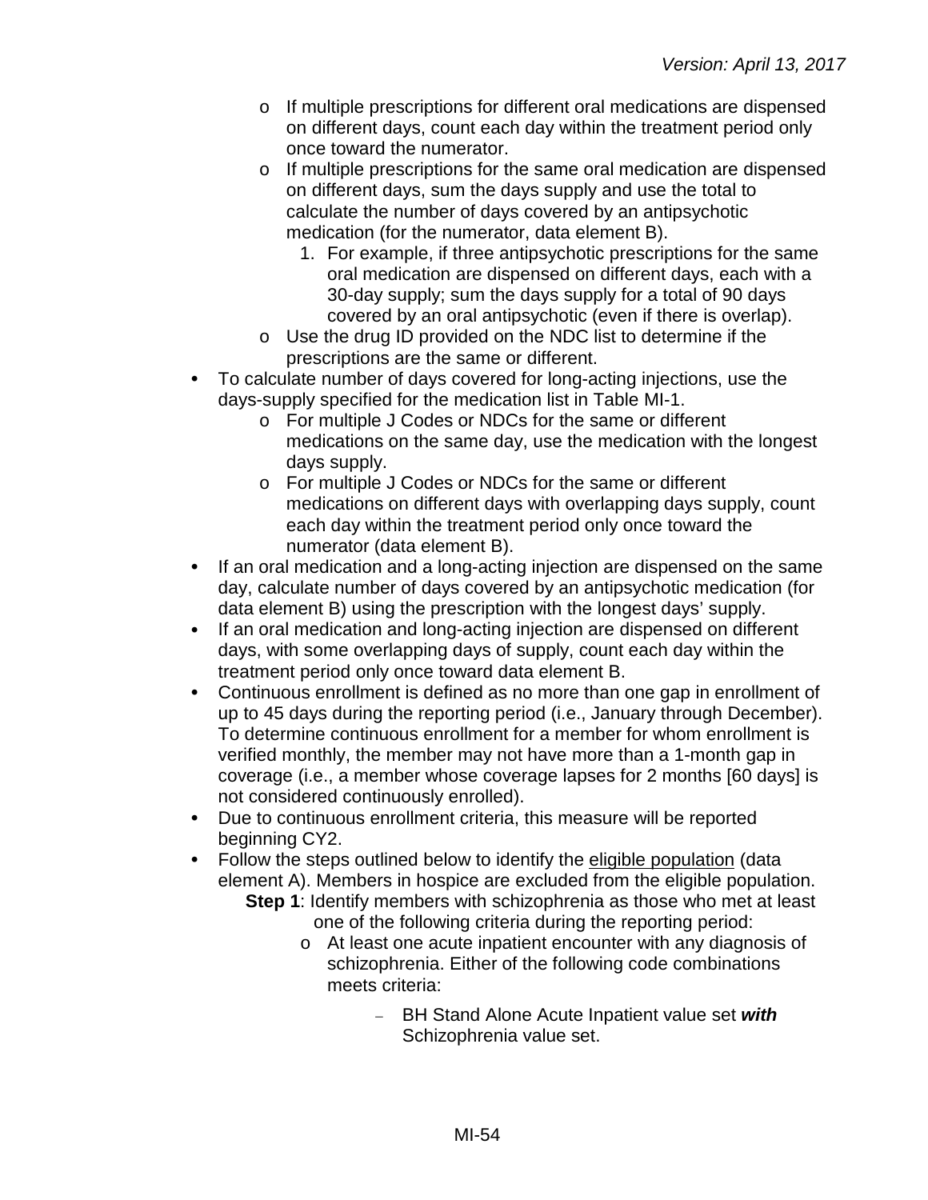- If multiple prescriptions for different oral medications are dispensed on different days, count each day within the treatment period only once toward the numerator.
  - If multiple prescriptions for the same oral medication are dispensed on different days, sum the days supply and use the total to calculate the number of days covered by an antipsychotic medication (for the numerator, data element B).
    1. For example, if three antipsychotic prescriptions for the same oral medication are dispensed on different days, each with a 30-day supply; sum the days supply for a total of 90 days covered by an oral antipsychotic (even if there is overlap).
  - Use the drug ID provided on the NDC list to determine if the prescriptions are the same or different.
- To calculate number of days covered for long-acting injections, use the days-supply specified for the medication list in Table MI-1.
  - For multiple J Codes or NDCs for the same or different medications on the same day, use the medication with the longest days supply.
  - For multiple J Codes or NDCs for the same or different medications on different days with overlapping days supply, count each day within the treatment period only once toward the numerator (data element B).
- If an oral medication and a long-acting injection are dispensed on the same day, calculate number of days covered by an antipsychotic medication (for data element B) using the prescription with the longest days' supply.
- If an oral medication and long-acting injection are dispensed on different days, with some overlapping days of supply, count each day within the treatment period only once toward data element B.
- Continuous enrollment is defined as no more than one gap in enrollment of up to 45 days during the reporting period (i.e., January through December). To determine continuous enrollment for a member for whom enrollment is verified monthly, the member may not have more than a 1-month gap in coverage (i.e., a member whose coverage lapses for 2 months [60 days] is not considered continuously enrolled).
- Due to continuous enrollment criteria, this measure will be reported beginning CY2.
- Follow the steps outlined below to identify the eligible population (data element A). Members in hospice are excluded from the eligible population.

  **Step 1**: Identify members with schizophrenia as those who met at least one of the following criteria during the reporting period:
  - At least one acute inpatient encounter with any diagnosis of schizophrenia. Either of the following code combinations meets criteria:
    - BH Stand Alone Acute Inpatient value set ***with*** Schizophrenia value set.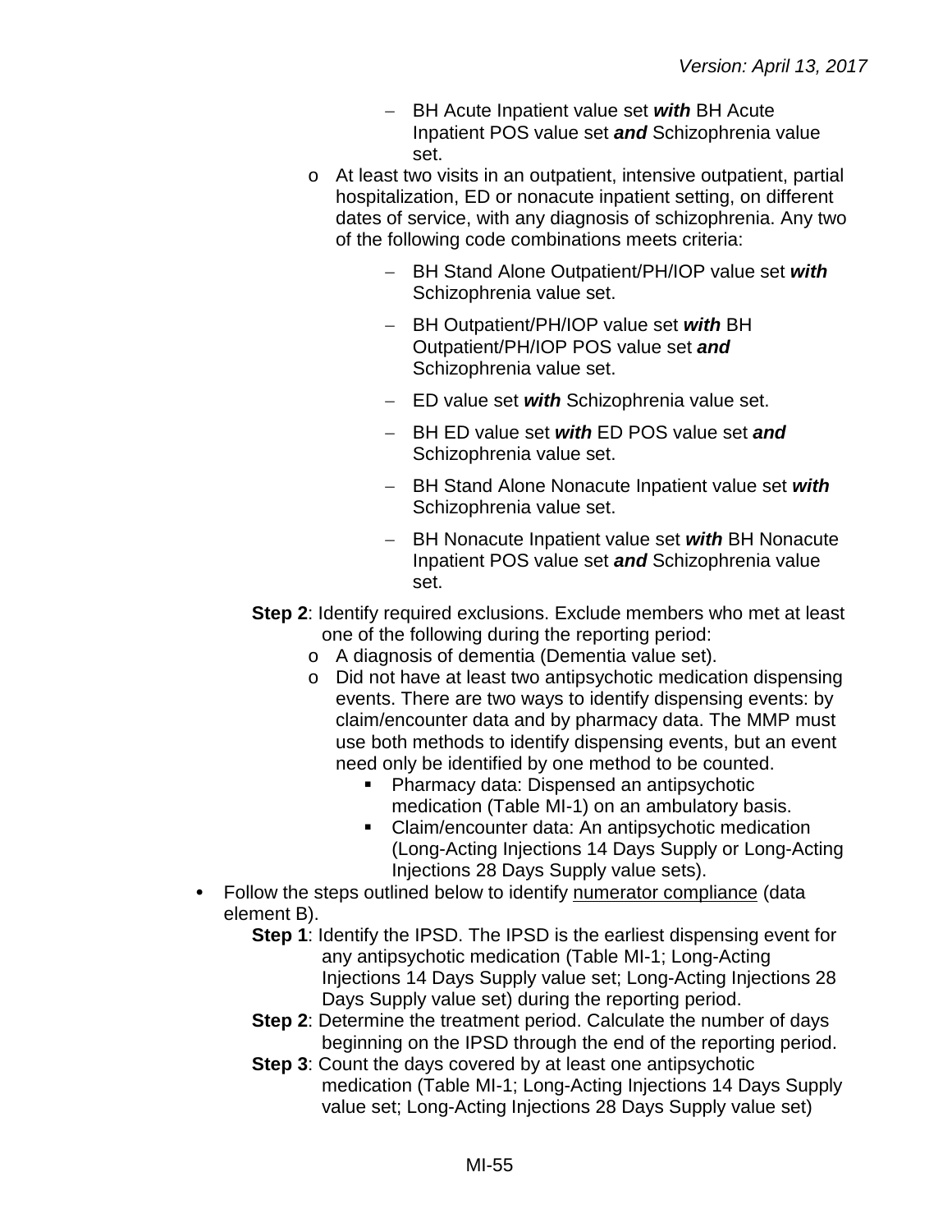- BH Acute Inpatient value set ***with*** BH Acute Inpatient POS value set ***and*** Schizophrenia value set.

- At least two visits in an outpatient, intensive outpatient, partial hospitalization, ED or nonacute inpatient setting, on different dates of service, with any diagnosis of schizophrenia. Any two of the following code combinations meets criteria:
  - BH Stand Alone Outpatient/PH/IOP value set ***with*** Schizophrenia value set.
  - BH Outpatient/PH/IOP value set ***with*** BH Outpatient/PH/IOP POS value set ***and*** Schizophrenia value set.
  - ED value set ***with*** Schizophrenia value set.
  - BH ED value set ***with*** ED POS value set ***and*** Schizophrenia value set.
  - BH Stand Alone Nonacute Inpatient value set ***with*** Schizophrenia value set.
  - BH Nonacute Inpatient value set ***with*** BH Nonacute Inpatient POS value set ***and*** Schizophrenia value set.

**Step 2**: Identify required exclusions. Exclude members who met at least one of the following during the reporting period:

- A diagnosis of dementia (Dementia value set).
- Did not have at least two antipsychotic medication dispensing events. There are two ways to identify dispensing events: by claim/encounter data and by pharmacy data. The MMP must use both methods to identify dispensing events, but an event need only be identified by one method to be counted.
  - Pharmacy data: Dispensed an antipsychotic medication (Table MI-1) on an ambulatory basis.
  - Claim/encounter data: An antipsychotic medication (Long-Acting Injections 14 Days Supply or Long-Acting Injections 28 Days Supply value sets).

- Follow the steps outlined below to identify numerator compliance (data element B).
  - **Step 1**: Identify the IPSD. The IPSD is the earliest dispensing event for any antipsychotic medication (Table MI-1; Long-Acting Injections 14 Days Supply value set; Long-Acting Injections 28 Days Supply value set) during the reporting period.
  - **Step 2**: Determine the treatment period. Calculate the number of days beginning on the IPSD through the end of the reporting period.
  - **Step 3**: Count the days covered by at least one antipsychotic medication (Table MI-1; Long-Acting Injections 14 Days Supply value set; Long-Acting Injections 28 Days Supply value set)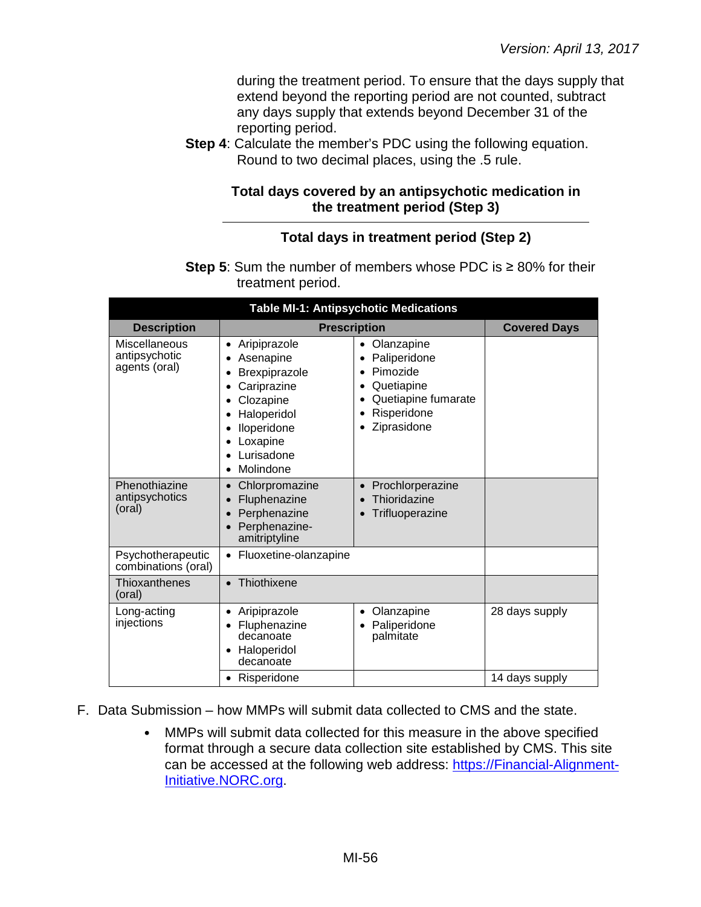during the treatment period. To ensure that the days supply that extend beyond the reporting period are not counted, subtract any days supply that extends beyond December 31 of the reporting period.

**Step 4**: Calculate the member's PDC using the following equation. Round to two decimal places, using the .5 rule.

$$\frac{\textbf{Total days covered by an antipsychotic medication in the treatment period (Step 3)}}{\textbf{Total days in treatment period (Step 2)}}$$

**Step 5**: Sum the number of members whose PDC is ≥ 80% for their treatment period.

**Table MI-1: Antipsychotic Medications**

| Description | Prescription | | Covered Days |
|---|---|---|---|
| Miscellaneous antipsychotic agents (oral) | • Aripiprazole<br>• Asenapine<br>• Brexpiprazole<br>• Cariprazine<br>• Clozapine<br>• Haloperidol<br>• Iloperidone<br>• Loxapine<br>• Lurisadone<br>• Molindone | • Olanzapine<br>• Paliperidone<br>• Pimozide<br>• Quetiapine<br>• Quetiapine fumarate<br>• Risperidone<br>• Ziprasidone | |
| Phenothiazine antipsychotics (oral) | • Chlorpromazine<br>• Fluphenazine<br>• Perphenazine<br>• Perphenazine-amitriptyline | • Prochlorperazine<br>• Thioridazine<br>• Trifluoperazine | |
| Psychotherapeutic combinations (oral) | • Fluoxetine-olanzapine | | |
| Thioxanthenes (oral) | • Thiothixene | | |
| Long-acting injections | • Aripiprazole<br>• Fluphenazine decanoate<br>• Haloperidol decanoate | • Olanzapine<br>• Paliperidone palmitate | 28 days supply |
| | • Risperidone | | 14 days supply |

F. Data Submission – how MMPs will submit data collected to CMS and the state.

- MMPs will submit data collected for this measure in the above specified format through a secure data collection site established by CMS. This site can be accessed at the following web address: [https://Financial-Alignment-Initiative.NORC.org](https://Financial-Alignment-Initiative.NORC.org).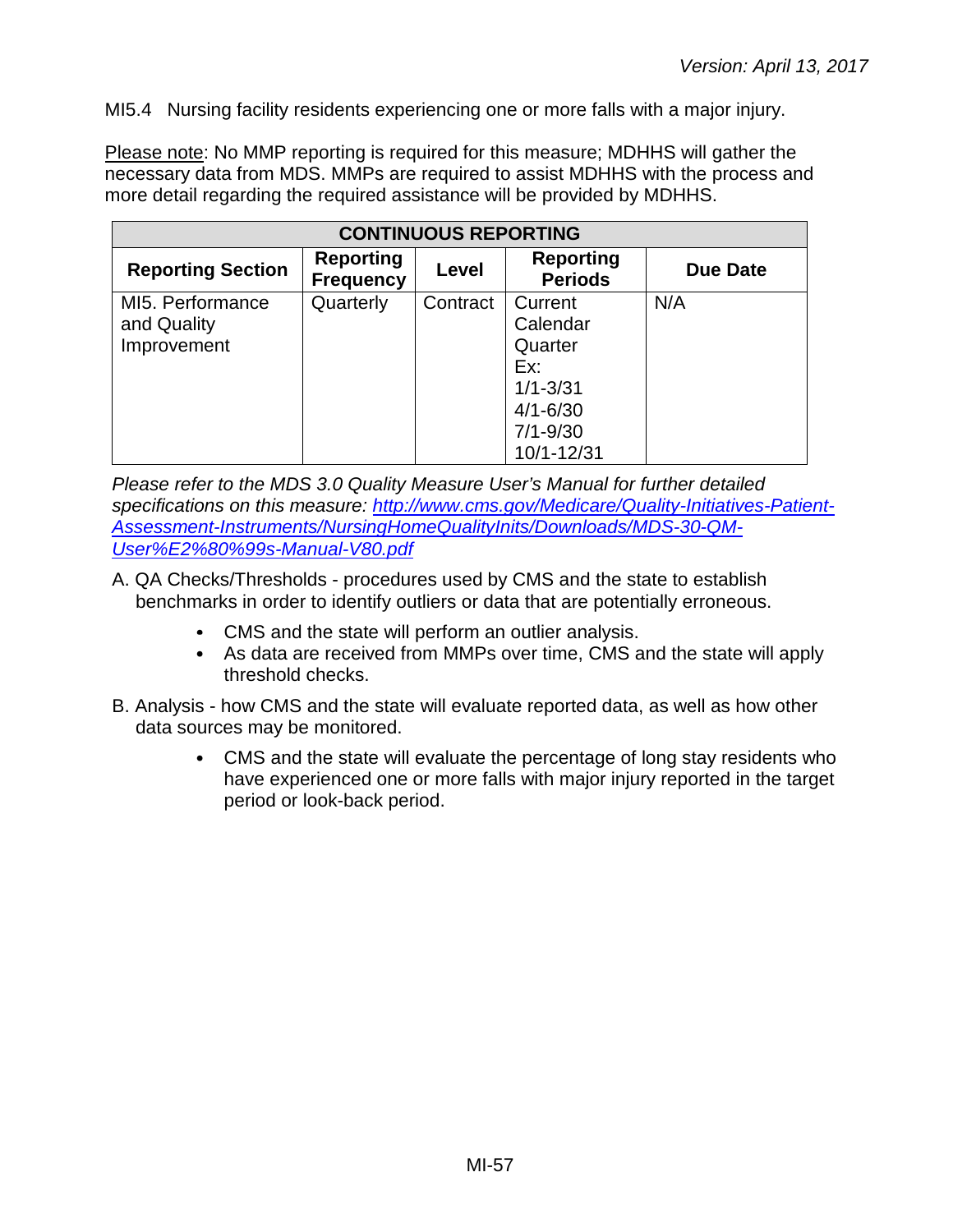MI5.4 Nursing facility residents experiencing one or more falls with a major injury.

Please note: No MMP reporting is required for this measure; MDHHS will gather the necessary data from MDS. MMPs are required to assist MDHHS with the process and more detail regarding the required assistance will be provided by MDHHS.

| CONTINUOUS REPORTING | | | | |
|---|---|---|---|---|
| **Reporting Section** | **Reporting Frequency** | **Level** | **Reporting Periods** | **Due Date** |
| MI5. Performance and Quality Improvement | Quarterly | Contract | Current Calendar Quarter<br>Ex:<br>1/1-3/31<br>4/1-6/30<br>7/1-9/30<br>10/1-12/31 | N/A |

*Please refer to the MDS 3.0 Quality Measure User's Manual for further detailed specifications on this measure: [http://www.cms.gov/Medicare/Quality-Initiatives-Patient-Assessment-Instruments/NursingHomeQualityInits/Downloads/MDS-30-QM-User%E2%80%99s-Manual-V80.pdf](http://www.cms.gov/Medicare/Quality-Initiatives-Patient-Assessment-Instruments/NursingHomeQualityInits/Downloads/MDS-30-QM-User%E2%80%99s-Manual-V80.pdf)*

A. QA Checks/Thresholds - procedures used by CMS and the state to establish benchmarks in order to identify outliers or data that are potentially erroneous.

- CMS and the state will perform an outlier analysis.
- As data are received from MMPs over time, CMS and the state will apply threshold checks.

B. Analysis - how CMS and the state will evaluate reported data, as well as how other data sources may be monitored.

- CMS and the state will evaluate the percentage of long stay residents who have experienced one or more falls with major injury reported in the target period or look-back period.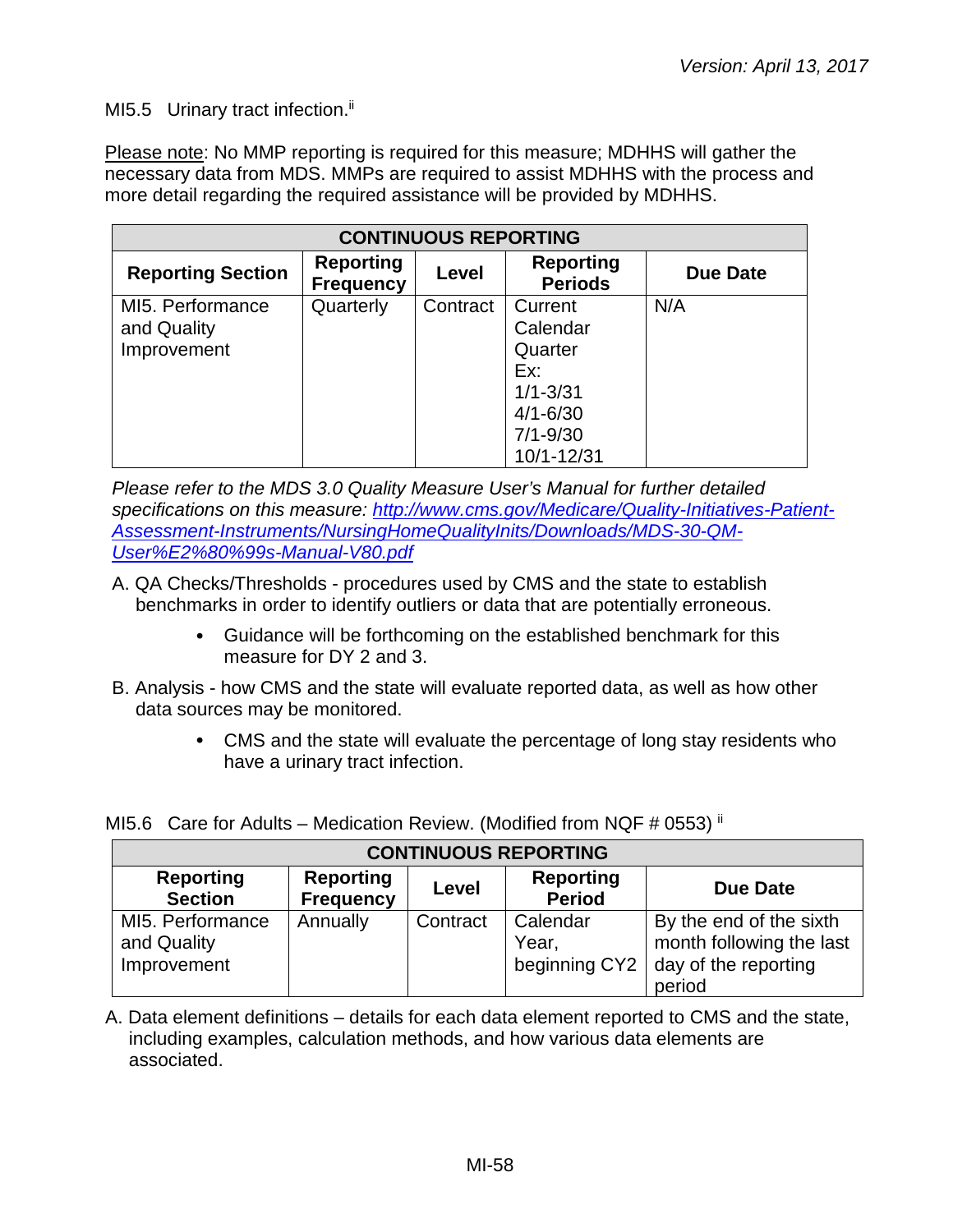MI5.5 Urinary tract infection.[ii]

Please note: No MMP reporting is required for this measure; MDHHS will gather the necessary data from MDS. MMPs are required to assist MDHHS with the process and more detail regarding the required assistance will be provided by MDHHS.

| CONTINUOUS REPORTING | | | | |
|---|---|---|---|---|
| **Reporting Section** | **Reporting Frequency** | **Level** | **Reporting Periods** | **Due Date** |
| MI5. Performance and Quality Improvement | Quarterly | Contract | Current Calendar Quarter<br>Ex:<br>1/1-3/31<br>4/1-6/30<br>7/1-9/30<br>10/1-12/31 | N/A |

*Please refer to the MDS 3.0 Quality Measure User's Manual for further detailed specifications on this measure: [http://www.cms.gov/Medicare/Quality-Initiatives-Patient-Assessment-Instruments/NursingHomeQualityInits/Downloads/MDS-30-QM-User%E2%80%99s-Manual-V80.pdf](http://www.cms.gov/Medicare/Quality-Initiatives-Patient-Assessment-Instruments/NursingHomeQualityInits/Downloads/MDS-30-QM-User%E2%80%99s-Manual-V80.pdf)*

A. QA Checks/Thresholds - procedures used by CMS and the state to establish benchmarks in order to identify outliers or data that are potentially erroneous.
   - Guidance will be forthcoming on the established benchmark for this measure for DY 2 and 3.

B. Analysis - how CMS and the state will evaluate reported data, as well as how other data sources may be monitored.
   - CMS and the state will evaluate the percentage of long stay residents who have a urinary tract infection.

MI5.6 Care for Adults – Medication Review. (Modified from NQF # 0553) [ii]

| CONTINUOUS REPORTING | | | | |
|---|---|---|---|---|
| **Reporting Section** | **Reporting Frequency** | **Level** | **Reporting Period** | **Due Date** |
| MI5. Performance and Quality Improvement | Annually | Contract | Calendar Year, beginning CY2 | By the end of the sixth month following the last day of the reporting period |

A. Data element definitions – details for each data element reported to CMS and the state, including examples, calculation methods, and how various data elements are associated.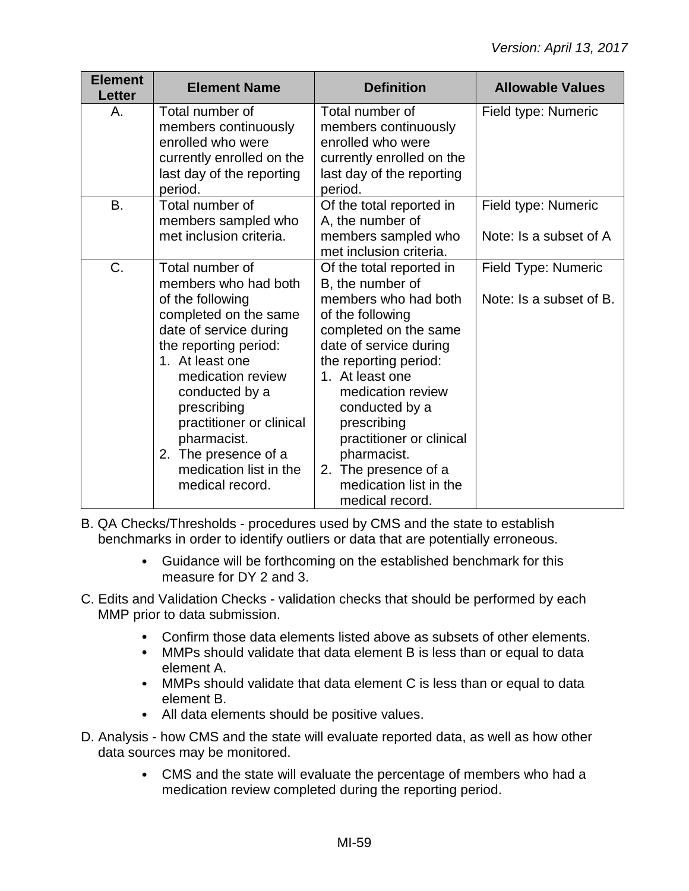| Element Letter | Element Name | Definition | Allowable Values |
|---|---|---|---|
| A. | Total number of members continuously enrolled who were currently enrolled on the last day of the reporting period. | Total number of members continuously enrolled who were currently enrolled on the last day of the reporting period. | Field type: Numeric |
| B. | Total number of members sampled who met inclusion criteria. | Of the total reported in A, the number of members sampled who met inclusion criteria. | Field type: Numeric<br><br>Note: Is a subset of A |
| C. | Total number of members who had both of the following completed on the same date of service during the reporting period:<br>1. At least one medication review conducted by a prescribing practitioner or clinical pharmacist.<br>2. The presence of a medication list in the medical record. | Of the total reported in B, the number of members who had both of the following completed on the same date of service during the reporting period:<br>1. At least one medication review conducted by a prescribing practitioner or clinical pharmacist.<br>2. The presence of a medication list in the medical record. | Field Type: Numeric<br><br>Note: Is a subset of B. |

B. QA Checks/Thresholds - procedures used by CMS and the state to establish benchmarks in order to identify outliers or data that are potentially erroneous.

- Guidance will be forthcoming on the established benchmark for this measure for DY 2 and 3.

C. Edits and Validation Checks - validation checks that should be performed by each MMP prior to data submission.

- Confirm those data elements listed above as subsets of other elements.
- MMPs should validate that data element B is less than or equal to data element A.
- MMPs should validate that data element C is less than or equal to data element B.
- All data elements should be positive values.

D. Analysis - how CMS and the state will evaluate reported data, as well as how other data sources may be monitored.

- CMS and the state will evaluate the percentage of members who had a medication review completed during the reporting period.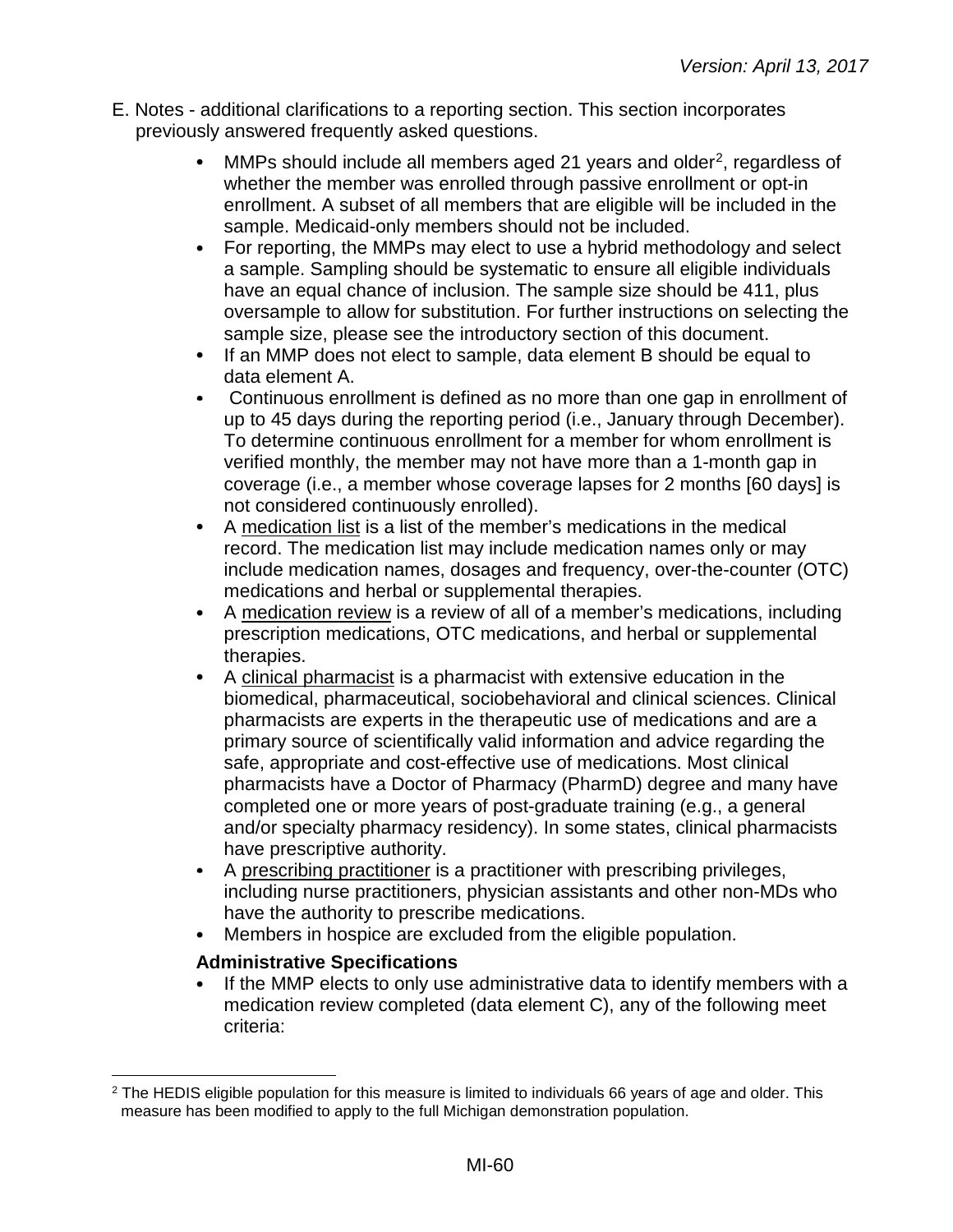E. Notes - additional clarifications to a reporting section. This section incorporates previously answered frequently asked questions.

- MMPs should include all members aged 21 years and older[2], regardless of whether the member was enrolled through passive enrollment or opt-in enrollment. A subset of all members that are eligible will be included in the sample. Medicaid-only members should not be included.
- For reporting, the MMPs may elect to use a hybrid methodology and select a sample. Sampling should be systematic to ensure all eligible individuals have an equal chance of inclusion. The sample size should be 411, plus oversample to allow for substitution. For further instructions on selecting the sample size, please see the introductory section of this document.
- If an MMP does not elect to sample, data element B should be equal to data element A.
- Continuous enrollment is defined as no more than one gap in enrollment of up to 45 days during the reporting period (i.e., January through December). To determine continuous enrollment for a member for whom enrollment is verified monthly, the member may not have more than a 1-month gap in coverage (i.e., a member whose coverage lapses for 2 months [60 days] is not considered continuously enrolled).
- A medication list is a list of the member's medications in the medical record. The medication list may include medication names only or may include medication names, dosages and frequency, over-the-counter (OTC) medications and herbal or supplemental therapies.
- A medication review is a review of all of a member's medications, including prescription medications, OTC medications, and herbal or supplemental therapies.
- A clinical pharmacist is a pharmacist with extensive education in the biomedical, pharmaceutical, sociobehavioral and clinical sciences. Clinical pharmacists are experts in the therapeutic use of medications and are a primary source of scientifically valid information and advice regarding the safe, appropriate and cost-effective use of medications. Most clinical pharmacists have a Doctor of Pharmacy (PharmD) degree and many have completed one or more years of post-graduate training (e.g., a general and/or specialty pharmacy residency). In some states, clinical pharmacists have prescriptive authority.
- A prescribing practitioner is a practitioner with prescribing privileges, including nurse practitioners, physician assistants and other non-MDs who have the authority to prescribe medications.
- Members in hospice are excluded from the eligible population.

**Administrative Specifications**

- If the MMP elects to only use administrative data to identify members with a medication review completed (data element C), any of the following meet criteria:

[2] The HEDIS eligible population for this measure is limited to individuals 66 years of age and older. This measure has been modified to apply to the full Michigan demonstration population.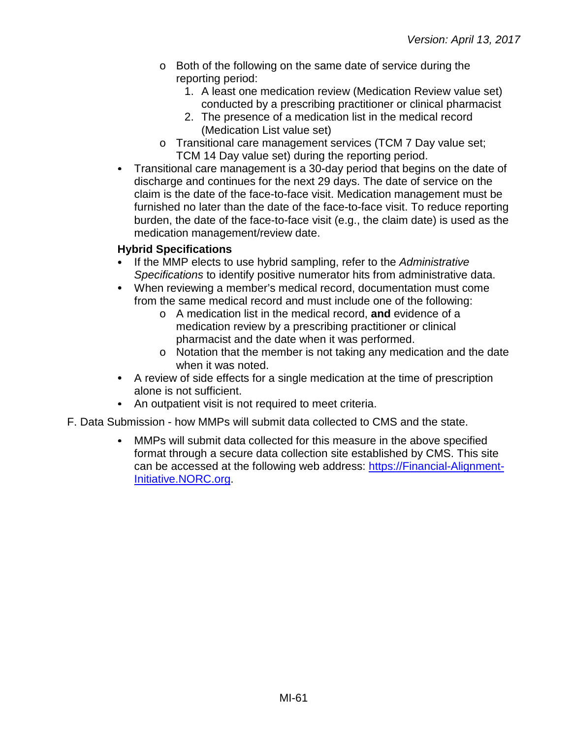- Both of the following on the same date of service during the reporting period:
  1. A least one medication review (Medication Review value set) conducted by a prescribing practitioner or clinical pharmacist
  2. The presence of a medication list in the medical record (Medication List value set)
- Transitional care management services (TCM 7 Day value set; TCM 14 Day value set) during the reporting period.

- Transitional care management is a 30-day period that begins on the date of discharge and continues for the next 29 days. The date of service on the claim is the date of the face-to-face visit. Medication management must be furnished no later than the date of the face-to-face visit. To reduce reporting burden, the date of the face-to-face visit (e.g., the claim date) is used as the medication management/review date.

**Hybrid Specifications**

- If the MMP elects to use hybrid sampling, refer to the *Administrative Specifications* to identify positive numerator hits from administrative data.
- When reviewing a member's medical record, documentation must come from the same medical record and must include one of the following:
  - A medication list in the medical record, **and** evidence of a medication review by a prescribing practitioner or clinical pharmacist and the date when it was performed.
  - Notation that the member is not taking any medication and the date when it was noted.
- A review of side effects for a single medication at the time of prescription alone is not sufficient.
- An outpatient visit is not required to meet criteria.

F. Data Submission - how MMPs will submit data collected to CMS and the state.

- MMPs will submit data collected for this measure in the above specified format through a secure data collection site established by CMS. This site can be accessed at the following web address: [https://Financial-Alignment-Initiative.NORC.org](https://Financial-Alignment-Initiative.NORC.org).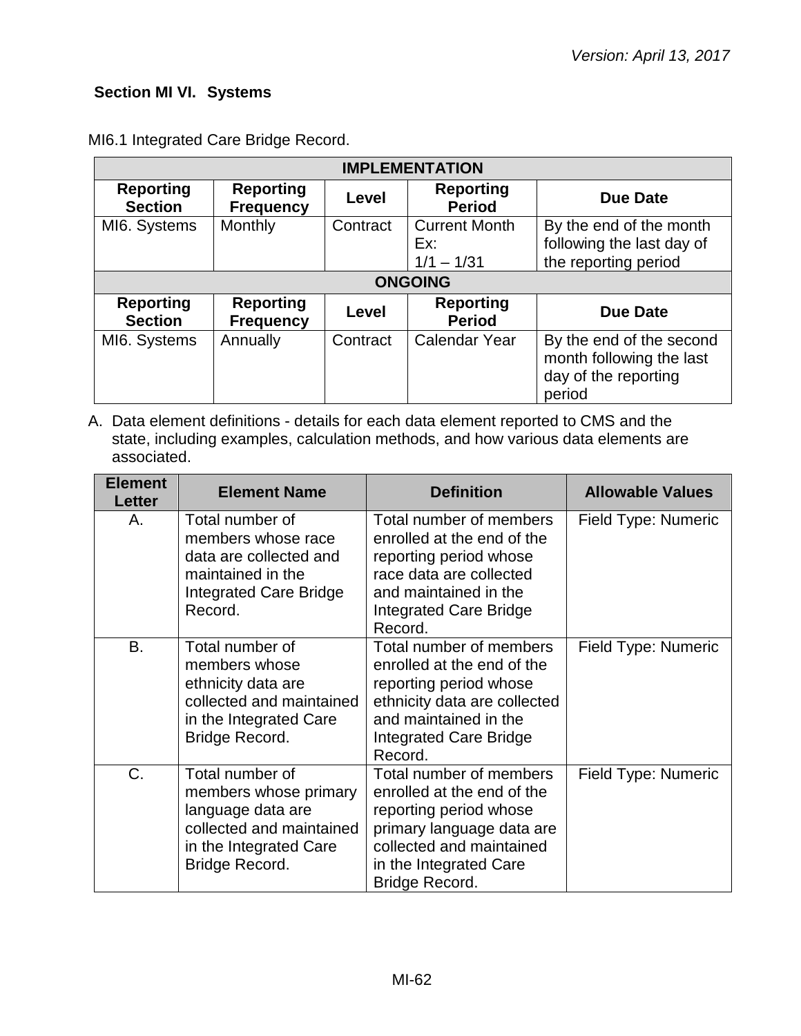## Section MI VI. Systems

MI6.1 Integrated Care Bridge Record.

| IMPLEMENTATION | | | | |
|---|---|---|---|---|
| **Reporting Section** | **Reporting Frequency** | **Level** | **Reporting Period** | **Due Date** |
| MI6. Systems | Monthly | Contract | Current Month<br>Ex:<br>1/1 – 1/31 | By the end of the month following the last day of the reporting period |
| **ONGOING** | | | | |
| **Reporting Section** | **Reporting Frequency** | **Level** | **Reporting Period** | **Due Date** |
| MI6. Systems | Annually | Contract | Calendar Year | By the end of the second month following the last day of the reporting period |

A. Data element definitions - details for each data element reported to CMS and the state, including examples, calculation methods, and how various data elements are associated.

| Element Letter | Element Name | Definition | Allowable Values |
|---|---|---|---|
| A. | Total number of members whose race data are collected and maintained in the Integrated Care Bridge Record. | Total number of members enrolled at the end of the reporting period whose race data are collected and maintained in the Integrated Care Bridge Record. | Field Type: Numeric |
| B. | Total number of members whose ethnicity data are collected and maintained in the Integrated Care Bridge Record. | Total number of members enrolled at the end of the reporting period whose ethnicity data are collected and maintained in the Integrated Care Bridge Record. | Field Type: Numeric |
| C. | Total number of members whose primary language data are collected and maintained in the Integrated Care Bridge Record. | Total number of members enrolled at the end of the reporting period whose primary language data are collected and maintained in the Integrated Care Bridge Record. | Field Type: Numeric |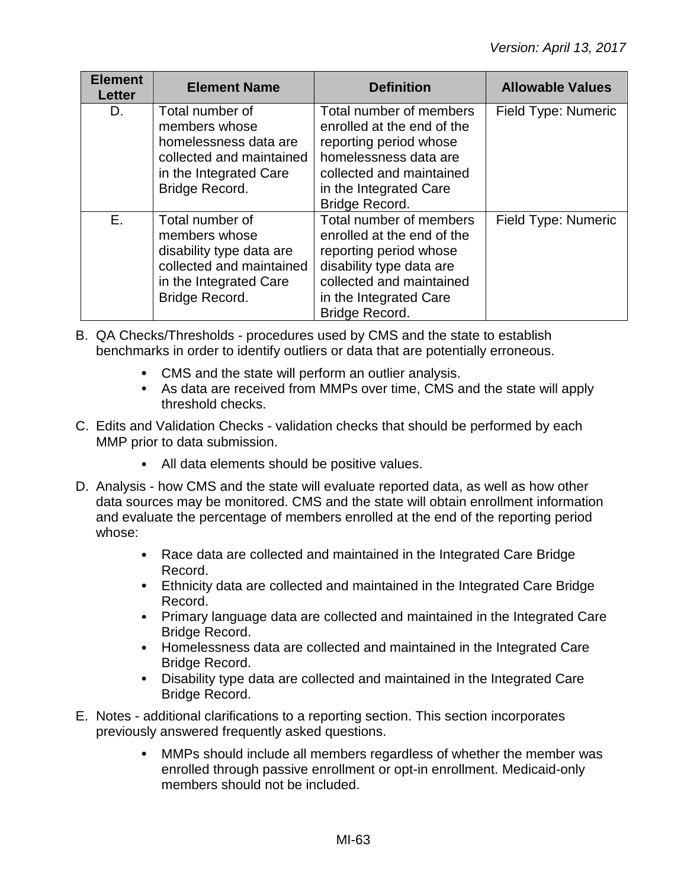| Element Letter | Element Name | Definition | Allowable Values |
|---|---|---|---|
| D. | Total number of members whose homelessness data are collected and maintained in the Integrated Care Bridge Record. | Total number of members enrolled at the end of the reporting period whose homelessness data are collected and maintained in the Integrated Care Bridge Record. | Field Type: Numeric |
| E. | Total number of members whose disability type data are collected and maintained in the Integrated Care Bridge Record. | Total number of members enrolled at the end of the reporting period whose disability type data are collected and maintained in the Integrated Care Bridge Record. | Field Type: Numeric |

B. QA Checks/Thresholds - procedures used by CMS and the state to establish benchmarks in order to identify outliers or data that are potentially erroneous.

- CMS and the state will perform an outlier analysis.
- As data are received from MMPs over time, CMS and the state will apply threshold checks.

C. Edits and Validation Checks - validation checks that should be performed by each MMP prior to data submission.

- All data elements should be positive values.

D. Analysis - how CMS and the state will evaluate reported data, as well as how other data sources may be monitored. CMS and the state will obtain enrollment information and evaluate the percentage of members enrolled at the end of the reporting period whose:

- Race data are collected and maintained in the Integrated Care Bridge Record.
- Ethnicity data are collected and maintained in the Integrated Care Bridge Record.
- Primary language data are collected and maintained in the Integrated Care Bridge Record.
- Homelessness data are collected and maintained in the Integrated Care Bridge Record.
- Disability type data are collected and maintained in the Integrated Care Bridge Record.

E. Notes - additional clarifications to a reporting section. This section incorporates previously answered frequently asked questions.

- MMPs should include all members regardless of whether the member was enrolled through passive enrollment or opt-in enrollment. Medicaid-only members should not be included.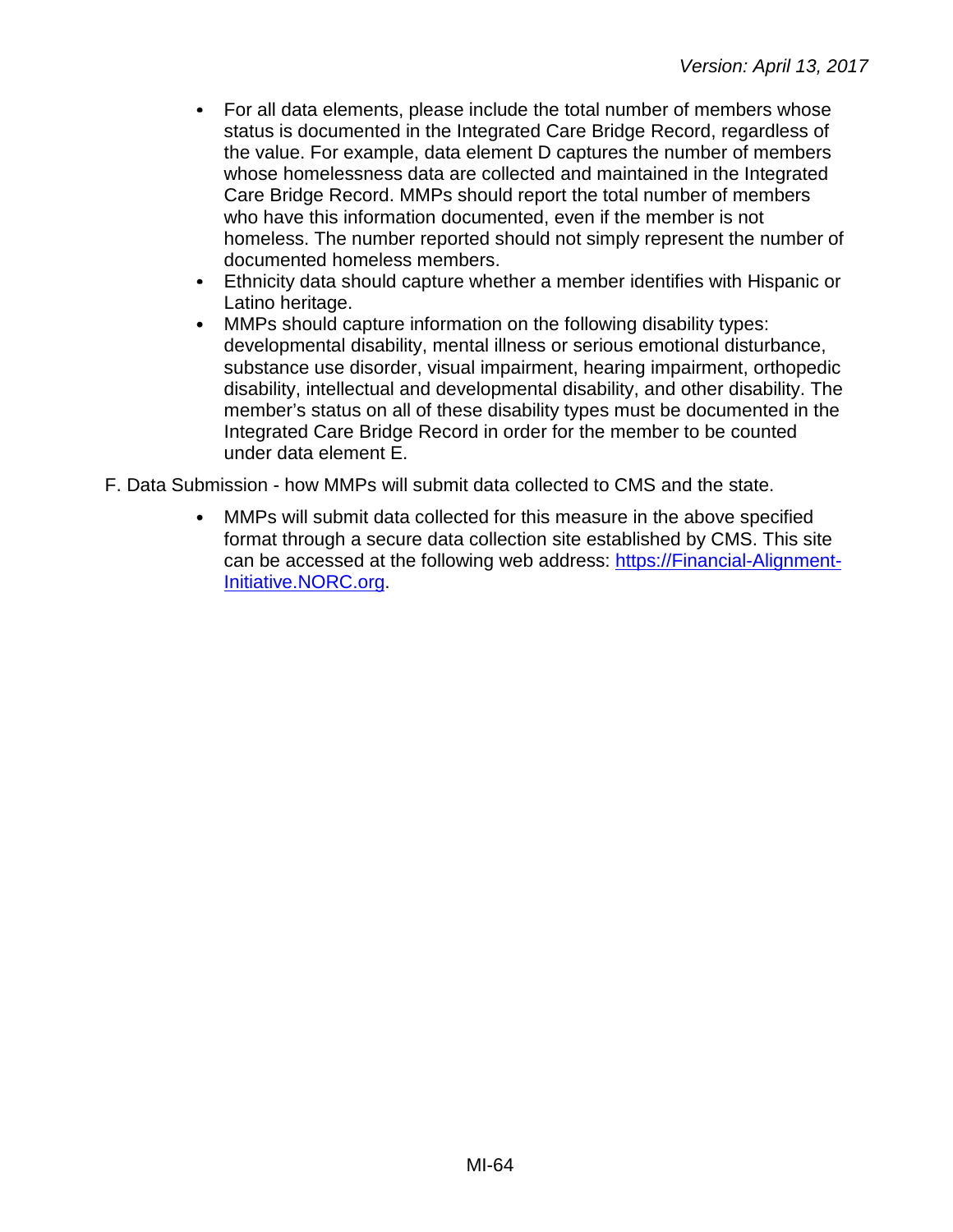- For all data elements, please include the total number of members whose status is documented in the Integrated Care Bridge Record, regardless of the value. For example, data element D captures the number of members whose homelessness data are collected and maintained in the Integrated Care Bridge Record. MMPs should report the total number of members who have this information documented, even if the member is not homeless. The number reported should not simply represent the number of documented homeless members.
- Ethnicity data should capture whether a member identifies with Hispanic or Latino heritage.
- MMPs should capture information on the following disability types: developmental disability, mental illness or serious emotional disturbance, substance use disorder, visual impairment, hearing impairment, orthopedic disability, intellectual and developmental disability, and other disability. The member's status on all of these disability types must be documented in the Integrated Care Bridge Record in order for the member to be counted under data element E.

F. Data Submission - how MMPs will submit data collected to CMS and the state.

- MMPs will submit data collected for this measure in the above specified format through a secure data collection site established by CMS. This site can be accessed at the following web address: [https://Financial-Alignment-Initiative.NORC.org](https://Financial-Alignment-Initiative.NORC.org).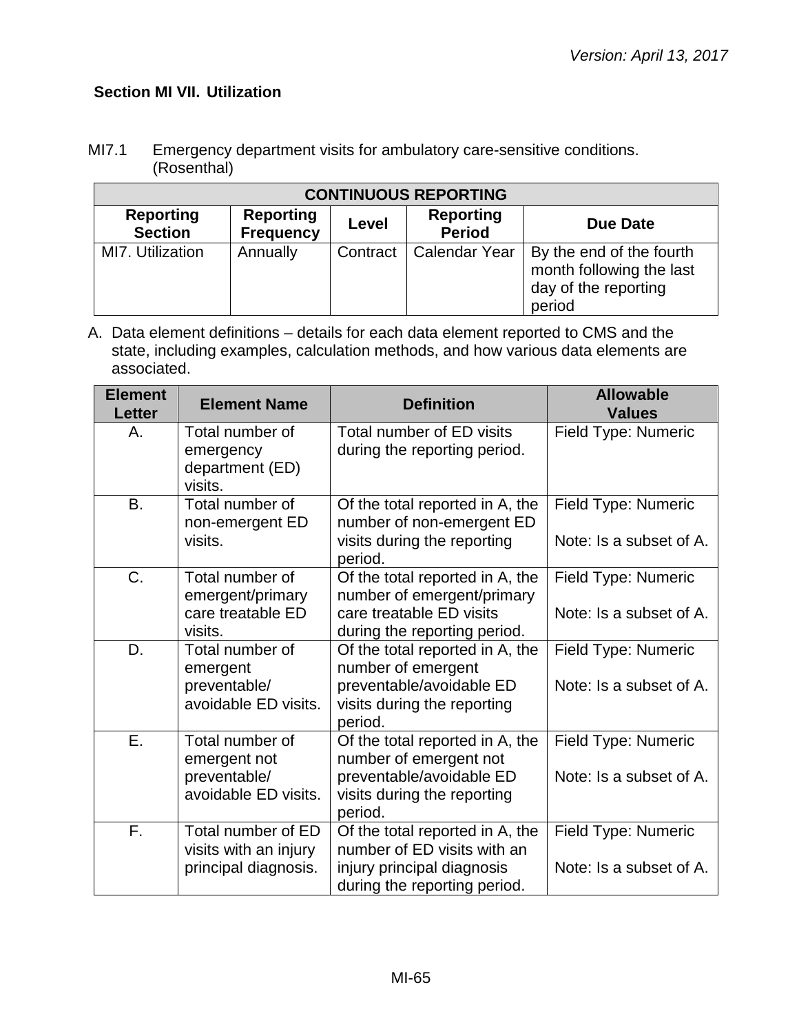## Section MI VII. Utilization

MI7.1 Emergency department visits for ambulatory care-sensitive conditions. (Rosenthal)

| CONTINUOUS REPORTING | | | | |
|---|---|---|---|---|
| **Reporting Section** | **Reporting Frequency** | **Level** | **Reporting Period** | **Due Date** |
| MI7. Utilization | Annually | Contract | Calendar Year | By the end of the fourth month following the last day of the reporting period |

A. Data element definitions – details for each data element reported to CMS and the state, including examples, calculation methods, and how various data elements are associated.

| Element Letter | Element Name | Definition | Allowable Values |
|---|---|---|---|
| A. | Total number of emergency department (ED) visits. | Total number of ED visits during the reporting period. | Field Type: Numeric |
| B. | Total number of non-emergent ED visits. | Of the total reported in A, the number of non-emergent ED visits during the reporting period. | Field Type: Numeric<br><br>Note: Is a subset of A. |
| C. | Total number of emergent/primary care treatable ED visits. | Of the total reported in A, the number of emergent/primary care treatable ED visits during the reporting period. | Field Type: Numeric<br><br>Note: Is a subset of A. |
| D. | Total number of emergent preventable/ avoidable ED visits. | Of the total reported in A, the number of emergent preventable/avoidable ED visits during the reporting period. | Field Type: Numeric<br><br>Note: Is a subset of A. |
| E. | Total number of emergent not preventable/ avoidable ED visits. | Of the total reported in A, the number of emergent not preventable/avoidable ED visits during the reporting period. | Field Type: Numeric<br><br>Note: Is a subset of A. |
| F. | Total number of ED visits with an injury principal diagnosis. | Of the total reported in A, the number of ED visits with an injury principal diagnosis during the reporting period. | Field Type: Numeric<br><br>Note: Is a subset of A. |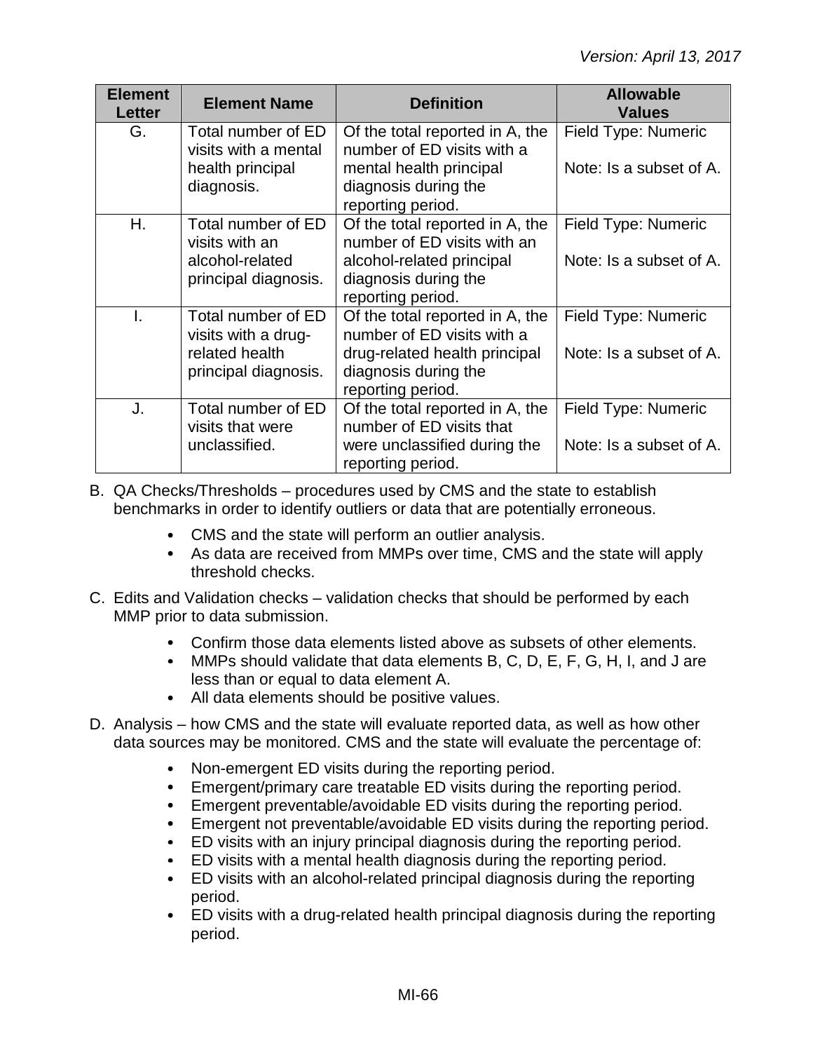| Element Letter | Element Name | Definition | Allowable Values |
|---|---|---|---|
| G. | Total number of ED visits with a mental health principal diagnosis. | Of the total reported in A, the number of ED visits with a mental health principal diagnosis during the reporting period. | Field Type: Numeric<br><br>Note: Is a subset of A. |
| H. | Total number of ED visits with an alcohol-related principal diagnosis. | Of the total reported in A, the number of ED visits with an alcohol-related principal diagnosis during the reporting period. | Field Type: Numeric<br><br>Note: Is a subset of A. |
| I. | Total number of ED visits with a drug-related health principal diagnosis. | Of the total reported in A, the number of ED visits with a drug-related health principal diagnosis during the reporting period. | Field Type: Numeric<br><br>Note: Is a subset of A. |
| J. | Total number of ED visits that were unclassified. | Of the total reported in A, the number of ED visits that were unclassified during the reporting period. | Field Type: Numeric<br><br>Note: Is a subset of A. |

B. QA Checks/Thresholds – procedures used by CMS and the state to establish benchmarks in order to identify outliers or data that are potentially erroneous.

- CMS and the state will perform an outlier analysis.
- As data are received from MMPs over time, CMS and the state will apply threshold checks.

C. Edits and Validation checks – validation checks that should be performed by each MMP prior to data submission.

- Confirm those data elements listed above as subsets of other elements.
- MMPs should validate that data elements B, C, D, E, F, G, H, I, and J are less than or equal to data element A.
- All data elements should be positive values.

D. Analysis – how CMS and the state will evaluate reported data, as well as how other data sources may be monitored. CMS and the state will evaluate the percentage of:

- Non-emergent ED visits during the reporting period.
- Emergent/primary care treatable ED visits during the reporting period.
- Emergent preventable/avoidable ED visits during the reporting period.
- Emergent not preventable/avoidable ED visits during the reporting period.
- ED visits with an injury principal diagnosis during the reporting period.
- ED visits with a mental health diagnosis during the reporting period.
- ED visits with an alcohol-related principal diagnosis during the reporting period.
- ED visits with a drug-related health principal diagnosis during the reporting period.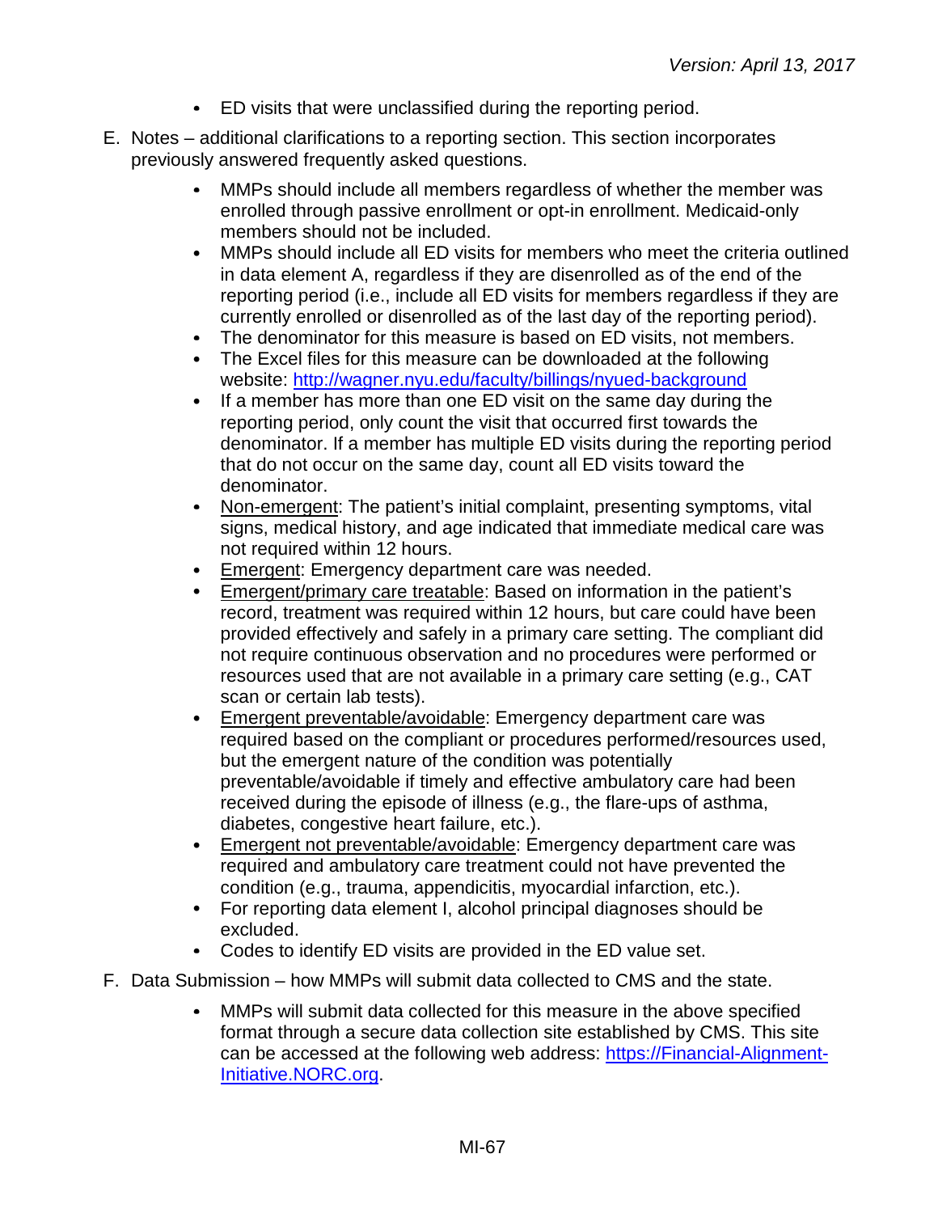- ED visits that were unclassified during the reporting period.

E. Notes – additional clarifications to a reporting section. This section incorporates previously answered frequently asked questions.

- MMPs should include all members regardless of whether the member was enrolled through passive enrollment or opt-in enrollment. Medicaid-only members should not be included.
- MMPs should include all ED visits for members who meet the criteria outlined in data element A, regardless if they are disenrolled as of the end of the reporting period (i.e., include all ED visits for members regardless if they are currently enrolled or disenrolled as of the last day of the reporting period).
- The denominator for this measure is based on ED visits, not members.
- The Excel files for this measure can be downloaded at the following website: [http://wagner.nyu.edu/faculty/billings/nyued-background](http://wagner.nyu.edu/faculty/billings/nyued-background)
- If a member has more than one ED visit on the same day during the reporting period, only count the visit that occurred first towards the denominator. If a member has multiple ED visits during the reporting period that do not occur on the same day, count all ED visits toward the denominator.
- Non-emergent: The patient's initial complaint, presenting symptoms, vital signs, medical history, and age indicated that immediate medical care was not required within 12 hours.
- Emergent: Emergency department care was needed.
- Emergent/primary care treatable: Based on information in the patient's record, treatment was required within 12 hours, but care could have been provided effectively and safely in a primary care setting. The compliant did not require continuous observation and no procedures were performed or resources used that are not available in a primary care setting (e.g., CAT scan or certain lab tests).
- Emergent preventable/avoidable: Emergency department care was required based on the compliant or procedures performed/resources used, but the emergent nature of the condition was potentially preventable/avoidable if timely and effective ambulatory care had been received during the episode of illness (e.g., the flare-ups of asthma, diabetes, congestive heart failure, etc.).
- Emergent not preventable/avoidable: Emergency department care was required and ambulatory care treatment could not have prevented the condition (e.g., trauma, appendicitis, myocardial infarction, etc.).
- For reporting data element I, alcohol principal diagnoses should be excluded.
- Codes to identify ED visits are provided in the ED value set.

F. Data Submission – how MMPs will submit data collected to CMS and the state.

- MMPs will submit data collected for this measure in the above specified format through a secure data collection site established by CMS. This site can be accessed at the following web address: [https://Financial-Alignment-Initiative.NORC.org](https://Financial-Alignment-Initiative.NORC.org).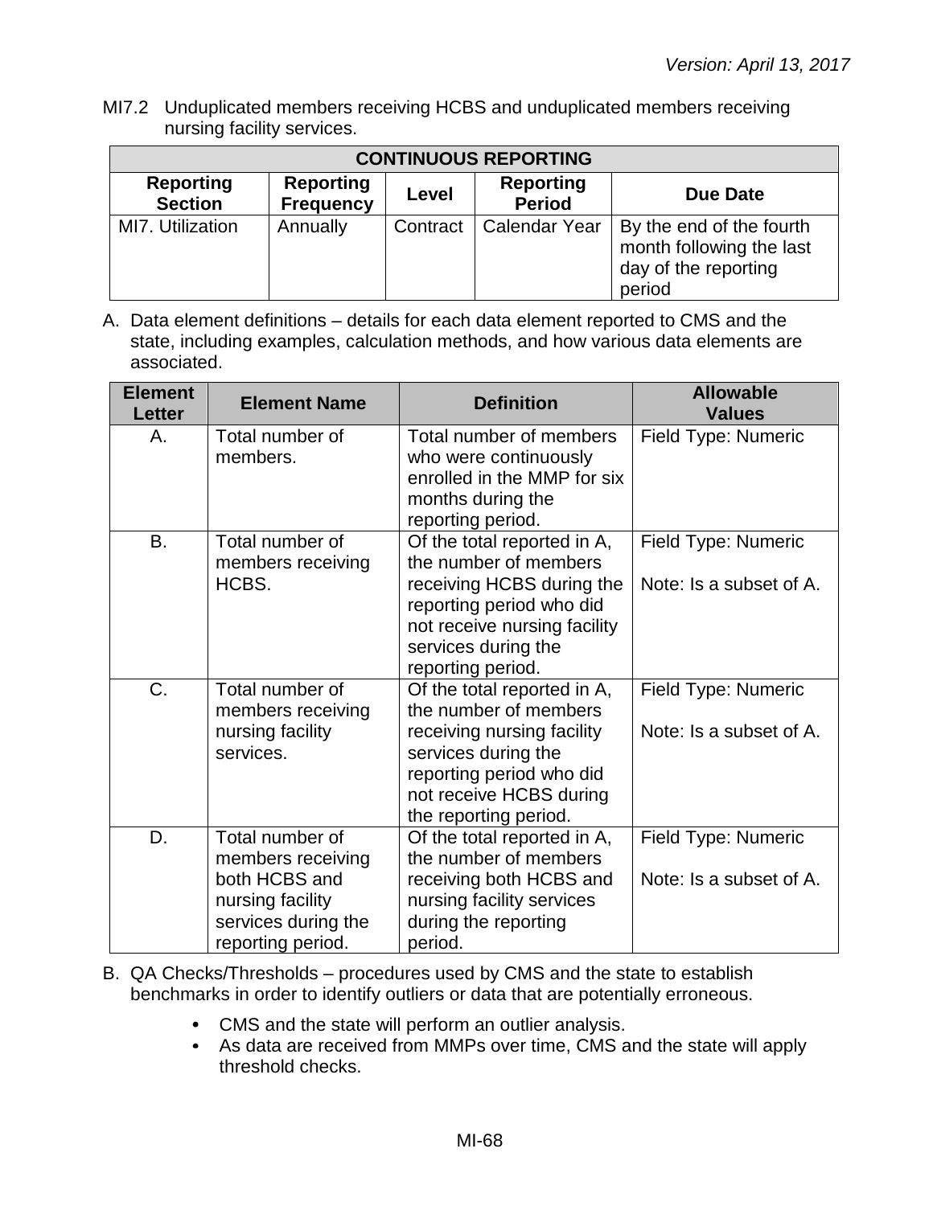MI7.2 Unduplicated members receiving HCBS and unduplicated members receiving nursing facility services.

| CONTINUOUS REPORTING | | | | |
|---|---|---|---|---|
| **Reporting Section** | **Reporting Frequency** | **Level** | **Reporting Period** | **Due Date** |
| MI7. Utilization | Annually | Contract | Calendar Year | By the end of the fourth month following the last day of the reporting period |

A. Data element definitions – details for each data element reported to CMS and the state, including examples, calculation methods, and how various data elements are associated.

| Element Letter | Element Name | Definition | Allowable Values |
|---|---|---|---|
| A. | Total number of members. | Total number of members who were continuously enrolled in the MMP for six months during the reporting period. | Field Type: Numeric |
| B. | Total number of members receiving HCBS. | Of the total reported in A, the number of members receiving HCBS during the reporting period who did not receive nursing facility services during the reporting period. | Field Type: Numeric<br><br>Note: Is a subset of A. |
| C. | Total number of members receiving nursing facility services. | Of the total reported in A, the number of members receiving nursing facility services during the reporting period who did not receive HCBS during the reporting period. | Field Type: Numeric<br><br>Note: Is a subset of A. |
| D. | Total number of members receiving both HCBS and nursing facility services during the reporting period. | Of the total reported in A, the number of members receiving both HCBS and nursing facility services during the reporting period. | Field Type: Numeric<br><br>Note: Is a subset of A. |

B. QA Checks/Thresholds – procedures used by CMS and the state to establish benchmarks in order to identify outliers or data that are potentially erroneous.

- CMS and the state will perform an outlier analysis.
- As data are received from MMPs over time, CMS and the state will apply threshold checks.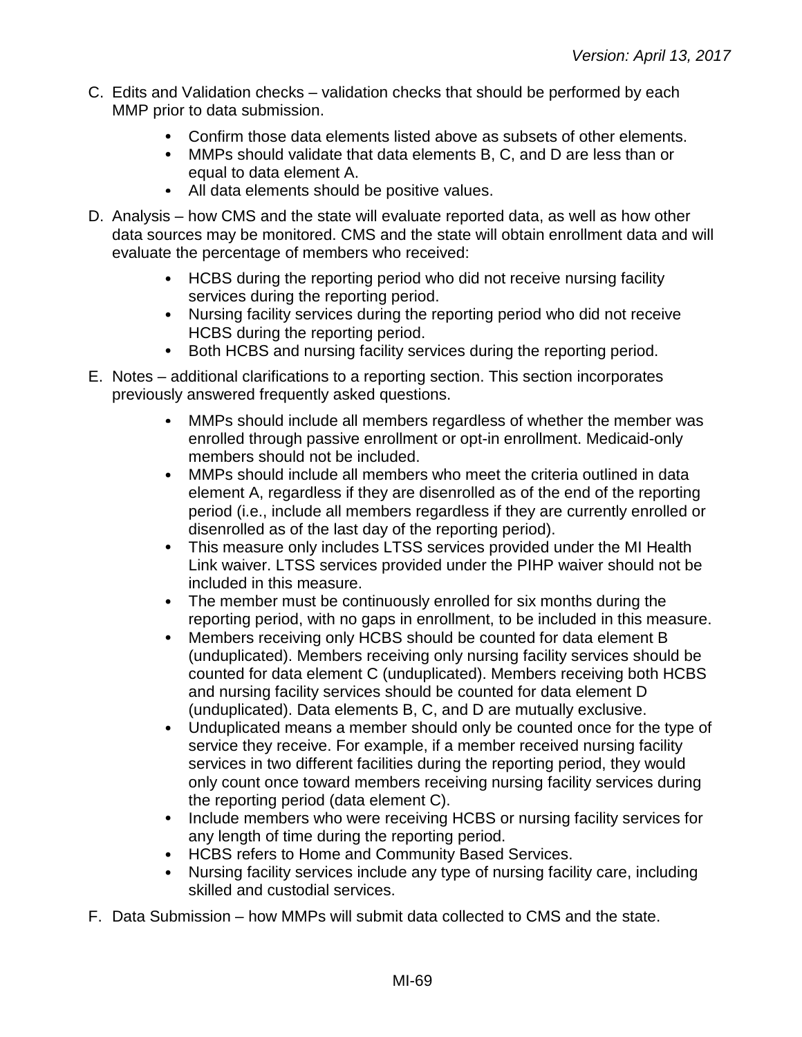C. Edits and Validation checks – validation checks that should be performed by each MMP prior to data submission.

- Confirm those data elements listed above as subsets of other elements.
- MMPs should validate that data elements B, C, and D are less than or equal to data element A.
- All data elements should be positive values.

D. Analysis – how CMS and the state will evaluate reported data, as well as how other data sources may be monitored. CMS and the state will obtain enrollment data and will evaluate the percentage of members who received:

- HCBS during the reporting period who did not receive nursing facility services during the reporting period.
- Nursing facility services during the reporting period who did not receive HCBS during the reporting period.
- Both HCBS and nursing facility services during the reporting period.

E. Notes – additional clarifications to a reporting section. This section incorporates previously answered frequently asked questions.

- MMPs should include all members regardless of whether the member was enrolled through passive enrollment or opt-in enrollment. Medicaid-only members should not be included.
- MMPs should include all members who meet the criteria outlined in data element A, regardless if they are disenrolled as of the end of the reporting period (i.e., include all members regardless if they are currently enrolled or disenrolled as of the last day of the reporting period).
- This measure only includes LTSS services provided under the MI Health Link waiver. LTSS services provided under the PIHP waiver should not be included in this measure.
- The member must be continuously enrolled for six months during the reporting period, with no gaps in enrollment, to be included in this measure.
- Members receiving only HCBS should be counted for data element B (unduplicated). Members receiving only nursing facility services should be counted for data element C (unduplicated). Members receiving both HCBS and nursing facility services should be counted for data element D (unduplicated). Data elements B, C, and D are mutually exclusive.
- Unduplicated means a member should only be counted once for the type of service they receive. For example, if a member received nursing facility services in two different facilities during the reporting period, they would only count once toward members receiving nursing facility services during the reporting period (data element C).
- Include members who were receiving HCBS or nursing facility services for any length of time during the reporting period.
- HCBS refers to Home and Community Based Services.
- Nursing facility services include any type of nursing facility care, including skilled and custodial services.

F. Data Submission – how MMPs will submit data collected to CMS and the state.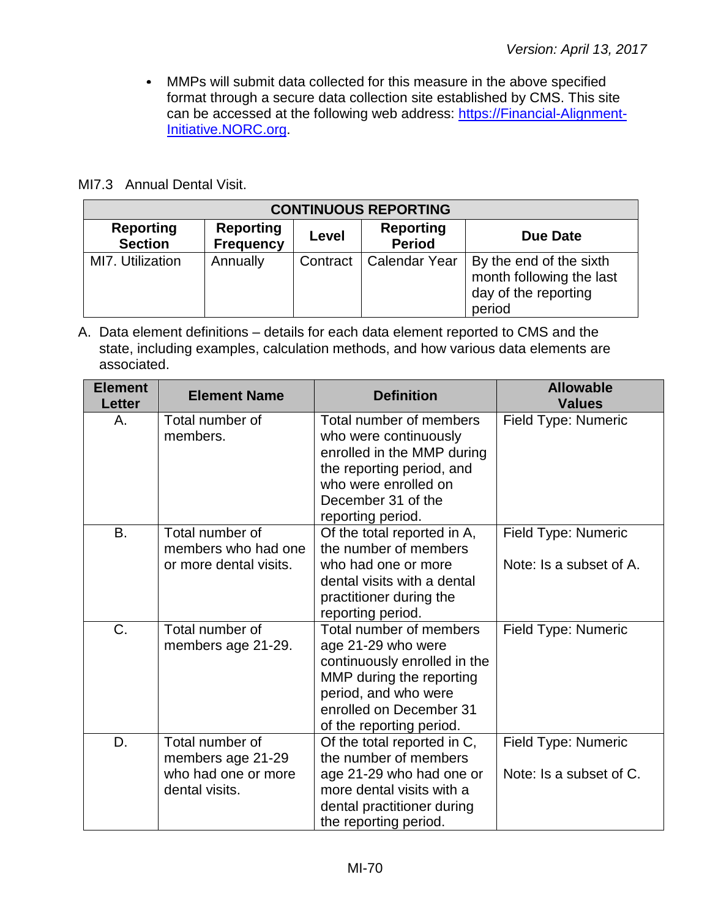- MMPs will submit data collected for this measure in the above specified format through a secure data collection site established by CMS. This site can be accessed at the following web address: [https://Financial-Alignment-Initiative.NORC.org](https://Financial-Alignment-Initiative.NORC.org).

MI7.3 Annual Dental Visit.

| CONTINUOUS REPORTING | | | | |
|---|---|---|---|---|
| **Reporting Section** | **Reporting Frequency** | **Level** | **Reporting Period** | **Due Date** |
| MI7. Utilization | Annually | Contract | Calendar Year | By the end of the sixth month following the last day of the reporting period |

A. Data element definitions – details for each data element reported to CMS and the state, including examples, calculation methods, and how various data elements are associated.

| Element Letter | Element Name | Definition | Allowable Values |
|---|---|---|---|
| A. | Total number of members. | Total number of members who were continuously enrolled in the MMP during the reporting period, and who were enrolled on December 31 of the reporting period. | Field Type: Numeric |
| B. | Total number of members who had one or more dental visits. | Of the total reported in A, the number of members who had one or more dental visits with a dental practitioner during the reporting period. | Field Type: Numeric<br><br>Note: Is a subset of A. |
| C. | Total number of members age 21-29. | Total number of members age 21-29 who were continuously enrolled in the MMP during the reporting period, and who were enrolled on December 31 of the reporting period. | Field Type: Numeric |
| D. | Total number of members age 21-29 who had one or more dental visits. | Of the total reported in C, the number of members age 21-29 who had one or more dental visits with a dental practitioner during the reporting period. | Field Type: Numeric<br><br>Note: Is a subset of C. |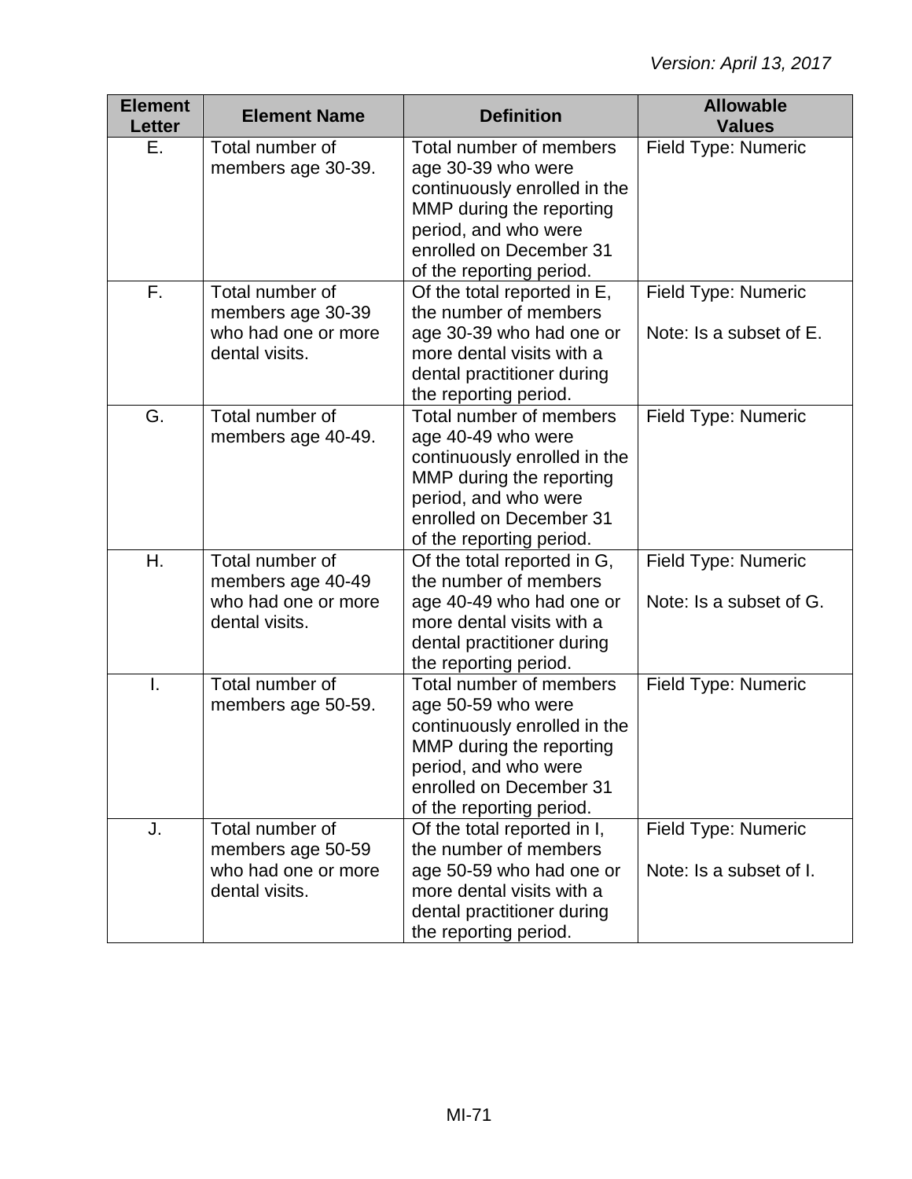| Element Letter | Element Name | Definition | Allowable Values |
|---|---|---|---|
| E. | Total number of members age 30-39. | Total number of members age 30-39 who were continuously enrolled in the MMP during the reporting period, and who were enrolled on December 31 of the reporting period. | Field Type: Numeric |
| F. | Total number of members age 30-39 who had one or more dental visits. | Of the total reported in E, the number of members age 30-39 who had one or more dental visits with a dental practitioner during the reporting period. | Field Type: Numeric<br><br>Note: Is a subset of E. |
| G. | Total number of members age 40-49. | Total number of members age 40-49 who were continuously enrolled in the MMP during the reporting period, and who were enrolled on December 31 of the reporting period. | Field Type: Numeric |
| H. | Total number of members age 40-49 who had one or more dental visits. | Of the total reported in G, the number of members age 40-49 who had one or more dental visits with a dental practitioner during the reporting period. | Field Type: Numeric<br><br>Note: Is a subset of G. |
| I. | Total number of members age 50-59. | Total number of members age 50-59 who were continuously enrolled in the MMP during the reporting period, and who were enrolled on December 31 of the reporting period. | Field Type: Numeric |
| J. | Total number of members age 50-59 who had one or more dental visits. | Of the total reported in I, the number of members age 50-59 who had one or more dental visits with a dental practitioner during the reporting period. | Field Type: Numeric<br><br>Note: Is a subset of I. |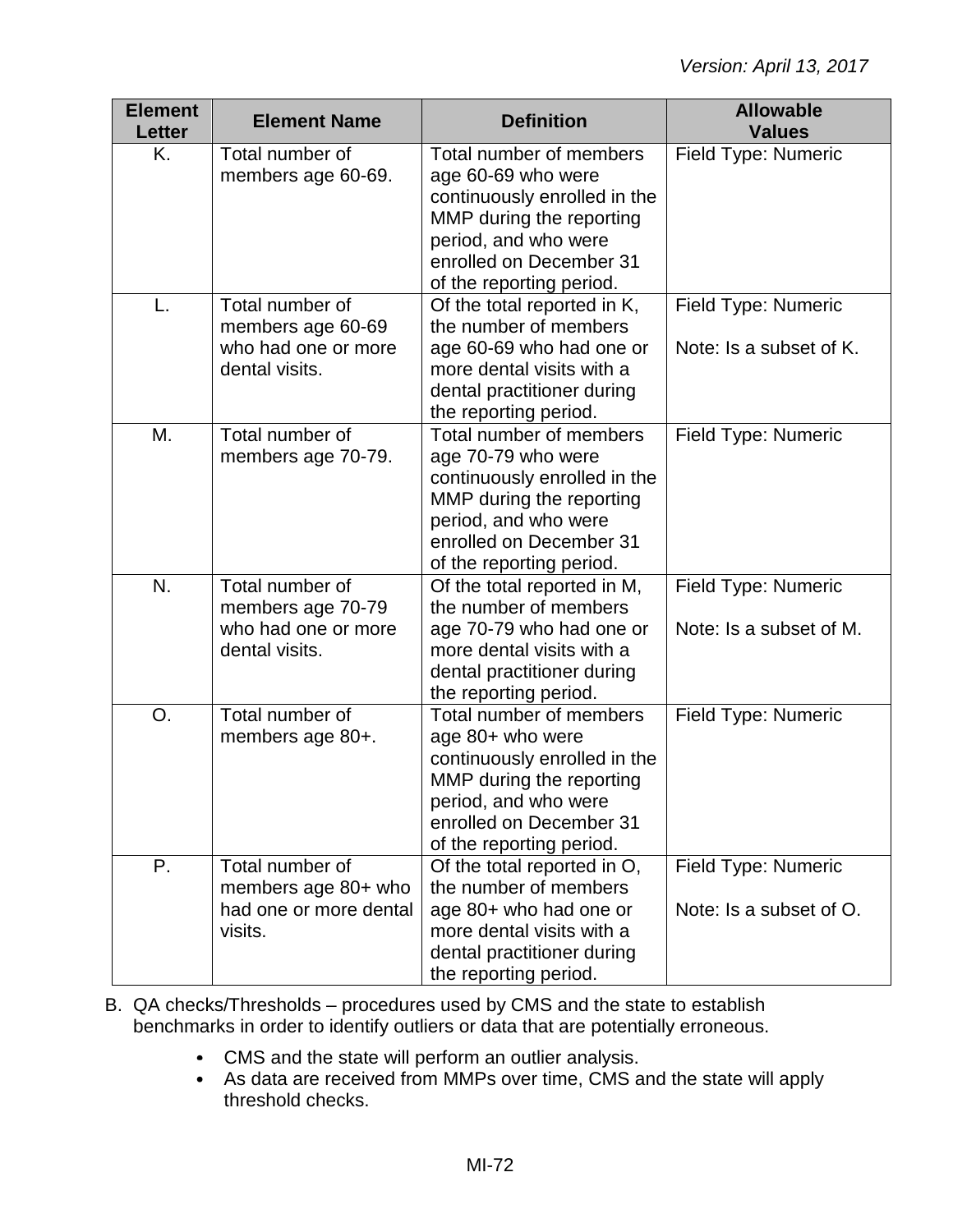| Element Letter | Element Name | Definition | Allowable Values |
|---|---|---|---|
| K. | Total number of members age 60-69. | Total number of members age 60-69 who were continuously enrolled in the MMP during the reporting period, and who were enrolled on December 31 of the reporting period. | Field Type: Numeric |
| L. | Total number of members age 60-69 who had one or more dental visits. | Of the total reported in K, the number of members age 60-69 who had one or more dental visits with a dental practitioner during the reporting period. | Field Type: Numeric<br><br>Note: Is a subset of K. |
| M. | Total number of members age 70-79. | Total number of members age 70-79 who were continuously enrolled in the MMP during the reporting period, and who were enrolled on December 31 of the reporting period. | Field Type: Numeric |
| N. | Total number of members age 70-79 who had one or more dental visits. | Of the total reported in M, the number of members age 70-79 who had one or more dental visits with a dental practitioner during the reporting period. | Field Type: Numeric<br><br>Note: Is a subset of M. |
| O. | Total number of members age 80+. | Total number of members age 80+ who were continuously enrolled in the MMP during the reporting period, and who were enrolled on December 31 of the reporting period. | Field Type: Numeric |
| P. | Total number of members age 80+ who had one or more dental visits. | Of the total reported in O, the number of members age 80+ who had one or more dental visits with a dental practitioner during the reporting period. | Field Type: Numeric<br><br>Note: Is a subset of O. |

B. QA checks/Thresholds – procedures used by CMS and the state to establish benchmarks in order to identify outliers or data that are potentially erroneous.

- CMS and the state will perform an outlier analysis.
- As data are received from MMPs over time, CMS and the state will apply threshold checks.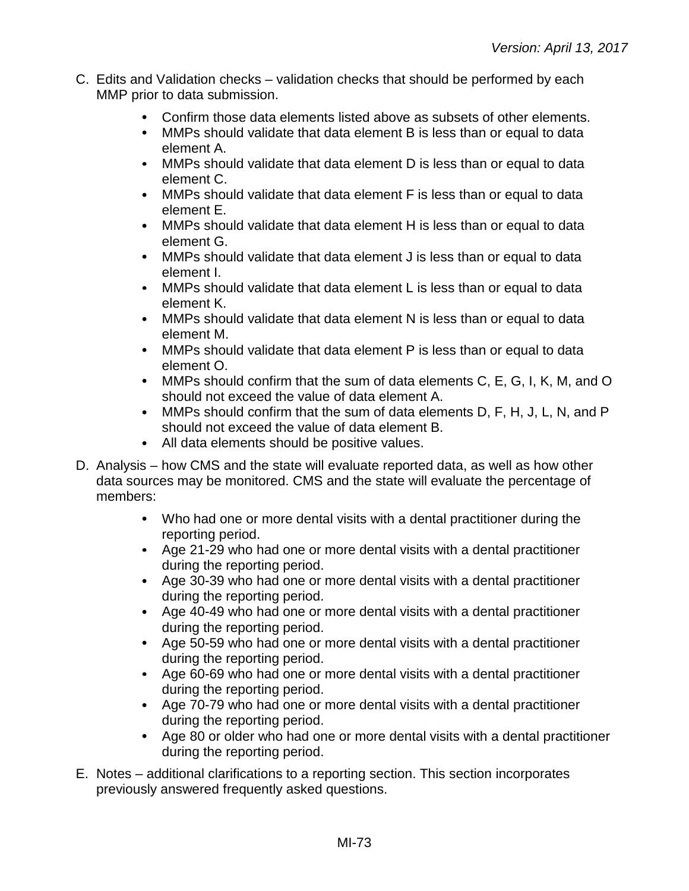C. Edits and Validation checks – validation checks that should be performed by each MMP prior to data submission.

- Confirm those data elements listed above as subsets of other elements.
- MMPs should validate that data element B is less than or equal to data element A.
- MMPs should validate that data element D is less than or equal to data element C.
- MMPs should validate that data element F is less than or equal to data element E.
- MMPs should validate that data element H is less than or equal to data element G.
- MMPs should validate that data element J is less than or equal to data element I.
- MMPs should validate that data element L is less than or equal to data element K.
- MMPs should validate that data element N is less than or equal to data element M.
- MMPs should validate that data element P is less than or equal to data element O.
- MMPs should confirm that the sum of data elements C, E, G, I, K, M, and O should not exceed the value of data element A.
- MMPs should confirm that the sum of data elements D, F, H, J, L, N, and P should not exceed the value of data element B.
- All data elements should be positive values.

D. Analysis – how CMS and the state will evaluate reported data, as well as how other data sources may be monitored. CMS and the state will evaluate the percentage of members:

- Who had one or more dental visits with a dental practitioner during the reporting period.
- Age 21-29 who had one or more dental visits with a dental practitioner during the reporting period.
- Age 30-39 who had one or more dental visits with a dental practitioner during the reporting period.
- Age 40-49 who had one or more dental visits with a dental practitioner during the reporting period.
- Age 50-59 who had one or more dental visits with a dental practitioner during the reporting period.
- Age 60-69 who had one or more dental visits with a dental practitioner during the reporting period.
- Age 70-79 who had one or more dental visits with a dental practitioner during the reporting period.
- Age 80 or older who had one or more dental visits with a dental practitioner during the reporting period.

E. Notes – additional clarifications to a reporting section. This section incorporates previously answered frequently asked questions.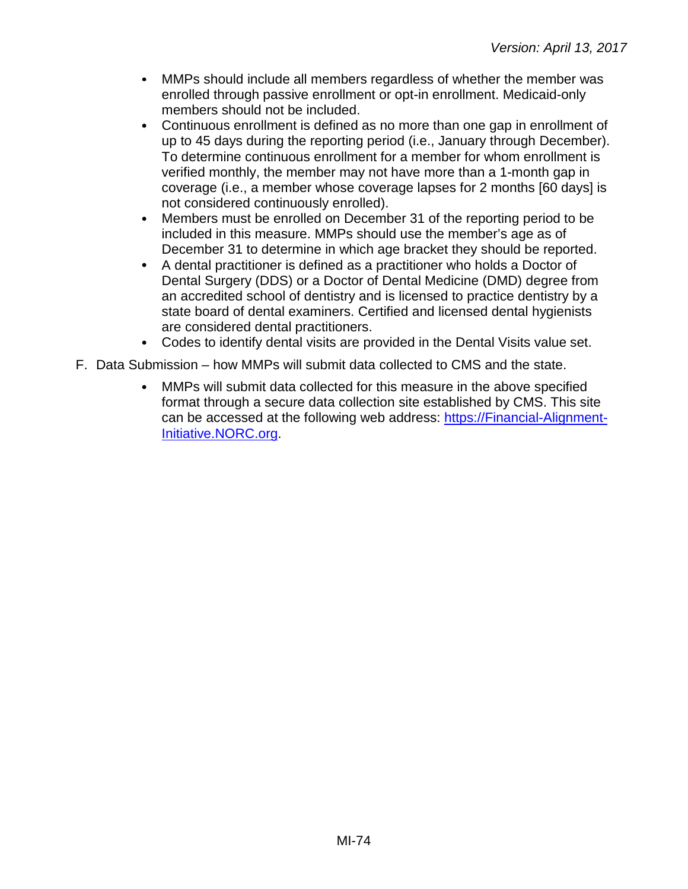- MMPs should include all members regardless of whether the member was enrolled through passive enrollment or opt-in enrollment. Medicaid-only members should not be included.
- Continuous enrollment is defined as no more than one gap in enrollment of up to 45 days during the reporting period (i.e., January through December). To determine continuous enrollment for a member for whom enrollment is verified monthly, the member may not have more than a 1-month gap in coverage (i.e., a member whose coverage lapses for 2 months [60 days] is not considered continuously enrolled).
- Members must be enrolled on December 31 of the reporting period to be included in this measure. MMPs should use the member's age as of December 31 to determine in which age bracket they should be reported.
- A dental practitioner is defined as a practitioner who holds a Doctor of Dental Surgery (DDS) or a Doctor of Dental Medicine (DMD) degree from an accredited school of dentistry and is licensed to practice dentistry by a state board of dental examiners. Certified and licensed dental hygienists are considered dental practitioners.
- Codes to identify dental visits are provided in the Dental Visits value set.

F. Data Submission – how MMPs will submit data collected to CMS and the state.

- MMPs will submit data collected for this measure in the above specified format through a secure data collection site established by CMS. This site can be accessed at the following web address: [https://Financial-Alignment-Initiative.NORC.org](https://Financial-Alignment-Initiative.NORC.org).